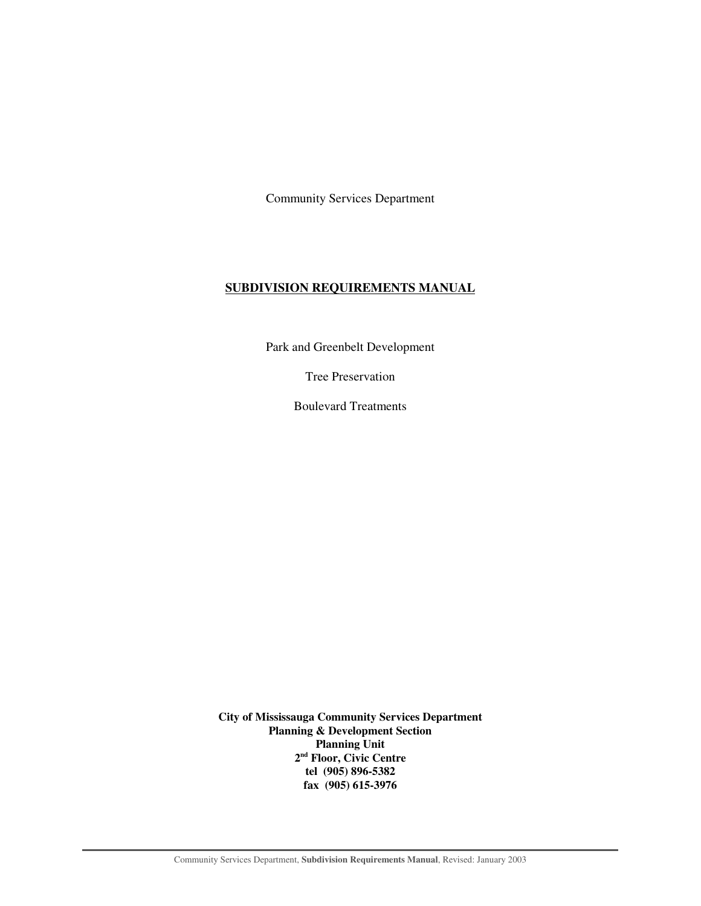Community Services Department

# SUBDIVISION REQUIREMENTS MANUAL

Park and Greenbelt Development

Tree Preservation

Boulevard Treatments

**City of Mississauga Community Services Department**
**Planning & Development Section**
**Planning Unit**
**2nd Floor, Civic Centre**
**tel (905) 896-5382**
**fax (905) 615-3976**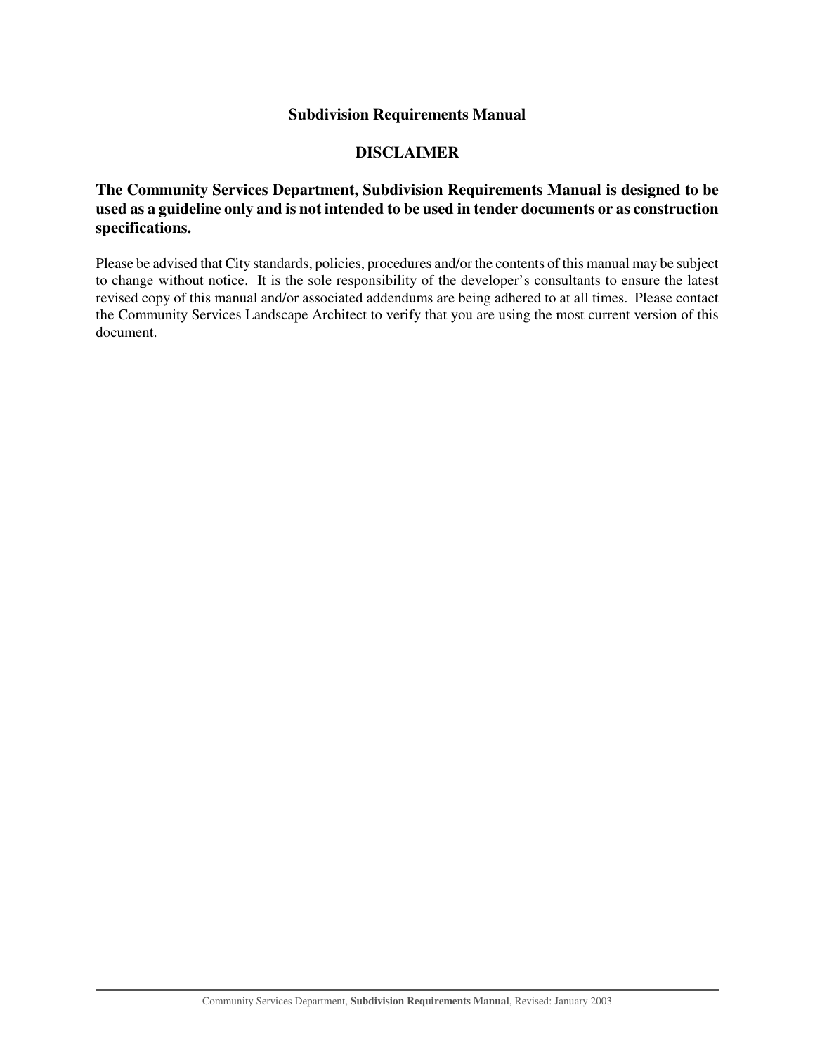# Subdivision Requirements Manual

## DISCLAIMER

**The Community Services Department, Subdivision Requirements Manual is designed to be used as a guideline only and is not intended to be used in tender documents or as construction specifications.**

Please be advised that City standards, policies, procedures and/or the contents of this manual may be subject to change without notice. It is the sole responsibility of the developer's consultants to ensure the latest revised copy of this manual and/or associated addendums are being adhered to at all times. Please contact the Community Services Landscape Architect to verify that you are using the most current version of this document.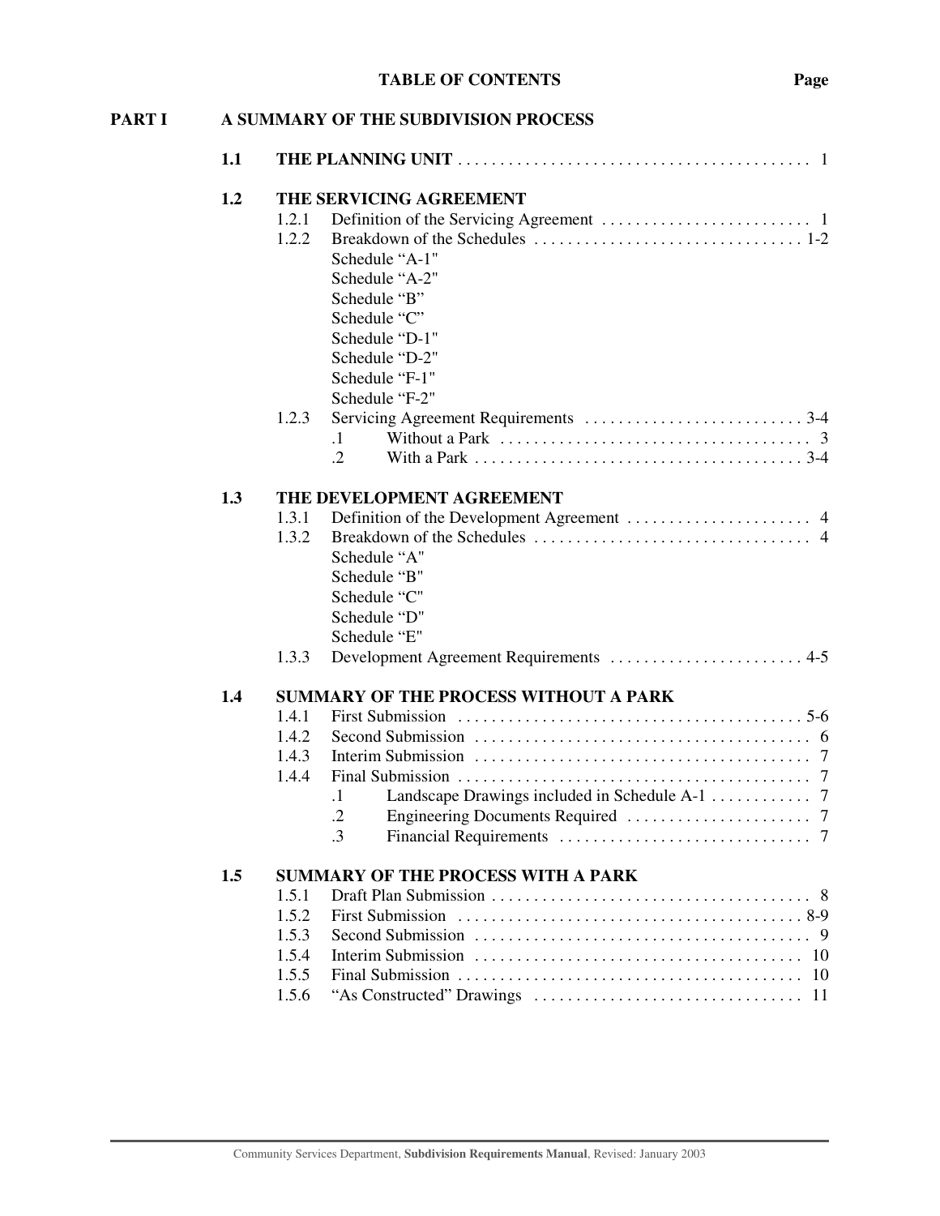# TABLE OF CONTENTS

**Page**

## PART I A SUMMARY OF THE SUBDIVISION PROCESS

**1.1 THE PLANNING UNIT** . . . . . . . . . . 1

**1.2 THE SERVICING AGREEMENT**

- 1.2.1 Definition of the Servicing Agreement . . . . . . . . . . 1
- 1.2.2 Breakdown of the Schedules . . . . . . . . . . 1-2
  - Schedule "A-1"
  - Schedule "A-2"
  - Schedule "B"
  - Schedule "C"
  - Schedule "D-1"
  - Schedule "D-2"
  - Schedule "F-1"
  - Schedule "F-2"
- 1.2.3 Servicing Agreement Requirements . . . . . . . . . . 3-4
  - .1 Without a Park . . . . . . . . . . 3
  - .2 With a Park . . . . . . . . . . 3-4

**1.3 THE DEVELOPMENT AGREEMENT**

- 1.3.1 Definition of the Development Agreement . . . . . . . . . . 4
- 1.3.2 Breakdown of the Schedules . . . . . . . . . . 4
  - Schedule "A"
  - Schedule "B"
  - Schedule "C"
  - Schedule "D"
  - Schedule "E"
- 1.3.3 Development Agreement Requirements . . . . . . . . . . 4-5

**1.4 SUMMARY OF THE PROCESS WITHOUT A PARK**

- 1.4.1 First Submission . . . . . . . . . . 5-6
- 1.4.2 Second Submission . . . . . . . . . . 6
- 1.4.3 Interim Submission . . . . . . . . . . 7
- 1.4.4 Final Submission . . . . . . . . . . 7
  - .1 Landscape Drawings included in Schedule A-1 . . . . . . . . . . 7
  - .2 Engineering Documents Required . . . . . . . . . . 7
  - .3 Financial Requirements . . . . . . . . . . 7

**1.5 SUMMARY OF THE PROCESS WITH A PARK**

- 1.5.1 Draft Plan Submission . . . . . . . . . . 8
- 1.5.2 First Submission . . . . . . . . . . 8-9
- 1.5.3 Second Submission . . . . . . . . . . 9
- 1.5.4 Interim Submission . . . . . . . . . . 10
- 1.5.5 Final Submission . . . . . . . . . . 10
- 1.5.6 "As Constructed" Drawings . . . . . . . . . . 11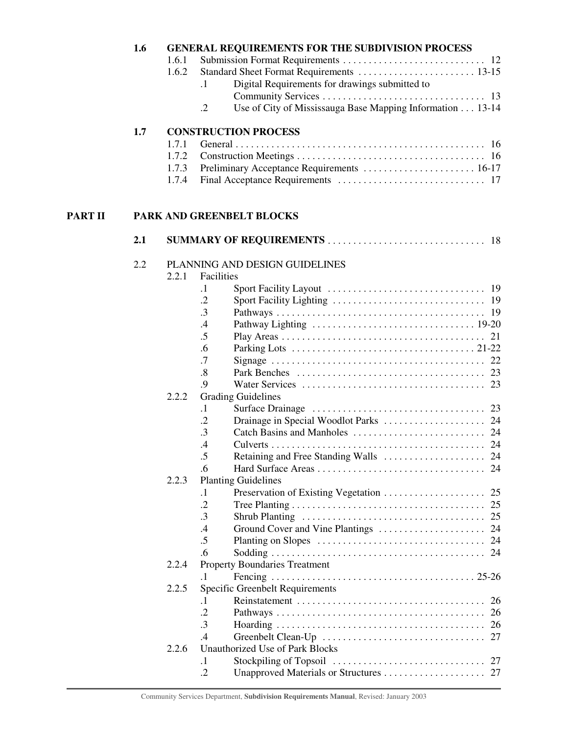**1.6 GENERAL REQUIREMENTS FOR THE SUBDIVISION PROCESS**

- 1.6.1 Submission Format Requirements . . . . . . . . . . . . . . . . . . . . . . . . . . . . 12
- 1.6.2 Standard Sheet Format Requirements . . . . . . . . . . . . . . . . . . . . . . . 13-15
  - .1 Digital Requirements for drawings submitted to Community Services . . . . . . . . . . . . . . . . . . . . . . . . . . . . . . . . 13
  - .2 Use of City of Mississauga Base Mapping Information . . . 13-14

**1.7 CONSTRUCTION PROCESS**

- 1.7.1 General . . . . . . . . . . . . . . . . . . . . . . . . . . . . . . . . . . . . . . . . . . . . . . . . . 16
- 1.7.2 Construction Meetings . . . . . . . . . . . . . . . . . . . . . . . . . . . . . . . . . . . . . 16
- 1.7.3 Preliminary Acceptance Requirements . . . . . . . . . . . . . . . . . . . . . . 16-17
- 1.7.4 Final Acceptance Requirements . . . . . . . . . . . . . . . . . . . . . . . . . . . . . 17

**PART II PARK AND GREENBELT BLOCKS**

**2.1 SUMMARY OF REQUIREMENTS** . . . . . . . . . . . . . . . . . . . . . . . . . . . . . . . 18

2.2 PLANNING AND DESIGN GUIDELINES

- 2.2.1 Facilities
  - .1 Sport Facility Layout . . . . . . . . . . . . . . . . . . . . . . . . . . . . . . . 19
  - .2 Sport Facility Lighting . . . . . . . . . . . . . . . . . . . . . . . . . . . . . . 19
  - .3 Pathways . . . . . . . . . . . . . . . . . . . . . . . . . . . . . . . . . . . . . . . . . 19
  - .4 Pathway Lighting . . . . . . . . . . . . . . . . . . . . . . . . . . . . . . . . 19-20
  - .5 Play Areas . . . . . . . . . . . . . . . . . . . . . . . . . . . . . . . . . . . . . . . 21
  - .6 Parking Lots . . . . . . . . . . . . . . . . . . . . . . . . . . . . . . . . . . . . 21-22
  - .7 Signage . . . . . . . . . . . . . . . . . . . . . . . . . . . . . . . . . . . . . . . . . 22
  - .8 Park Benches . . . . . . . . . . . . . . . . . . . . . . . . . . . . . . . . . . . . . 23
  - .9 Water Services . . . . . . . . . . . . . . . . . . . . . . . . . . . . . . . . . . . 23
- 2.2.2 Grading Guidelines
  - .1 Surface Drainage . . . . . . . . . . . . . . . . . . . . . . . . . . . . . . . . . . 23
  - .2 Drainage in Special Woodlot Parks . . . . . . . . . . . . . . . . . . . . 24
  - .3 Catch Basins and Manholes . . . . . . . . . . . . . . . . . . . . . . . . . . 24
  - .4 Culverts . . . . . . . . . . . . . . . . . . . . . . . . . . . . . . . . . . . . . . . . . 24
  - .5 Retaining and Free Standing Walls . . . . . . . . . . . . . . . . . . . . 24
  - .6 Hard Surface Areas . . . . . . . . . . . . . . . . . . . . . . . . . . . . . . . . 24
- 2.2.3 Planting Guidelines
  - .1 Preservation of Existing Vegetation . . . . . . . . . . . . . . . . . . . . 25
  - .2 Tree Planting . . . . . . . . . . . . . . . . . . . . . . . . . . . . . . . . . . . . . 25
  - .3 Shrub Planting . . . . . . . . . . . . . . . . . . . . . . . . . . . . . . . . . . . 25
  - .4 Ground Cover and Vine Plantings . . . . . . . . . . . . . . . . . . . . . 24
  - .5 Planting on Slopes . . . . . . . . . . . . . . . . . . . . . . . . . . . . . . . . . 24
  - .6 Sodding . . . . . . . . . . . . . . . . . . . . . . . . . . . . . . . . . . . . . . . . . 24
- 2.2.4 Property Boundaries Treatment
  - .1 Fencing . . . . . . . . . . . . . . . . . . . . . . . . . . . . . . . . . . . . . . . . 25-26
- 2.2.5 Specific Greenbelt Requirements
  - .1 Reinstatement . . . . . . . . . . . . . . . . . . . . . . . . . . . . . . . . . . . . . 26
  - .2 Pathways . . . . . . . . . . . . . . . . . . . . . . . . . . . . . . . . . . . . . . . . . 26
  - .3 Hoarding . . . . . . . . . . . . . . . . . . . . . . . . . . . . . . . . . . . . . . . . . 26
  - .4 Greenbelt Clean-Up . . . . . . . . . . . . . . . . . . . . . . . . . . . . . . . . 27
- 2.2.6 Unauthorized Use of Park Blocks
  - .1 Stockpiling of Topsoil . . . . . . . . . . . . . . . . . . . . . . . . . . . . . . 27
  - .2 Unapproved Materials or Structures . . . . . . . . . . . . . . . . . . . . 27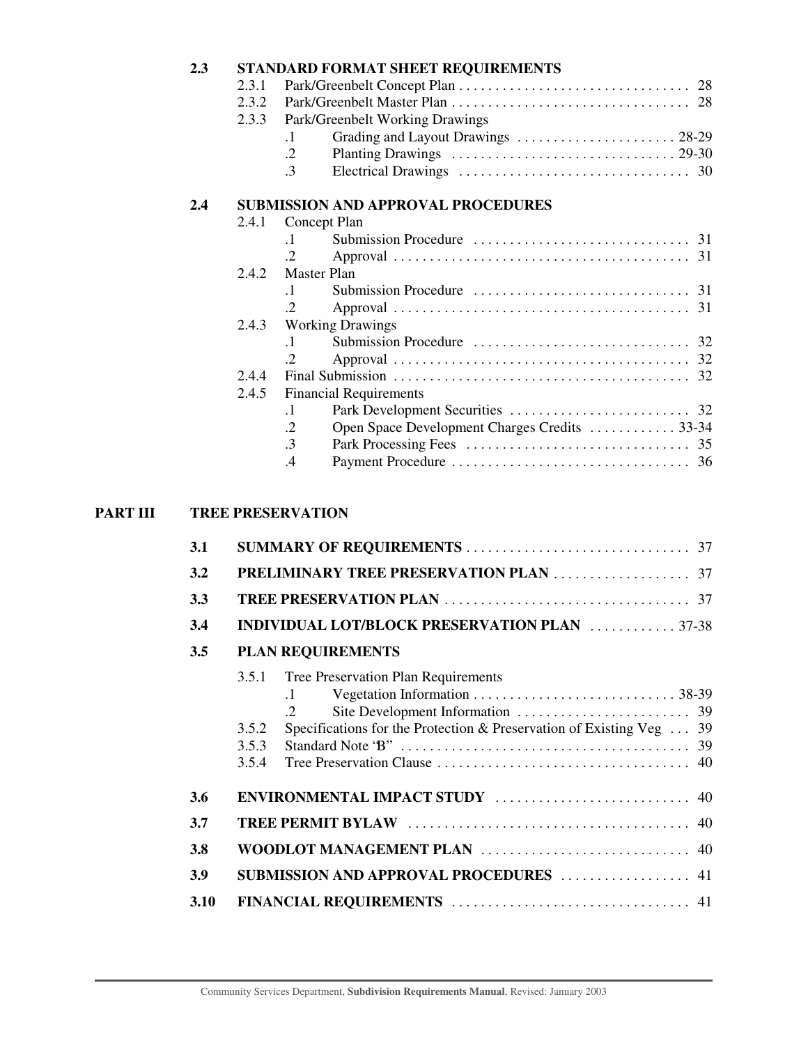**2.3 STANDARD FORMAT SHEET REQUIREMENTS**

- 2.3.1 Park/Greenbelt Concept Plan ..... 28
- 2.3.2 Park/Greenbelt Master Plan ..... 28
- 2.3.3 Park/Greenbelt Working Drawings
  - .1 Grading and Layout Drawings ..... 28-29
  - .2 Planting Drawings ..... 29-30
  - .3 Electrical Drawings ..... 30

**2.4 SUBMISSION AND APPROVAL PROCEDURES**

- 2.4.1 Concept Plan
  - .1 Submission Procedure ..... 31
  - .2 Approval ..... 31
- 2.4.2 Master Plan
  - .1 Submission Procedure ..... 31
  - .2 Approval ..... 31
- 2.4.3 Working Drawings
  - .1 Submission Procedure ..... 32
  - .2 Approval ..... 32
- 2.4.4 Final Submission ..... 32
- 2.4.5 Financial Requirements
  - .1 Park Development Securities ..... 32
  - .2 Open Space Development Charges Credits ..... 33-34
  - .3 Park Processing Fees ..... 35
  - .4 Payment Procedure ..... 36

## PART III TREE PRESERVATION

**3.1 SUMMARY OF REQUIREMENTS** ..... 37

**3.2 PRELIMINARY TREE PRESERVATION PLAN** ..... 37

**3.3 TREE PRESERVATION PLAN** ..... 37

**3.4 INDIVIDUAL LOT/BLOCK PRESERVATION PLAN** ..... 37-38

**3.5 PLAN REQUIREMENTS**

- 3.5.1 Tree Preservation Plan Requirements
  - .1 Vegetation Information ..... 38-39
  - .2 Site Development Information ..... 39
- 3.5.2 Specifications for the Protection & Preservation of Existing Veg ..... 39
- 3.5.3 Standard Note 'B" ..... 39
- 3.5.4 Tree Preservation Clause ..... 40

**3.6 ENVIRONMENTAL IMPACT STUDY** ..... 40

**3.7 TREE PERMIT BYLAW** ..... 40

**3.8 WOODLOT MANAGEMENT PLAN** ..... 40

**3.9 SUBMISSION AND APPROVAL PROCEDURES** ..... 41

**3.10 FINANCIAL REQUIREMENTS** ..... 41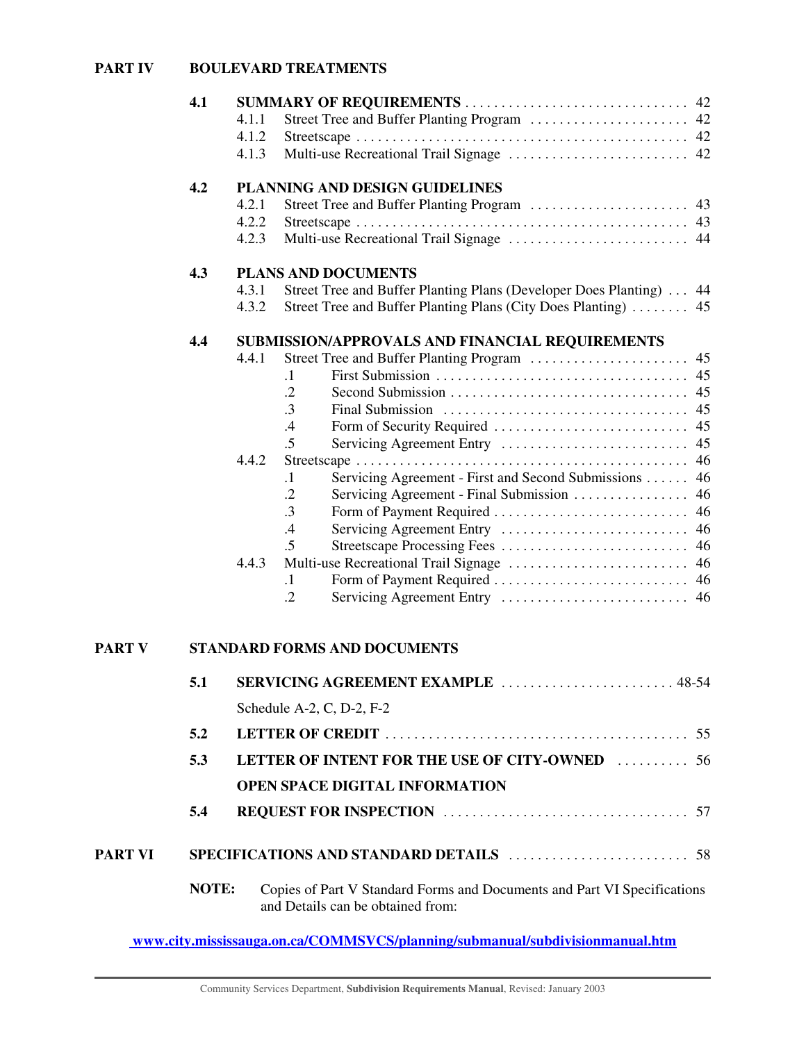**PART IV BOULEVARD TREATMENTS**

**4.1 SUMMARY OF REQUIREMENTS** . . . . . . . . . . . . . . . . . . . . . . . . . . . . . . 42
- 4.1.1 Street Tree and Buffer Planting Program . . . . . . . . . . . . . . . . . . . . . . 42
- 4.1.2 Streetscape . . . . . . . . . . . . . . . . . . . . . . . . . . . . . . . . . . . . . . . . . . . . 42
- 4.1.3 Multi-use Recreational Trail Signage . . . . . . . . . . . . . . . . . . . . . . . . . 42

**4.2 PLANNING AND DESIGN GUIDELINES**
- 4.2.1 Street Tree and Buffer Planting Program . . . . . . . . . . . . . . . . . . . . . . 43
- 4.2.2 Streetscape . . . . . . . . . . . . . . . . . . . . . . . . . . . . . . . . . . . . . . . . . . . . 43
- 4.2.3 Multi-use Recreational Trail Signage . . . . . . . . . . . . . . . . . . . . . . . . . 44

**4.3 PLANS AND DOCUMENTS**
- 4.3.1 Street Tree and Buffer Planting Plans (Developer Does Planting) . . . 44
- 4.3.2 Street Tree and Buffer Planting Plans (City Does Planting) . . . . . . . . 45

**4.4 SUBMISSION/APPROVALS AND FINANCIAL REQUIREMENTS**
- 4.4.1 Street Tree and Buffer Planting Program . . . . . . . . . . . . . . . . . . . . . . 45
  - .1 First Submission . . . . . . . . . . . . . . . . . . . . . . . . . . . . . . . . . . . 45
  - .2 Second Submission . . . . . . . . . . . . . . . . . . . . . . . . . . . . . . . . . 45
  - .3 Final Submission . . . . . . . . . . . . . . . . . . . . . . . . . . . . . . . . . . 45
  - .4 Form of Security Required . . . . . . . . . . . . . . . . . . . . . . . . . . . . 45
  - .5 Servicing Agreement Entry . . . . . . . . . . . . . . . . . . . . . . . . . . . 45
- 4.4.2 Streetscape . . . . . . . . . . . . . . . . . . . . . . . . . . . . . . . . . . . . . . . . . . . . 46
  - .1 Servicing Agreement - First and Second Submissions . . . . . . 46
  - .2 Servicing Agreement - Final Submission . . . . . . . . . . . . . . . . 46
  - .3 Form of Payment Required . . . . . . . . . . . . . . . . . . . . . . . . . . . 46
  - .4 Servicing Agreement Entry . . . . . . . . . . . . . . . . . . . . . . . . . . . 46
  - .5 Streetscape Processing Fees . . . . . . . . . . . . . . . . . . . . . . . . . . 46
- 4.4.3 Multi-use Recreational Trail Signage . . . . . . . . . . . . . . . . . . . . . . . . . 46
  - .1 Form of Payment Required . . . . . . . . . . . . . . . . . . . . . . . . . . . 46
  - .2 Servicing Agreement Entry . . . . . . . . . . . . . . . . . . . . . . . . . . . 46

**PART V STANDARD FORMS AND DOCUMENTS**

**5.1 SERVICING AGREEMENT EXAMPLE** . . . . . . . . . . . . . . . . . . . . . . . . 48-54

Schedule A-2, C, D-2, F-2

**5.2 LETTER OF CREDIT** . . . . . . . . . . . . . . . . . . . . . . . . . . . . . . . . . . . . . . . . . 55

**5.3 LETTER OF INTENT FOR THE USE OF CITY-OWNED OPEN SPACE DIGITAL INFORMATION** . . . . . . . . . . 56

**5.4 REQUEST FOR INSPECTION** . . . . . . . . . . . . . . . . . . . . . . . . . . . . . . . . . 57

**PART VI SPECIFICATIONS AND STANDARD DETAILS** . . . . . . . . . . . . . . . . . . . . . . . . 58

**NOTE:** Copies of Part V Standard Forms and Documents and Part VI Specifications and Details can be obtained from:

**www.city.mississauga.on.ca/COMMSVCS/planning/submanual/subdivisionmanual.htm**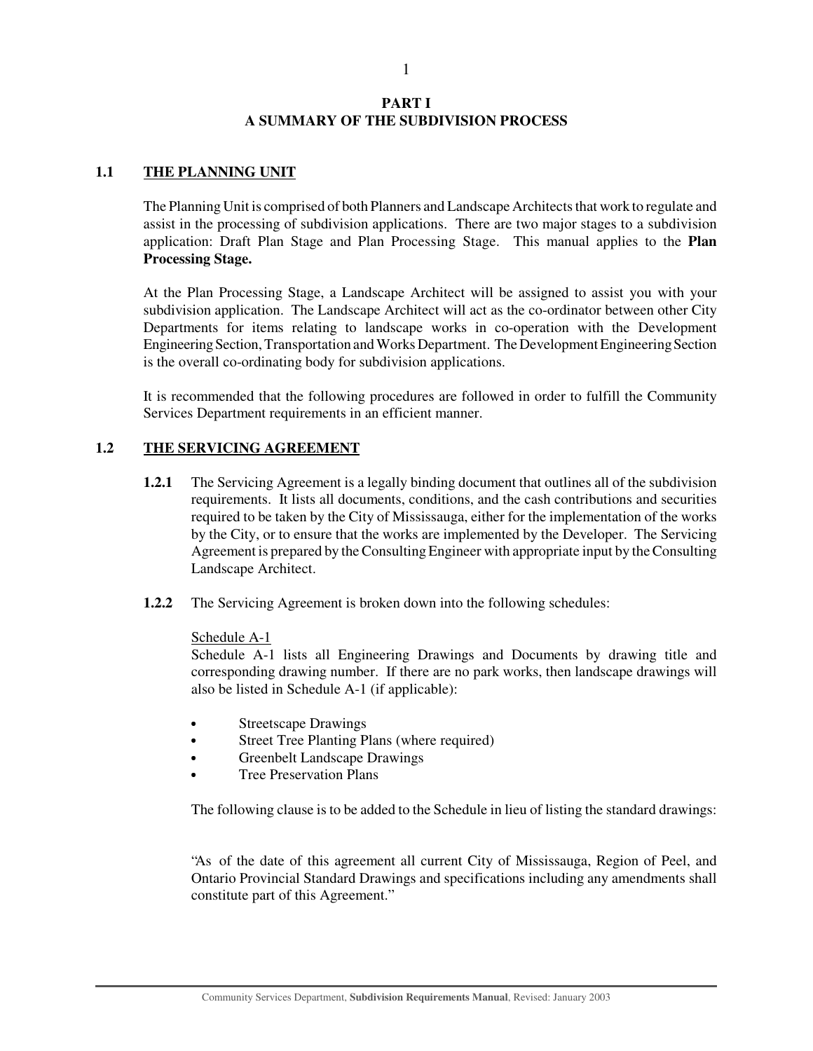# PART I
# A SUMMARY OF THE SUBDIVISION PROCESS

## 1.1 THE PLANNING UNIT

The Planning Unit is comprised of both Planners and Landscape Architects that work to regulate and assist in the processing of subdivision applications. There are two major stages to a subdivision application: Draft Plan Stage and Plan Processing Stage. This manual applies to the **Plan Processing Stage.**

At the Plan Processing Stage, a Landscape Architect will be assigned to assist you with your subdivision application. The Landscape Architect will act as the co-ordinator between other City Departments for items relating to landscape works in co-operation with the Development Engineering Section, Transportation and Works Department. The Development Engineering Section is the overall co-ordinating body for subdivision applications.

It is recommended that the following procedures are followed in order to fulfill the Community Services Department requirements in an efficient manner.

## 1.2 THE SERVICING AGREEMENT

**1.2.1** The Servicing Agreement is a legally binding document that outlines all of the subdivision requirements. It lists all documents, conditions, and the cash contributions and securities required to be taken by the City of Mississauga, either for the implementation of the works by the City, or to ensure that the works are implemented by the Developer. The Servicing Agreement is prepared by the Consulting Engineer with appropriate input by the Consulting Landscape Architect.

**1.2.2** The Servicing Agreement is broken down into the following schedules:

Schedule A-1

Schedule A-1 lists all Engineering Drawings and Documents by drawing title and corresponding drawing number. If there are no park works, then landscape drawings will also be listed in Schedule A-1 (if applicable):

- Streetscape Drawings
- Street Tree Planting Plans (where required)
- Greenbelt Landscape Drawings
- Tree Preservation Plans

The following clause is to be added to the Schedule in lieu of listing the standard drawings:

"As of the date of this agreement all current City of Mississauga, Region of Peel, and Ontario Provincial Standard Drawings and specifications including any amendments shall constitute part of this Agreement."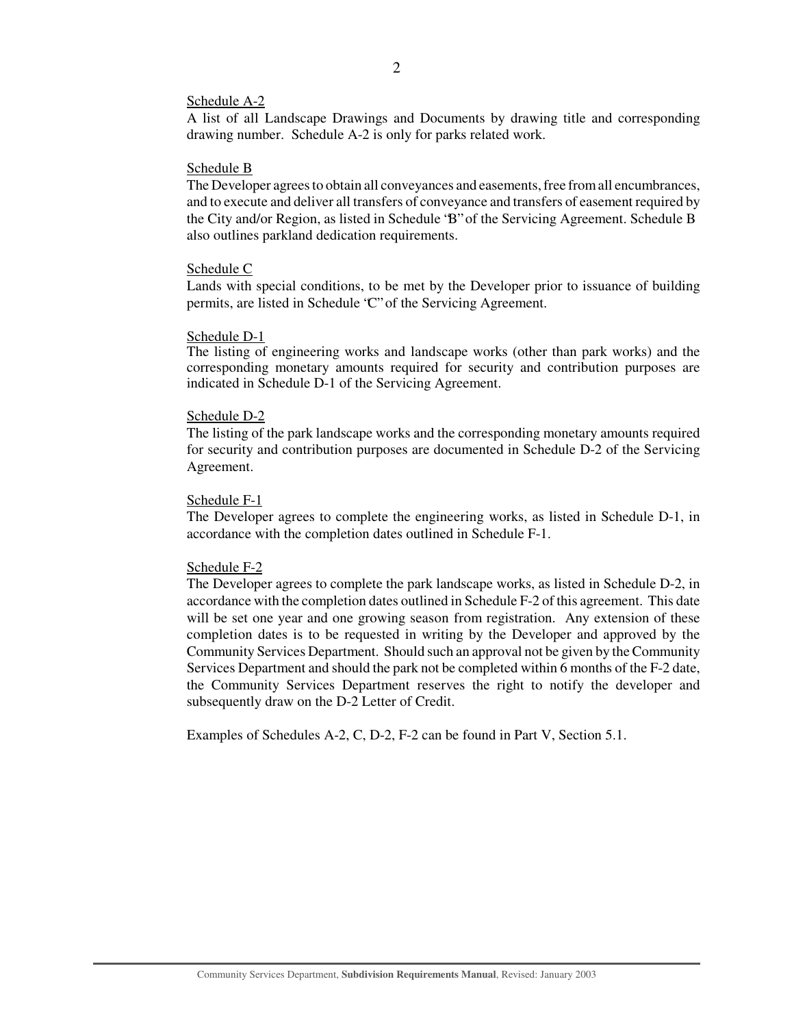Schedule A-2

A list of all Landscape Drawings and Documents by drawing title and corresponding drawing number. Schedule A-2 is only for parks related work.

Schedule B

The Developer agrees to obtain all conveyances and easements, free from all encumbrances, and to execute and deliver all transfers of conveyance and transfers of easement required by the City and/or Region, as listed in Schedule "B" of the Servicing Agreement. Schedule B also outlines parkland dedication requirements.

Schedule C

Lands with special conditions, to be met by the Developer prior to issuance of building permits, are listed in Schedule "C" of the Servicing Agreement.

Schedule D-1

The listing of engineering works and landscape works (other than park works) and the corresponding monetary amounts required for security and contribution purposes are indicated in Schedule D-1 of the Servicing Agreement.

Schedule D-2

The listing of the park landscape works and the corresponding monetary amounts required for security and contribution purposes are documented in Schedule D-2 of the Servicing Agreement.

Schedule F-1

The Developer agrees to complete the engineering works, as listed in Schedule D-1, in accordance with the completion dates outlined in Schedule F-1.

Schedule F-2

The Developer agrees to complete the park landscape works, as listed in Schedule D-2, in accordance with the completion dates outlined in Schedule F-2 of this agreement. This date will be set one year and one growing season from registration. Any extension of these completion dates is to be requested in writing by the Developer and approved by the Community Services Department. Should such an approval not be given by the Community Services Department and should the park not be completed within 6 months of the F-2 date, the Community Services Department reserves the right to notify the developer and subsequently draw on the D-2 Letter of Credit.

Examples of Schedules A-2, C, D-2, F-2 can be found in Part V, Section 5.1.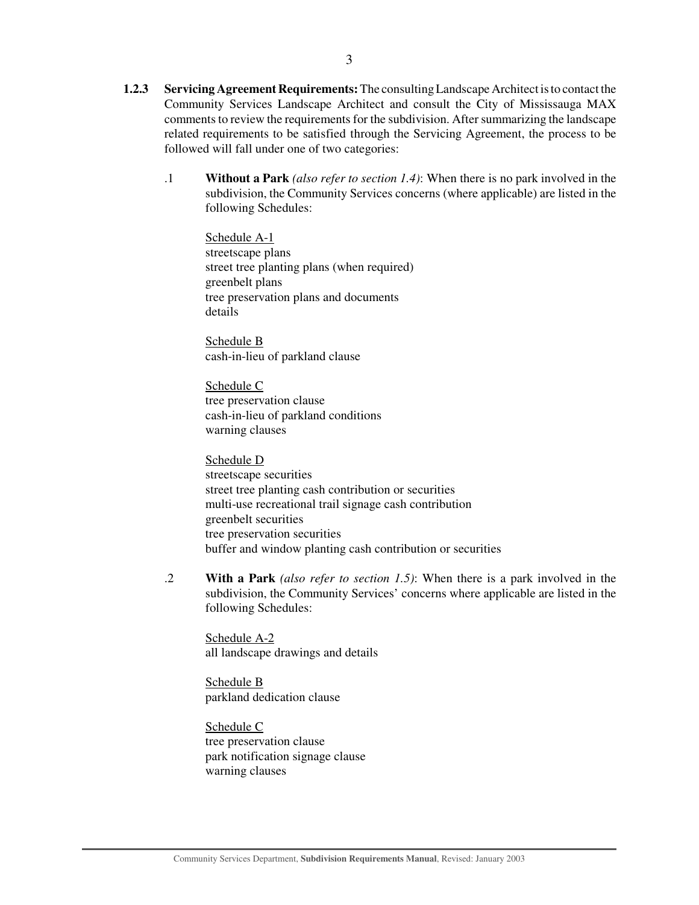**1.2.3 Servicing Agreement Requirements:** The consulting Landscape Architect is to contact the Community Services Landscape Architect and consult the City of Mississauga MAX comments to review the requirements for the subdivision. After summarizing the landscape related requirements to be satisfied through the Servicing Agreement, the process to be followed will fall under one of two categories:

.1 **Without a Park** *(also refer to section 1.4)*: When there is no park involved in the subdivision, the Community Services concerns (where applicable) are listed in the following Schedules:

<u>Schedule A-1</u>
streetscape plans
street tree planting plans (when required)
greenbelt plans
tree preservation plans and documents
details

<u>Schedule B</u>
cash-in-lieu of parkland clause

<u>Schedule C</u>
tree preservation clause
cash-in-lieu of parkland conditions
warning clauses

<u>Schedule D</u>
streetscape securities
street tree planting cash contribution or securities
multi-use recreational trail signage cash contribution
greenbelt securities
tree preservation securities
buffer and window planting cash contribution or securities

.2 **With a Park** *(also refer to section 1.5)*: When there is a park involved in the subdivision, the Community Services' concerns where applicable are listed in the following Schedules:

<u>Schedule A-2</u>
all landscape drawings and details

<u>Schedule B</u>
parkland dedication clause

<u>Schedule C</u>
tree preservation clause
park notification signage clause
warning clauses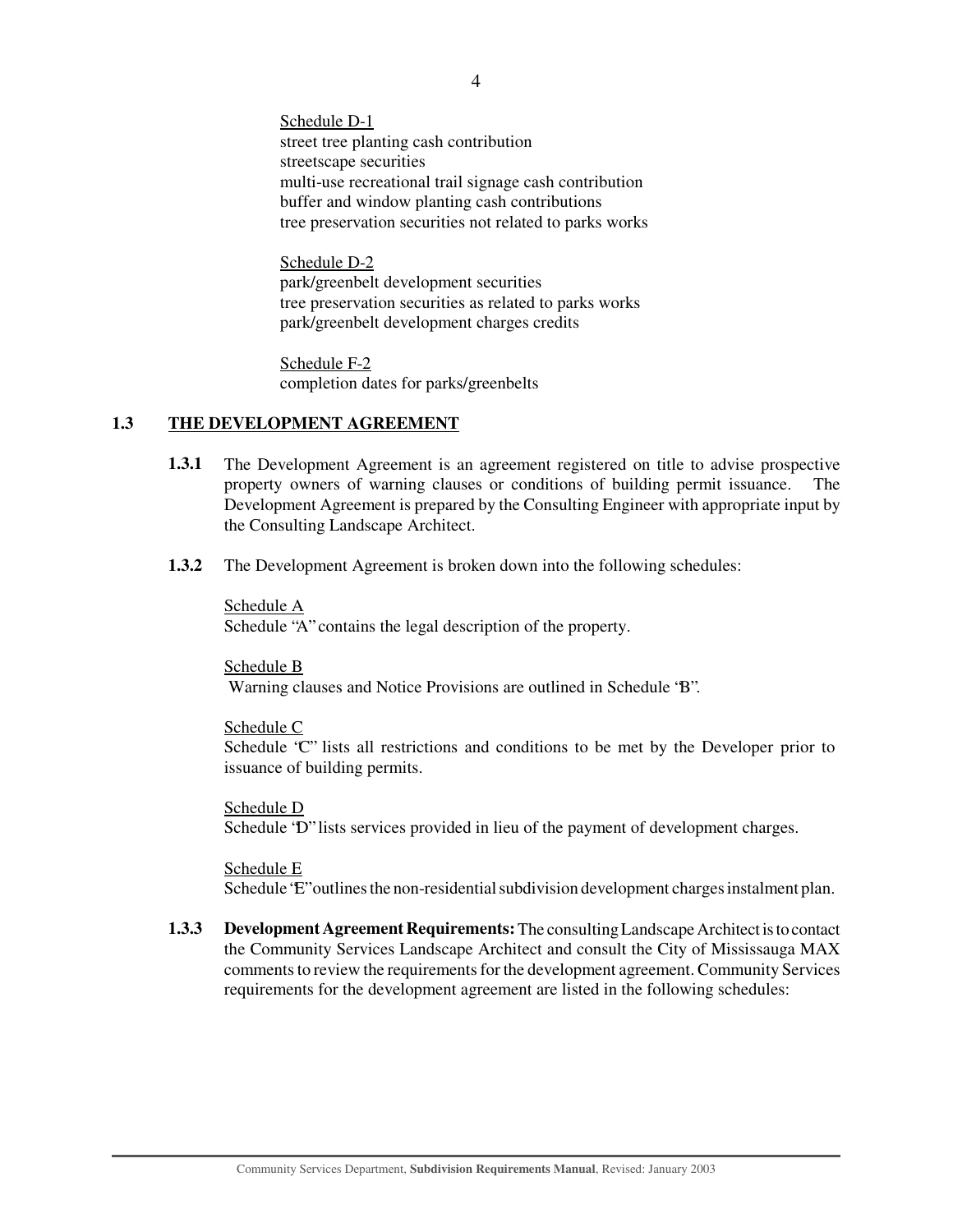Schedule D-1
street tree planting cash contribution
streetscape securities
multi-use recreational trail signage cash contribution
buffer and window planting cash contributions
tree preservation securities not related to parks works

Schedule D-2
park/greenbelt development securities
tree preservation securities as related to parks works
park/greenbelt development charges credits

Schedule F-2
completion dates for parks/greenbelts

## 1.3 THE DEVELOPMENT AGREEMENT

**1.3.1** The Development Agreement is an agreement registered on title to advise prospective property owners of warning clauses or conditions of building permit issuance. The Development Agreement is prepared by the Consulting Engineer with appropriate input by the Consulting Landscape Architect.

**1.3.2** The Development Agreement is broken down into the following schedules:

Schedule A
Schedule "A" contains the legal description of the property.

Schedule B
Warning clauses and Notice Provisions are outlined in Schedule "B".

Schedule C
Schedule "C" lists all restrictions and conditions to be met by the Developer prior to issuance of building permits.

Schedule D
Schedule "D" lists services provided in lieu of the payment of development charges.

Schedule E
Schedule "E" outlines the non-residential subdivision development charges instalment plan.

**1.3.3** **Development Agreement Requirements:** The consulting Landscape Architect is to contact the Community Services Landscape Architect and consult the City of Mississauga MAX comments to review the requirements for the development agreement. Community Services requirements for the development agreement are listed in the following schedules: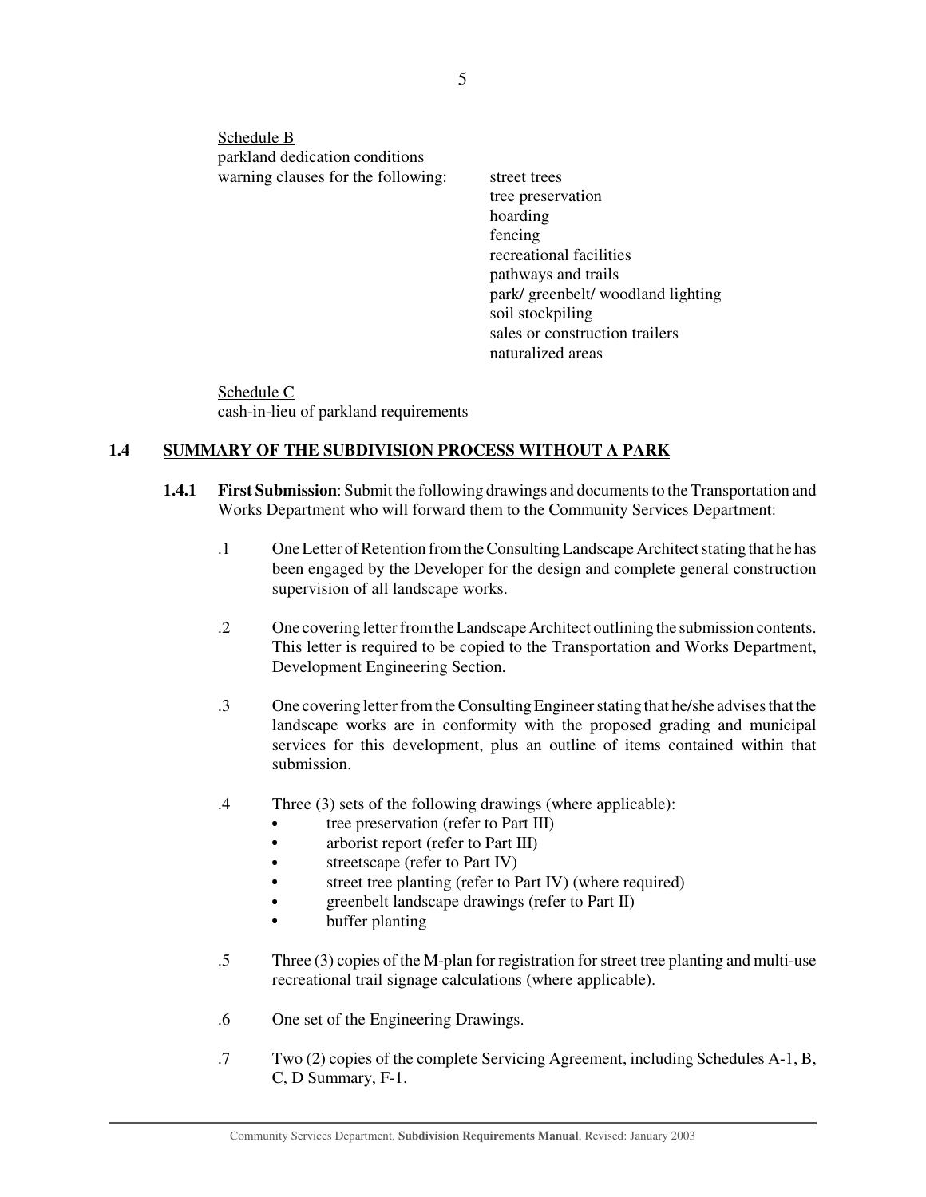Schedule B

parkland dedication conditions

warning clauses for the following:

- street trees
- tree preservation
- hoarding
- fencing
- recreational facilities
- pathways and trails
- park/ greenbelt/ woodland lighting
- soil stockpiling
- sales or construction trailers
- naturalized areas

Schedule C

cash-in-lieu of parkland requirements

## 1.4 SUMMARY OF THE SUBDIVISION PROCESS WITHOUT A PARK

**1.4.1 First Submission**: Submit the following drawings and documents to the Transportation and Works Department who will forward them to the Community Services Department:

.1 One Letter of Retention from the Consulting Landscape Architect stating that he has been engaged by the Developer for the design and complete general construction supervision of all landscape works.

.2 One covering letter from the Landscape Architect outlining the submission contents. This letter is required to be copied to the Transportation and Works Department, Development Engineering Section.

.3 One covering letter from the Consulting Engineer stating that he/she advises that the landscape works are in conformity with the proposed grading and municipal services for this development, plus an outline of items contained within that submission.

.4 Three (3) sets of the following drawings (where applicable):

- tree preservation (refer to Part III)
- arborist report (refer to Part III)
- streetscape (refer to Part IV)
- street tree planting (refer to Part IV) (where required)
- greenbelt landscape drawings (refer to Part II)
- buffer planting

.5 Three (3) copies of the M-plan for registration for street tree planting and multi-use recreational trail signage calculations (where applicable).

.6 One set of the Engineering Drawings.

.7 Two (2) copies of the complete Servicing Agreement, including Schedules A-1, B, C, D Summary, F-1.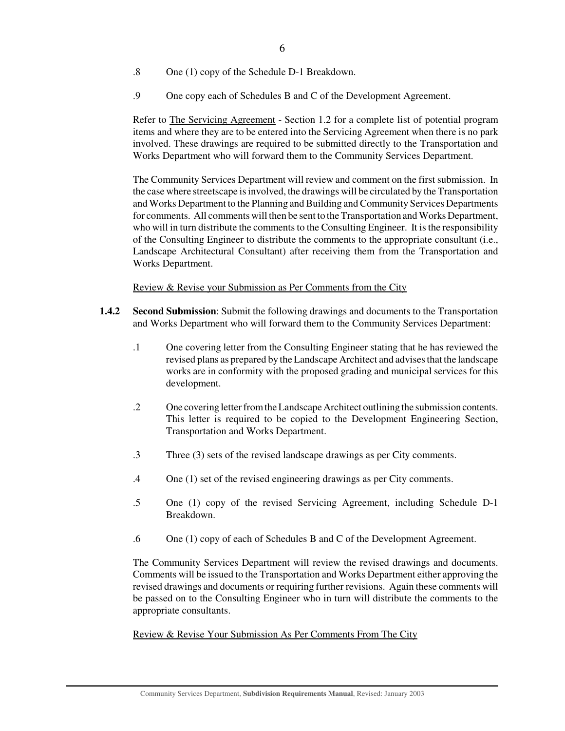.8 One (1) copy of the Schedule D-1 Breakdown.

.9 One copy each of Schedules B and C of the Development Agreement.

Refer to The Servicing Agreement - Section 1.2 for a complete list of potential program items and where they are to be entered into the Servicing Agreement when there is no park involved. These drawings are required to be submitted directly to the Transportation and Works Department who will forward them to the Community Services Department.

The Community Services Department will review and comment on the first submission. In the case where streetscape is involved, the drawings will be circulated by the Transportation and Works Department to the Planning and Building and Community Services Departments for comments. All comments will then be sent to the Transportation and Works Department, who will in turn distribute the comments to the Consulting Engineer. It is the responsibility of the Consulting Engineer to distribute the comments to the appropriate consultant (i.e., Landscape Architectural Consultant) after receiving them from the Transportation and Works Department.

Review & Revise your Submission as Per Comments from the City

**1.4.2** **Second Submission**: Submit the following drawings and documents to the Transportation and Works Department who will forward them to the Community Services Department:

.1 One covering letter from the Consulting Engineer stating that he has reviewed the revised plans as prepared by the Landscape Architect and advises that the landscape works are in conformity with the proposed grading and municipal services for this development.

.2 One covering letter from the Landscape Architect outlining the submission contents. This letter is required to be copied to the Development Engineering Section, Transportation and Works Department.

.3 Three (3) sets of the revised landscape drawings as per City comments.

.4 One (1) set of the revised engineering drawings as per City comments.

.5 One (1) copy of the revised Servicing Agreement, including Schedule D-1 Breakdown.

.6 One (1) copy of each of Schedules B and C of the Development Agreement.

The Community Services Department will review the revised drawings and documents. Comments will be issued to the Transportation and Works Department either approving the revised drawings and documents or requiring further revisions. Again these comments will be passed on to the Consulting Engineer who in turn will distribute the comments to the appropriate consultants.

Review & Revise Your Submission As Per Comments From The City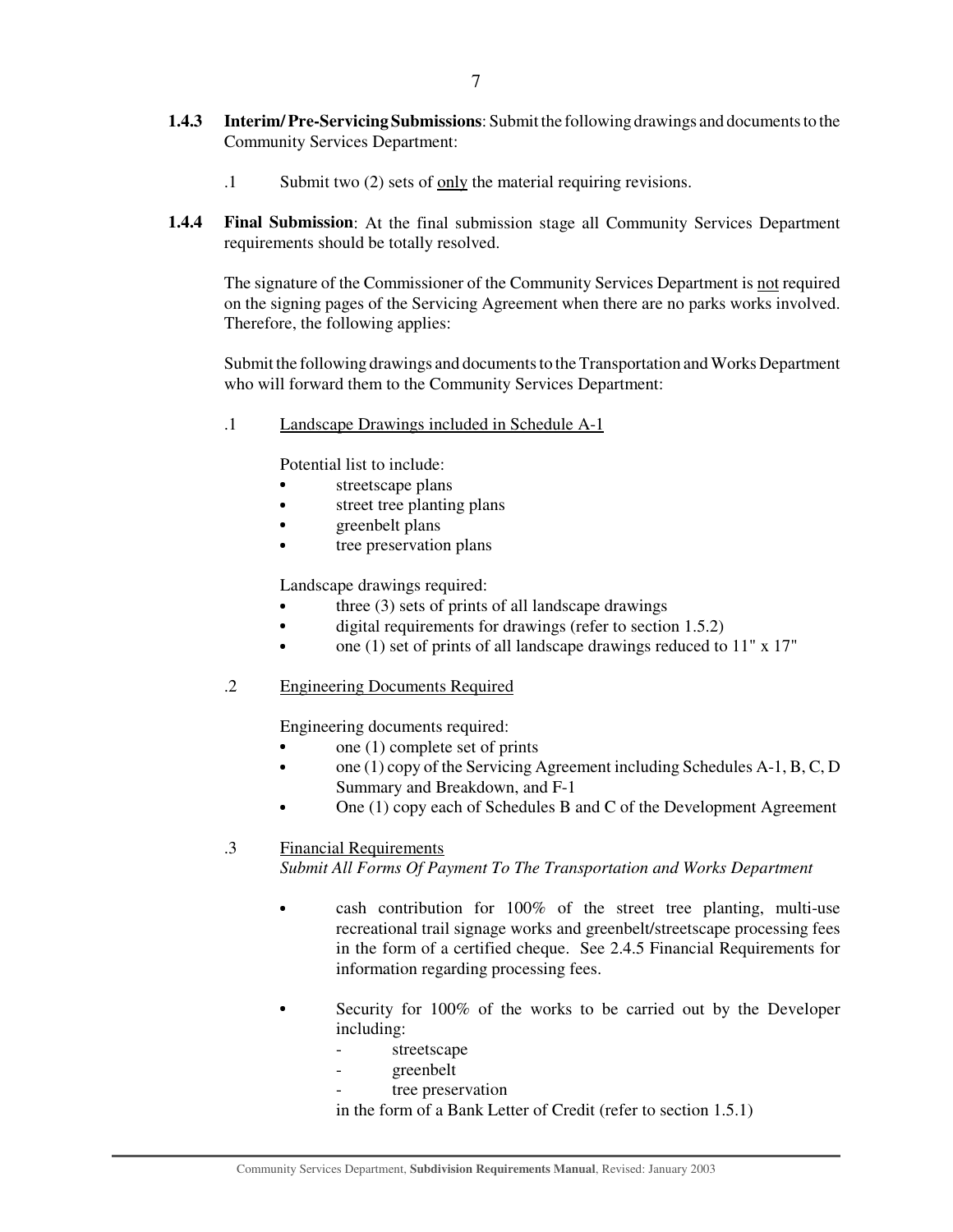**1.4.3 Interim/ Pre-Servicing Submissions**: Submit the following drawings and documents to the Community Services Department:

.1 Submit two (2) sets of <u>only</u> the material requiring revisions.

**1.4.4 Final Submission**: At the final submission stage all Community Services Department requirements should be totally resolved.

The signature of the Commissioner of the Community Services Department is <u>not</u> required on the signing pages of the Servicing Agreement when there are no parks works involved. Therefore, the following applies:

Submit the following drawings and documents to the Transportation and Works Department who will forward them to the Community Services Department:

.1 <u>Landscape Drawings included in Schedule A-1</u>

Potential list to include:

- streetscape plans
- street tree planting plans
- greenbelt plans
- tree preservation plans

Landscape drawings required:

- three (3) sets of prints of all landscape drawings
- digital requirements for drawings (refer to section 1.5.2)
- one (1) set of prints of all landscape drawings reduced to 11" x 17"

.2 <u>Engineering Documents Required</u>

Engineering documents required:

- one (1) complete set of prints
- one (1) copy of the Servicing Agreement including Schedules A-1, B, C, D Summary and Breakdown, and F-1
- One (1) copy each of Schedules B and C of the Development Agreement

.3 <u>Financial Requirements</u>
*Submit All Forms Of Payment To The Transportation and Works Department*

- cash contribution for 100% of the street tree planting, multi-use recreational trail signage works and greenbelt/streetscape processing fees in the form of a certified cheque. See 2.4.5 Financial Requirements for information regarding processing fees.

- Security for 100% of the works to be carried out by the Developer including:
  - streetscape
  - greenbelt
  - tree preservation

  in the form of a Bank Letter of Credit (refer to section 1.5.1)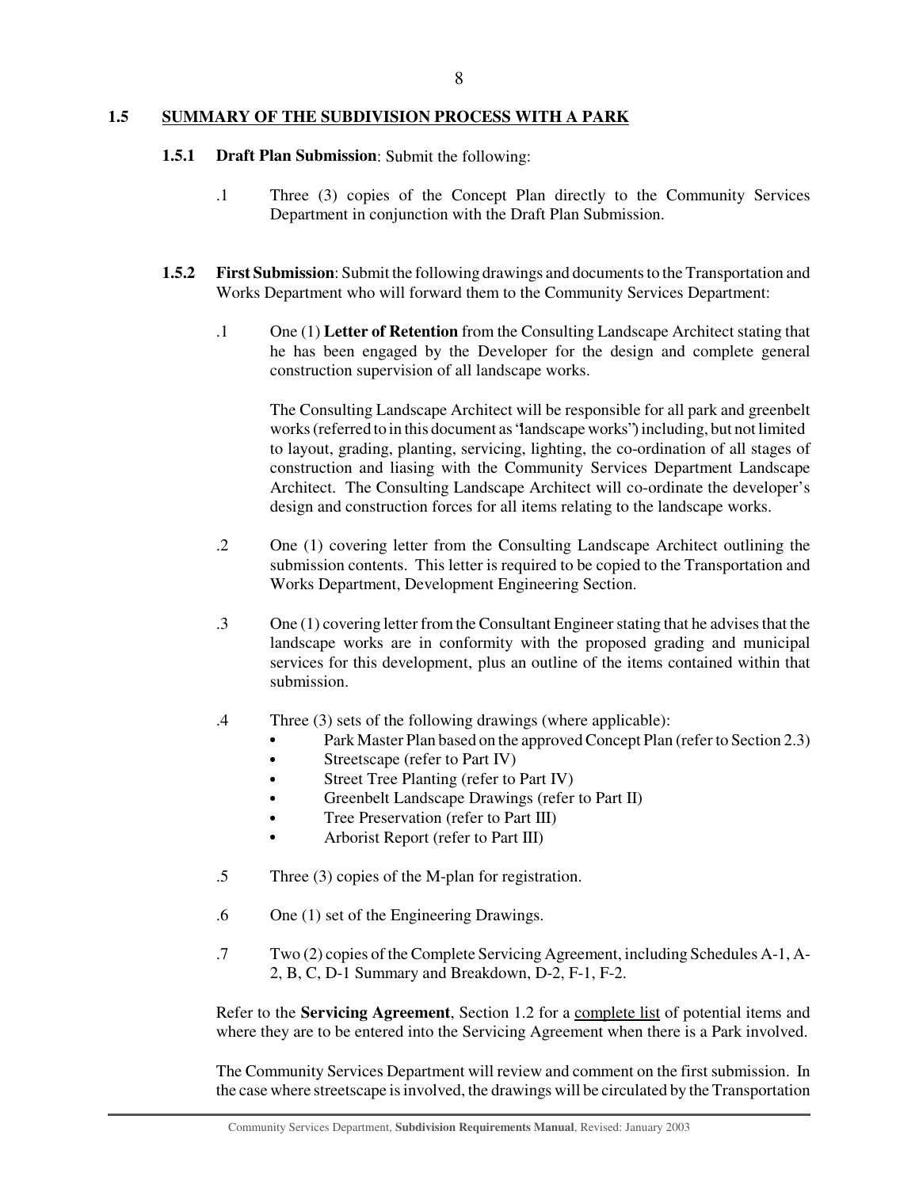## 1.5 SUMMARY OF THE SUBDIVISION PROCESS WITH A PARK

### 1.5.1 Draft Plan Submission: Submit the following:

.1 Three (3) copies of the Concept Plan directly to the Community Services Department in conjunction with the Draft Plan Submission.

### 1.5.2 First Submission: Submit the following drawings and documents to the Transportation and Works Department who will forward them to the Community Services Department:

.1 One (1) **Letter of Retention** from the Consulting Landscape Architect stating that he has been engaged by the Developer for the design and complete general construction supervision of all landscape works.

The Consulting Landscape Architect will be responsible for all park and greenbelt works (referred to in this document as "landscape works") including, but not limited to layout, grading, planting, servicing, lighting, the co-ordination of all stages of construction and liasing with the Community Services Department Landscape Architect. The Consulting Landscape Architect will co-ordinate the developer's design and construction forces for all items relating to the landscape works.

.2 One (1) covering letter from the Consulting Landscape Architect outlining the submission contents. This letter is required to be copied to the Transportation and Works Department, Development Engineering Section.

.3 One (1) covering letter from the Consultant Engineer stating that he advises that the landscape works are in conformity with the proposed grading and municipal services for this development, plus an outline of the items contained within that submission.

.4 Three (3) sets of the following drawings (where applicable):

- Park Master Plan based on the approved Concept Plan (refer to Section 2.3)
- Streetscape (refer to Part IV)
- Street Tree Planting (refer to Part IV)
- Greenbelt Landscape Drawings (refer to Part II)
- Tree Preservation (refer to Part III)
- Arborist Report (refer to Part III)

.5 Three (3) copies of the M-plan for registration.

.6 One (1) set of the Engineering Drawings.

.7 Two (2) copies of the Complete Servicing Agreement, including Schedules A-1, A-2, B, C, D-1 Summary and Breakdown, D-2, F-1, F-2.

Refer to the **Servicing Agreement**, Section 1.2 for a complete list of potential items and where they are to be entered into the Servicing Agreement when there is a Park involved.

The Community Services Department will review and comment on the first submission. In the case where streetscape is involved, the drawings will be circulated by the Transportation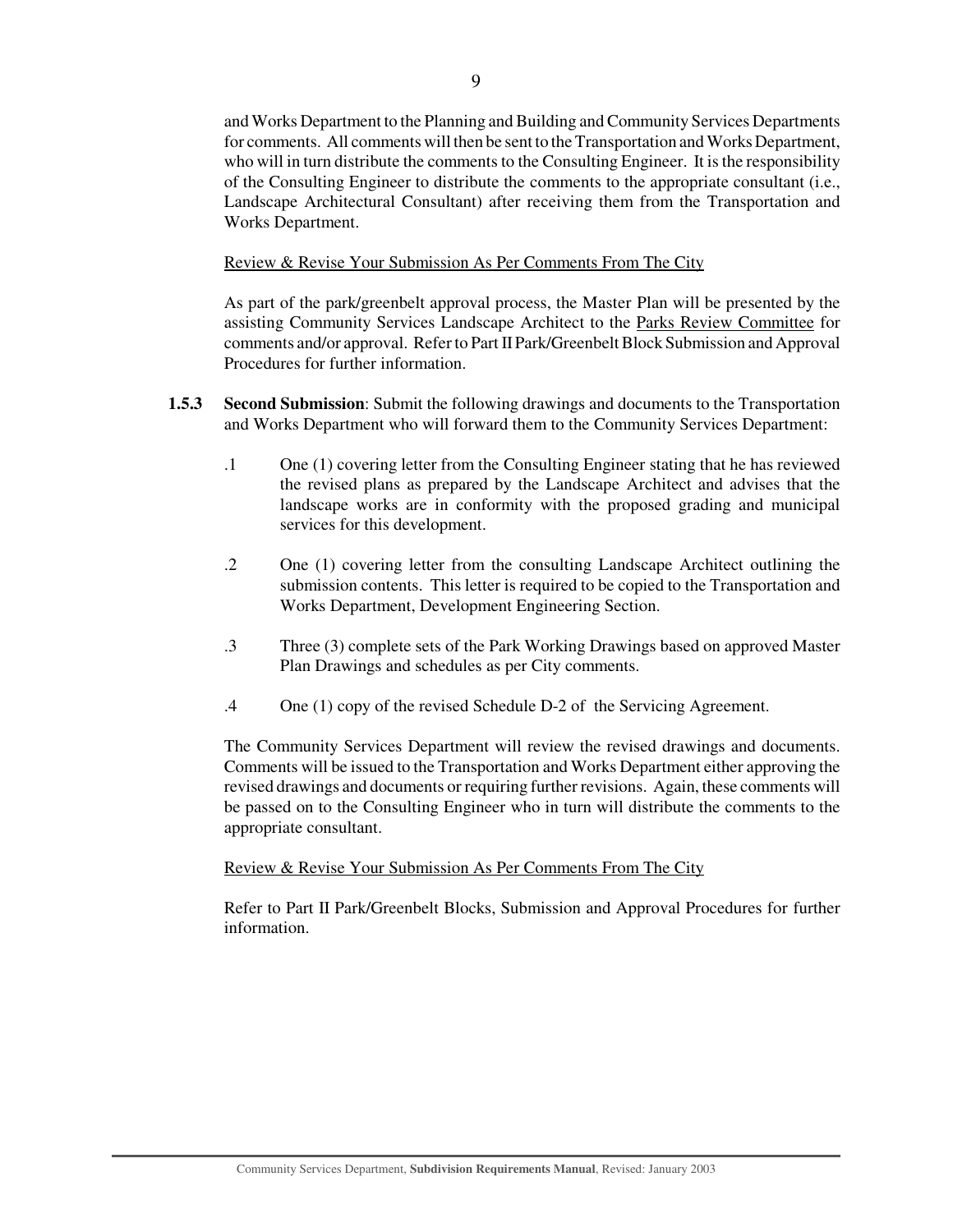and Works Department to the Planning and Building and Community Services Departments for comments. All comments will then be sent to the Transportation and Works Department, who will in turn distribute the comments to the Consulting Engineer. It is the responsibility of the Consulting Engineer to distribute the comments to the appropriate consultant (i.e., Landscape Architectural Consultant) after receiving them from the Transportation and Works Department.

<u>Review & Revise Your Submission As Per Comments From The City</u>

As part of the park/greenbelt approval process, the Master Plan will be presented by the assisting Community Services Landscape Architect to the <u>Parks Review Committee</u> for comments and/or approval. Refer to Part II Park/Greenbelt Block Submission and Approval Procedures for further information.

**1.5.3 Second Submission**: Submit the following drawings and documents to the Transportation and Works Department who will forward them to the Community Services Department:

.1 One (1) covering letter from the Consulting Engineer stating that he has reviewed the revised plans as prepared by the Landscape Architect and advises that the landscape works are in conformity with the proposed grading and municipal services for this development.

.2 One (1) covering letter from the consulting Landscape Architect outlining the submission contents. This letter is required to be copied to the Transportation and Works Department, Development Engineering Section.

.3 Three (3) complete sets of the Park Working Drawings based on approved Master Plan Drawings and schedules as per City comments.

.4 One (1) copy of the revised Schedule D-2 of the Servicing Agreement.

The Community Services Department will review the revised drawings and documents. Comments will be issued to the Transportation and Works Department either approving the revised drawings and documents or requiring further revisions. Again, these comments will be passed on to the Consulting Engineer who in turn will distribute the comments to the appropriate consultant.

<u>Review & Revise Your Submission As Per Comments From The City</u>

Refer to Part II Park/Greenbelt Blocks, Submission and Approval Procedures for further information.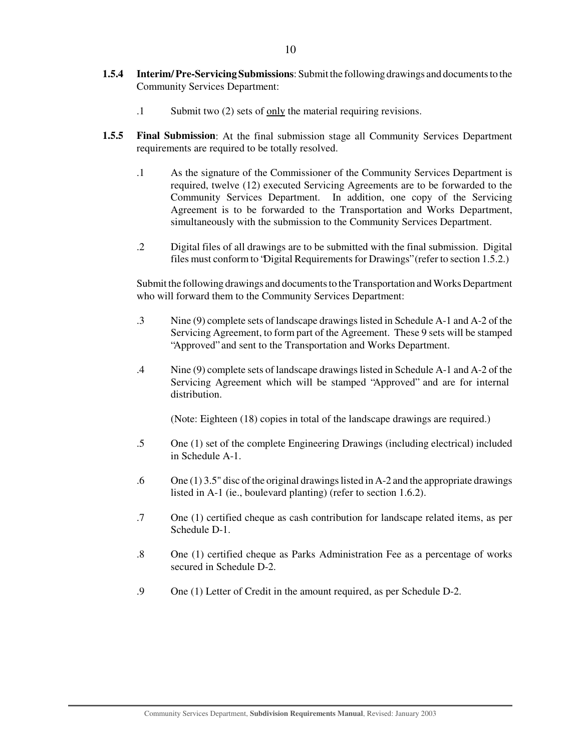**1.5.4 Interim/ Pre-Servicing Submissions**: Submit the following drawings and documents to the Community Services Department:

.1 Submit two (2) sets of <u>only</u> the material requiring revisions.

**1.5.5 Final Submission**: At the final submission stage all Community Services Department requirements are required to be totally resolved.

.1 As the signature of the Commissioner of the Community Services Department is required, twelve (12) executed Servicing Agreements are to be forwarded to the Community Services Department. In addition, one copy of the Servicing Agreement is to be forwarded to the Transportation and Works Department, simultaneously with the submission to the Community Services Department.

.2 Digital files of all drawings are to be submitted with the final submission. Digital files must conform to "Digital Requirements for Drawings" (refer to section 1.5.2.)

Submit the following drawings and documents to the Transportation and Works Department who will forward them to the Community Services Department:

.3 Nine (9) complete sets of landscape drawings listed in Schedule A-1 and A-2 of the Servicing Agreement, to form part of the Agreement. These 9 sets will be stamped "Approved" and sent to the Transportation and Works Department.

.4 Nine (9) complete sets of landscape drawings listed in Schedule A-1 and A-2 of the Servicing Agreement which will be stamped "Approved" and are for internal distribution.

(Note: Eighteen (18) copies in total of the landscape drawings are required.)

.5 One (1) set of the complete Engineering Drawings (including electrical) included in Schedule A-1.

.6 One (1) 3.5" disc of the original drawings listed in A-2 and the appropriate drawings listed in A-1 (ie., boulevard planting) (refer to section 1.6.2).

.7 One (1) certified cheque as cash contribution for landscape related items, as per Schedule D-1.

.8 One (1) certified cheque as Parks Administration Fee as a percentage of works secured in Schedule D-2.

.9 One (1) Letter of Credit in the amount required, as per Schedule D-2.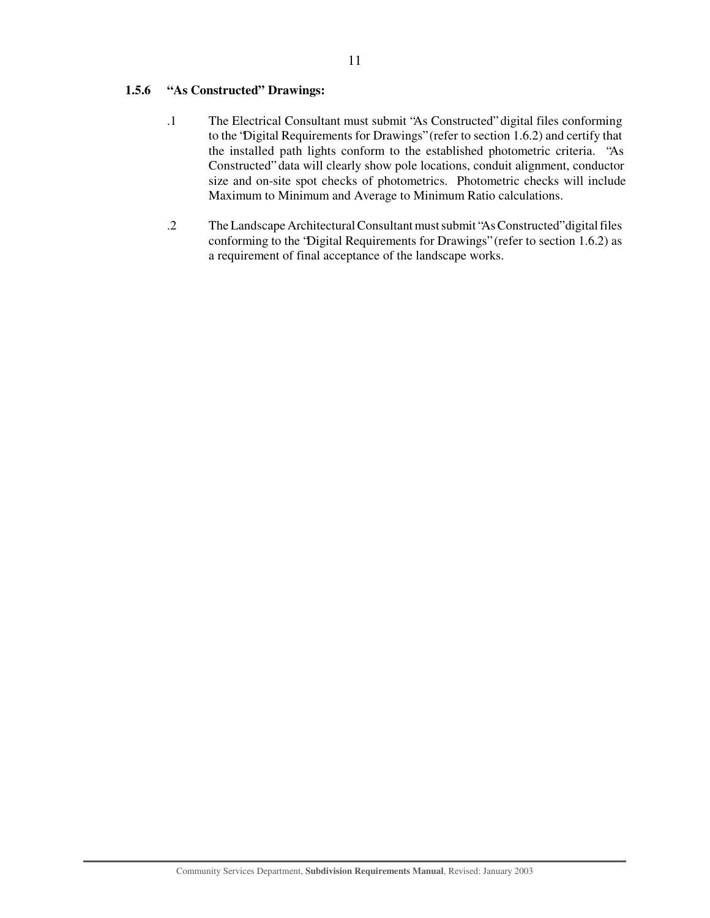### 1.5.6 "As Constructed" Drawings:

.1 The Electrical Consultant must submit "As Constructed" digital files conforming to the "Digital Requirements for Drawings" (refer to section 1.6.2) and certify that the installed path lights conform to the established photometric criteria. "As Constructed" data will clearly show pole locations, conduit alignment, conductor size and on-site spot checks of photometrics. Photometric checks will include Maximum to Minimum and Average to Minimum Ratio calculations.

.2 The Landscape Architectural Consultant must submit "As Constructed" digital files conforming to the "Digital Requirements for Drawings" (refer to section 1.6.2) as a requirement of final acceptance of the landscape works.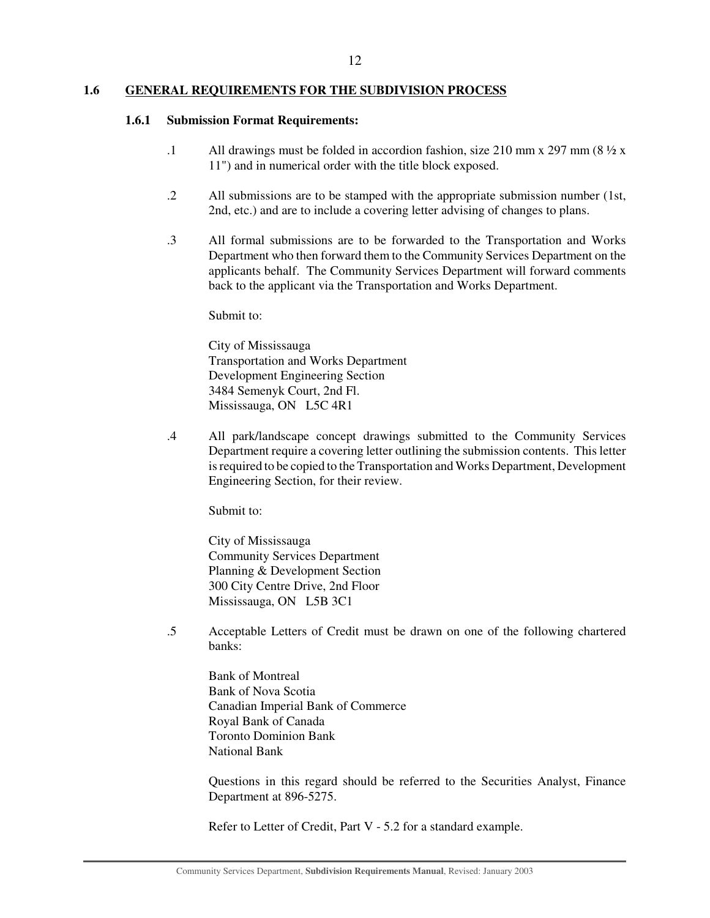## 1.6 GENERAL REQUIREMENTS FOR THE SUBDIVISION PROCESS

### 1.6.1 Submission Format Requirements:

.1 All drawings must be folded in accordion fashion, size 210 mm x 297 mm (8 ½ x 11") and in numerical order with the title block exposed.

.2 All submissions are to be stamped with the appropriate submission number (1st, 2nd, etc.) and are to include a covering letter advising of changes to plans.

.3 All formal submissions are to be forwarded to the Transportation and Works Department who then forward them to the Community Services Department on the applicants behalf. The Community Services Department will forward comments back to the applicant via the Transportation and Works Department.

Submit to:

City of Mississauga  
Transportation and Works Department  
Development Engineering Section  
3484 Semenyk Court, 2nd Fl.  
Mississauga, ON L5C 4R1

.4 All park/landscape concept drawings submitted to the Community Services Department require a covering letter outlining the submission contents. This letter is required to be copied to the Transportation and Works Department, Development Engineering Section, for their review.

Submit to:

City of Mississauga  
Community Services Department  
Planning & Development Section  
300 City Centre Drive, 2nd Floor  
Mississauga, ON L5B 3C1

.5 Acceptable Letters of Credit must be drawn on one of the following chartered banks:

Bank of Montreal  
Bank of Nova Scotia  
Canadian Imperial Bank of Commerce  
Royal Bank of Canada  
Toronto Dominion Bank  
National Bank

Questions in this regard should be referred to the Securities Analyst, Finance Department at 896-5275.

Refer to Letter of Credit, Part V - 5.2 for a standard example.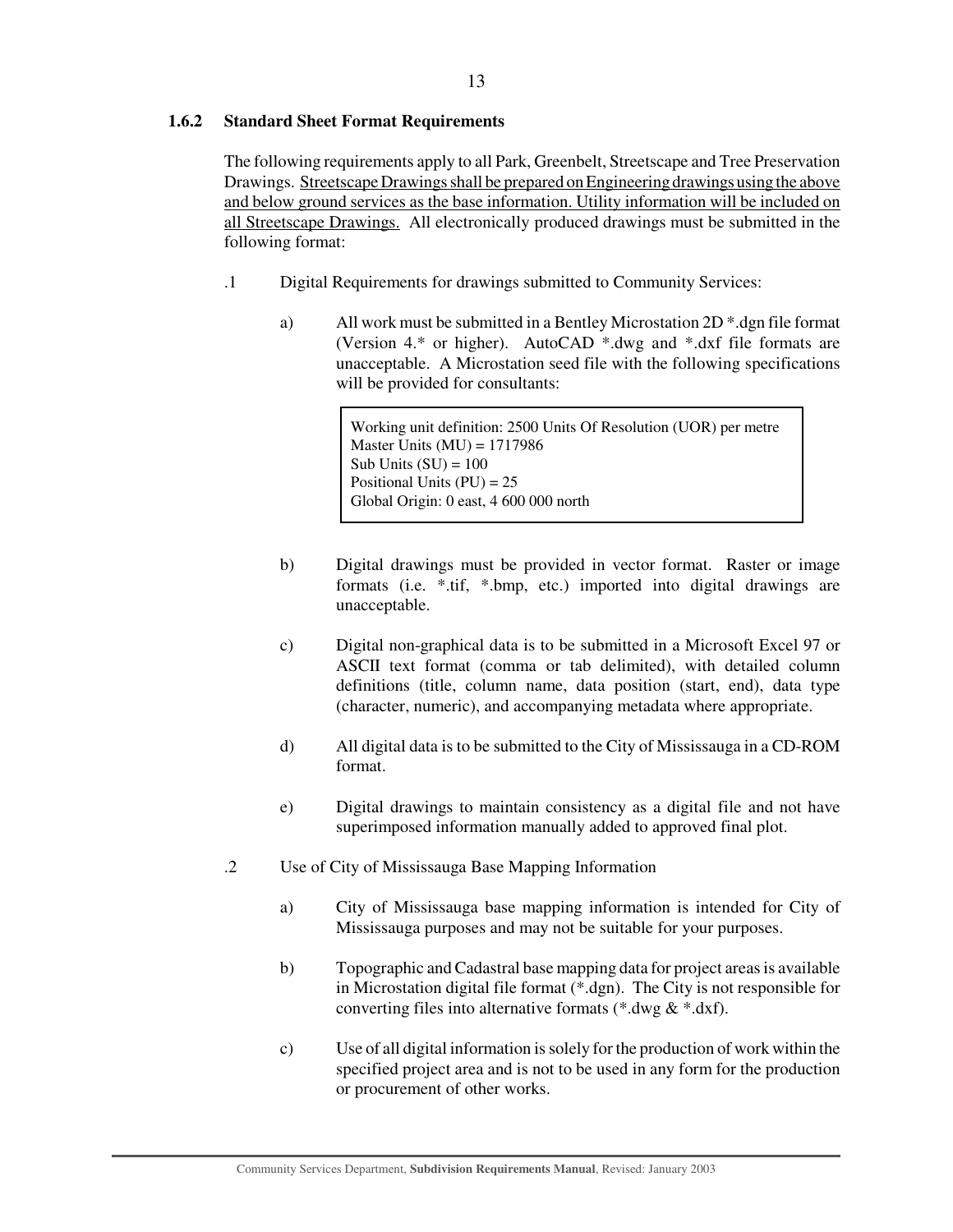### 1.6.2 Standard Sheet Format Requirements

The following requirements apply to all Park, Greenbelt, Streetscape and Tree Preservation Drawings. <u>Streetscape Drawings shall be prepared on Engineering drawings using the above and below ground services as the base information. Utility information will be included on all Streetscape Drawings.</u> All electronically produced drawings must be submitted in the following format:

.1 Digital Requirements for drawings submitted to Community Services:

a) All work must be submitted in a Bentley Microstation 2D *.dgn file format (Version 4.* or higher). AutoCAD *.dwg and *.dxf file formats are unacceptable. A Microstation seed file with the following specifications will be provided for consultants:

> Working unit definition: 2500 Units Of Resolution (UOR) per metre
> Master Units (MU) = 1717986
> Sub Units (SU) = 100
> Positional Units (PU) = 25
> Global Origin: 0 east, 4 600 000 north

b) Digital drawings must be provided in vector format. Raster or image formats (i.e. *.tif, *.bmp, etc.) imported into digital drawings are unacceptable.

c) Digital non-graphical data is to be submitted in a Microsoft Excel 97 or ASCII text format (comma or tab delimited), with detailed column definitions (title, column name, data position (start, end), data type (character, numeric), and accompanying metadata where appropriate.

d) All digital data is to be submitted to the City of Mississauga in a CD-ROM format.

e) Digital drawings to maintain consistency as a digital file and not have superimposed information manually added to approved final plot.

.2 Use of City of Mississauga Base Mapping Information

a) City of Mississauga base mapping information is intended for City of Mississauga purposes and may not be suitable for your purposes.

b) Topographic and Cadastral base mapping data for project areas is available in Microstation digital file format (*.dgn). The City is not responsible for converting files into alternative formats (*.dwg & *.dxf).

c) Use of all digital information is solely for the production of work within the specified project area and is not to be used in any form for the production or procurement of other works.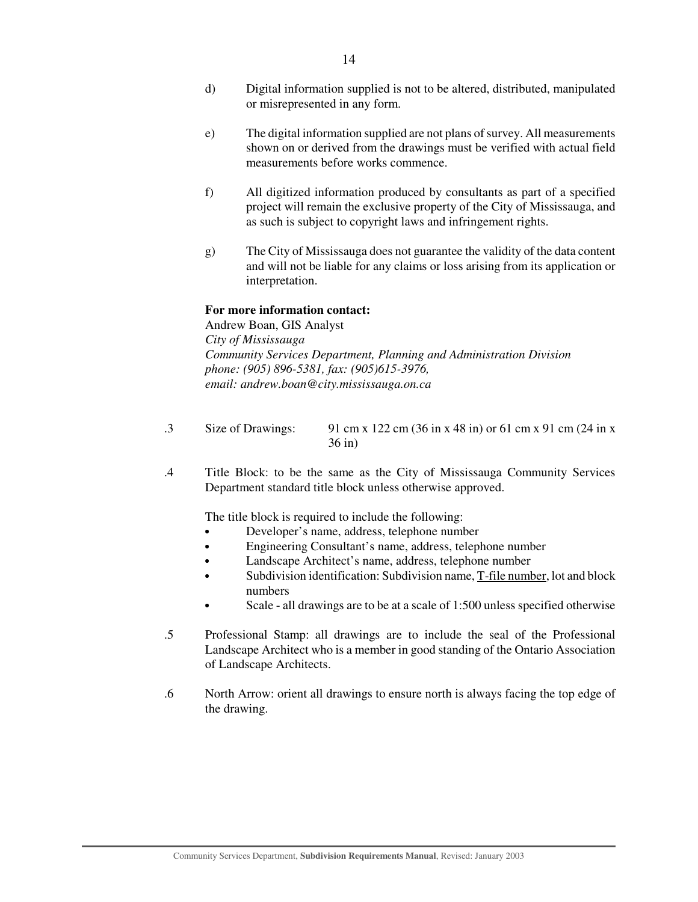d) Digital information supplied is not to be altered, distributed, manipulated or misrepresented in any form.

e) The digital information supplied are not plans of survey. All measurements shown on or derived from the drawings must be verified with actual field measurements before works commence.

f) All digitized information produced by consultants as part of a specified project will remain the exclusive property of the City of Mississauga, and as such is subject to copyright laws and infringement rights.

g) The City of Mississauga does not guarantee the validity of the data content and will not be liable for any claims or loss arising from its application or interpretation.

**For more information contact:**
Andrew Boan, GIS Analyst
*City of Mississauga*
*Community Services Department, Planning and Administration Division*
*phone: (905) 896-5381, fax: (905)615-3976,*
*email: andrew.boan@city.mississauga.on.ca*

.3 Size of Drawings: 91 cm x 122 cm (36 in x 48 in) or 61 cm x 91 cm (24 in x 36 in)

.4 Title Block: to be the same as the City of Mississauga Community Services Department standard title block unless otherwise approved.

The title block is required to include the following:

- Developer's name, address, telephone number
- Engineering Consultant's name, address, telephone number
- Landscape Architect's name, address, telephone number
- Subdivision identification: Subdivision name, <u>T-file number</u>, lot and block numbers
- Scale - all drawings are to be at a scale of 1:500 unless specified otherwise

.5 Professional Stamp: all drawings are to include the seal of the Professional Landscape Architect who is a member in good standing of the Ontario Association of Landscape Architects.

.6 North Arrow: orient all drawings to ensure north is always facing the top edge of the drawing.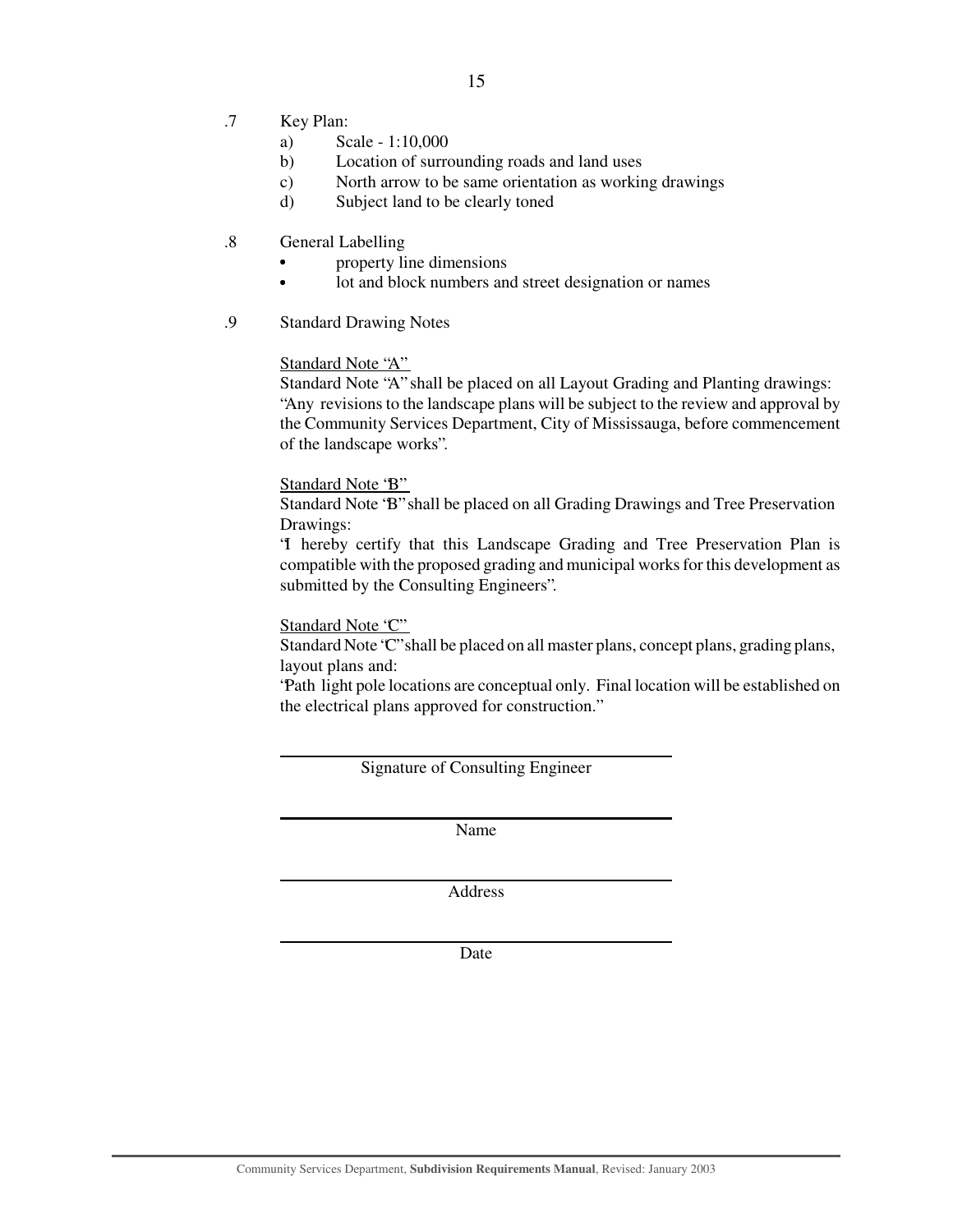.7 Key Plan:

a) Scale - 1:10,000
b) Location of surrounding roads and land uses
c) North arrow to be same orientation as working drawings
d) Subject land to be clearly toned

.8 General Labelling

- property line dimensions
- lot and block numbers and street designation or names

.9 Standard Drawing Notes

Standard Note "A"

Standard Note "A" shall be placed on all Layout Grading and Planting drawings: "Any revisions to the landscape plans will be subject to the review and approval by the Community Services Department, City of Mississauga, before commencement of the landscape works".

Standard Note "B"

Standard Note "B" shall be placed on all Grading Drawings and Tree Preservation Drawings:

"I hereby certify that this Landscape Grading and Tree Preservation Plan is compatible with the proposed grading and municipal works for this development as submitted by the Consulting Engineers".

Standard Note "C"

Standard Note "C" shall be placed on all master plans, concept plans, grading plans, layout plans and:

"Path light pole locations are conceptual only. Final location will be established on the electrical plans approved for construction."

______________________________
Signature of Consulting Engineer

______________________________
Name

______________________________
Address

______________________________
Date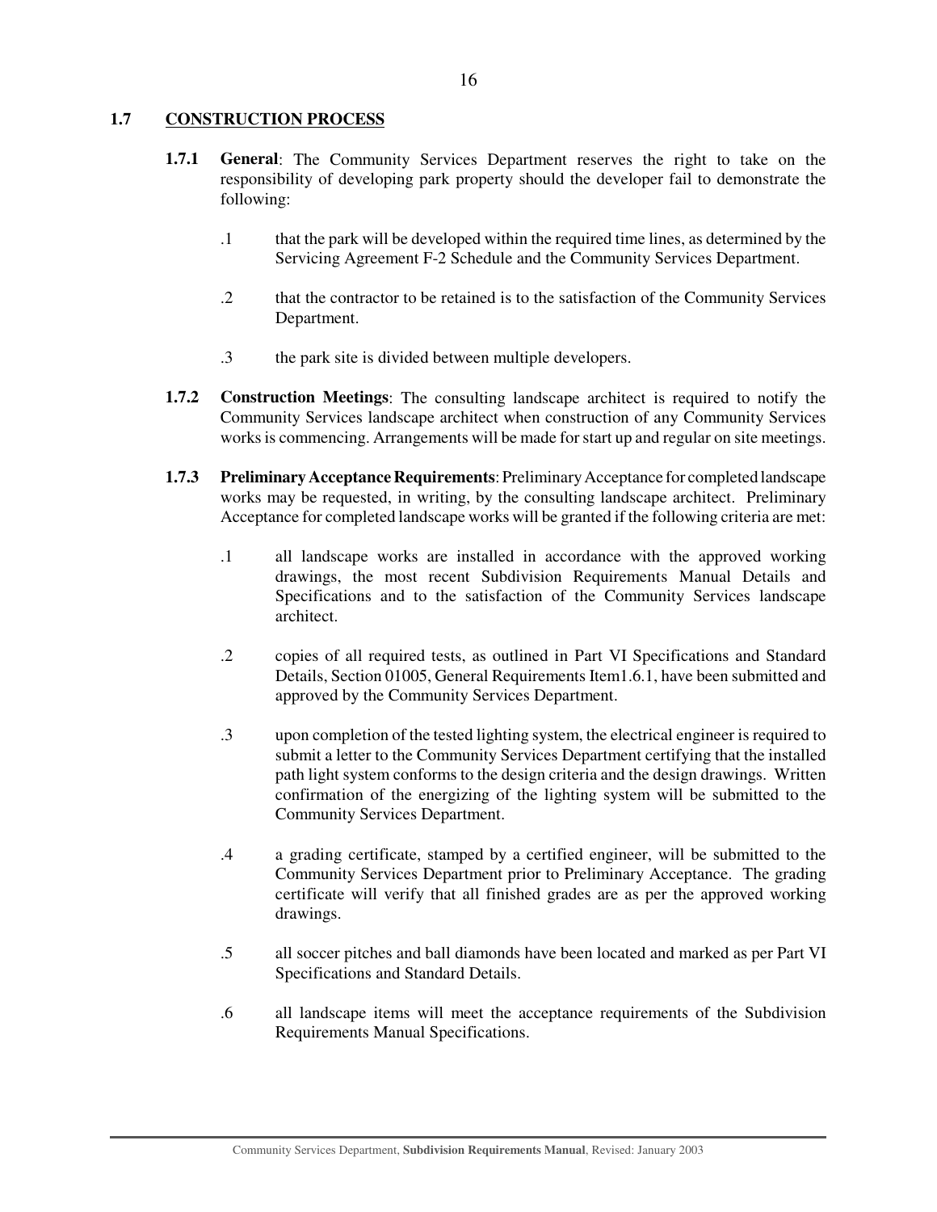## 1.7 CONSTRUCTION PROCESS

**1.7.1 General**: The Community Services Department reserves the right to take on the responsibility of developing park property should the developer fail to demonstrate the following:

.1 that the park will be developed within the required time lines, as determined by the Servicing Agreement F-2 Schedule and the Community Services Department.

.2 that the contractor to be retained is to the satisfaction of the Community Services Department.

.3 the park site is divided between multiple developers.

**1.7.2 Construction Meetings**: The consulting landscape architect is required to notify the Community Services landscape architect when construction of any Community Services works is commencing. Arrangements will be made for start up and regular on site meetings.

**1.7.3 Preliminary Acceptance Requirements**: Preliminary Acceptance for completed landscape works may be requested, in writing, by the consulting landscape architect. Preliminary Acceptance for completed landscape works will be granted if the following criteria are met:

.1 all landscape works are installed in accordance with the approved working drawings, the most recent Subdivision Requirements Manual Details and Specifications and to the satisfaction of the Community Services landscape architect.

.2 copies of all required tests, as outlined in Part VI Specifications and Standard Details, Section 01005, General Requirements Item1.6.1, have been submitted and approved by the Community Services Department.

.3 upon completion of the tested lighting system, the electrical engineer is required to submit a letter to the Community Services Department certifying that the installed path light system conforms to the design criteria and the design drawings. Written confirmation of the energizing of the lighting system will be submitted to the Community Services Department.

.4 a grading certificate, stamped by a certified engineer, will be submitted to the Community Services Department prior to Preliminary Acceptance. The grading certificate will verify that all finished grades are as per the approved working drawings.

.5 all soccer pitches and ball diamonds have been located and marked as per Part VI Specifications and Standard Details.

.6 all landscape items will meet the acceptance requirements of the Subdivision Requirements Manual Specifications.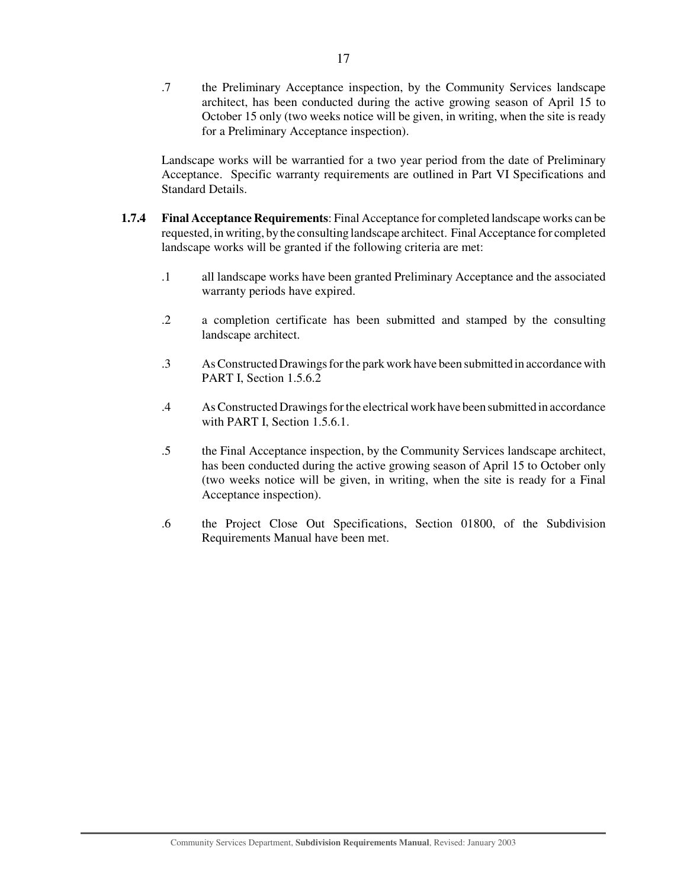.7 the Preliminary Acceptance inspection, by the Community Services landscape architect, has been conducted during the active growing season of April 15 to October 15 only (two weeks notice will be given, in writing, when the site is ready for a Preliminary Acceptance inspection).

Landscape works will be warrantied for a two year period from the date of Preliminary Acceptance. Specific warranty requirements are outlined in Part VI Specifications and Standard Details.

**1.7.4 Final Acceptance Requirements**: Final Acceptance for completed landscape works can be requested, in writing, by the consulting landscape architect. Final Acceptance for completed landscape works will be granted if the following criteria are met:

.1 all landscape works have been granted Preliminary Acceptance and the associated warranty periods have expired.

.2 a completion certificate has been submitted and stamped by the consulting landscape architect.

.3 As Constructed Drawings for the park work have been submitted in accordance with PART I, Section 1.5.6.2

.4 As Constructed Drawings for the electrical work have been submitted in accordance with PART I, Section 1.5.6.1.

.5 the Final Acceptance inspection, by the Community Services landscape architect, has been conducted during the active growing season of April 15 to October only (two weeks notice will be given, in writing, when the site is ready for a Final Acceptance inspection).

.6 the Project Close Out Specifications, Section 01800, of the Subdivision Requirements Manual have been met.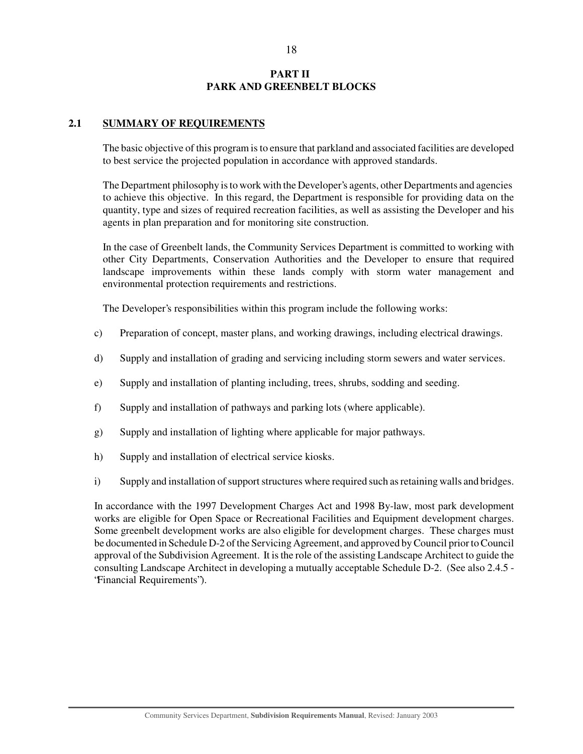# PART II
# PARK AND GREENBELT BLOCKS

## 2.1 SUMMARY OF REQUIREMENTS

The basic objective of this program is to ensure that parkland and associated facilities are developed to best service the projected population in accordance with approved standards.

The Department philosophy is to work with the Developer's agents, other Departments and agencies to achieve this objective. In this regard, the Department is responsible for providing data on the quantity, type and sizes of required recreation facilities, as well as assisting the Developer and his agents in plan preparation and for monitoring site construction.

In the case of Greenbelt lands, the Community Services Department is committed to working with other City Departments, Conservation Authorities and the Developer to ensure that required landscape improvements within these lands comply with storm water management and environmental protection requirements and restrictions.

The Developer's responsibilities within this program include the following works:

c) Preparation of concept, master plans, and working drawings, including electrical drawings.

d) Supply and installation of grading and servicing including storm sewers and water services.

e) Supply and installation of planting including, trees, shrubs, sodding and seeding.

f) Supply and installation of pathways and parking lots (where applicable).

g) Supply and installation of lighting where applicable for major pathways.

h) Supply and installation of electrical service kiosks.

i) Supply and installation of support structures where required such as retaining walls and bridges.

In accordance with the 1997 Development Charges Act and 1998 By-law, most park development works are eligible for Open Space or Recreational Facilities and Equipment development charges. Some greenbelt development works are also eligible for development charges. These charges must be documented in Schedule D-2 of the Servicing Agreement, and approved by Council prior to Council approval of the Subdivision Agreement. It is the role of the assisting Landscape Architect to guide the consulting Landscape Architect in developing a mutually acceptable Schedule D-2. (See also 2.4.5 - 'Financial Requirements').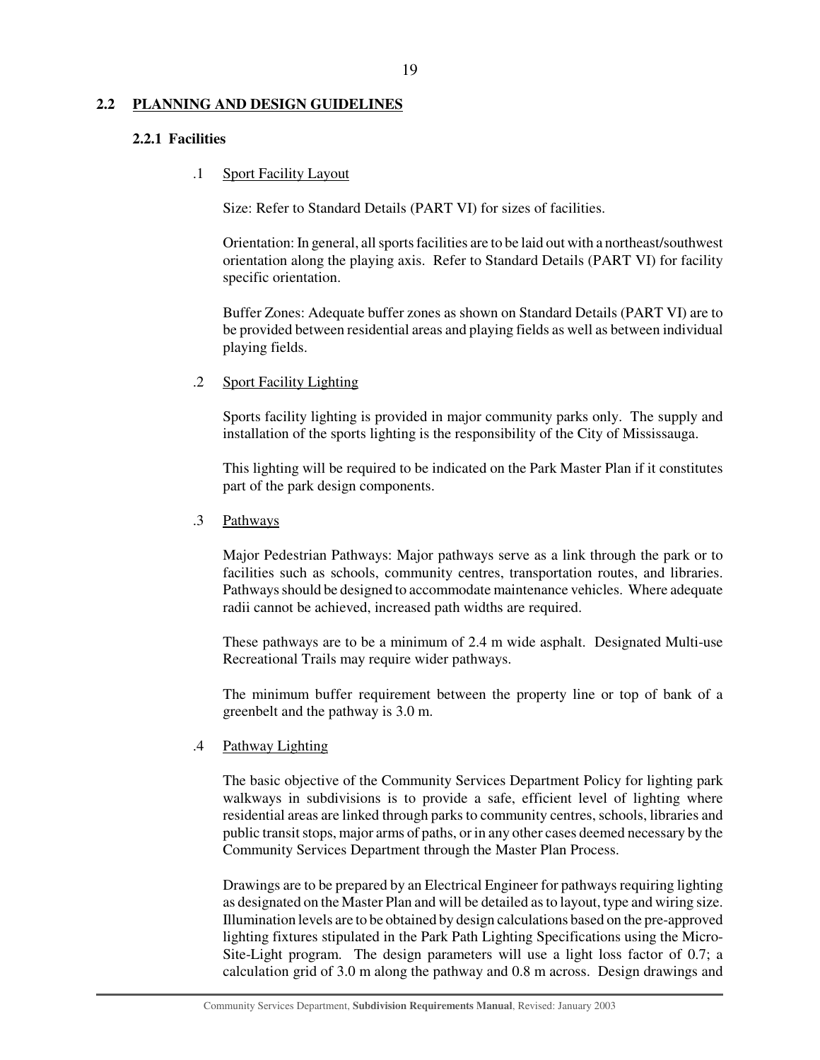## 2.2 PLANNING AND DESIGN GUIDELINES

### 2.2.1 Facilities

.1 Sport Facility Layout

Size: Refer to Standard Details (PART VI) for sizes of facilities.

Orientation: In general, all sports facilities are to be laid out with a northeast/southwest orientation along the playing axis. Refer to Standard Details (PART VI) for facility specific orientation.

Buffer Zones: Adequate buffer zones as shown on Standard Details (PART VI) are to be provided between residential areas and playing fields as well as between individual playing fields.

.2 Sport Facility Lighting

Sports facility lighting is provided in major community parks only. The supply and installation of the sports lighting is the responsibility of the City of Mississauga.

This lighting will be required to be indicated on the Park Master Plan if it constitutes part of the park design components.

.3 Pathways

Major Pedestrian Pathways: Major pathways serve as a link through the park or to facilities such as schools, community centres, transportation routes, and libraries. Pathways should be designed to accommodate maintenance vehicles. Where adequate radii cannot be achieved, increased path widths are required.

These pathways are to be a minimum of 2.4 m wide asphalt. Designated Multi-use Recreational Trails may require wider pathways.

The minimum buffer requirement between the property line or top of bank of a greenbelt and the pathway is 3.0 m.

.4 Pathway Lighting

The basic objective of the Community Services Department Policy for lighting park walkways in subdivisions is to provide a safe, efficient level of lighting where residential areas are linked through parks to community centres, schools, libraries and public transit stops, major arms of paths, or in any other cases deemed necessary by the Community Services Department through the Master Plan Process.

Drawings are to be prepared by an Electrical Engineer for pathways requiring lighting as designated on the Master Plan and will be detailed as to layout, type and wiring size. Illumination levels are to be obtained by design calculations based on the pre-approved lighting fixtures stipulated in the Park Path Lighting Specifications using the Micro-Site-Light program. The design parameters will use a light loss factor of 0.7; a calculation grid of 3.0 m along the pathway and 0.8 m across. Design drawings and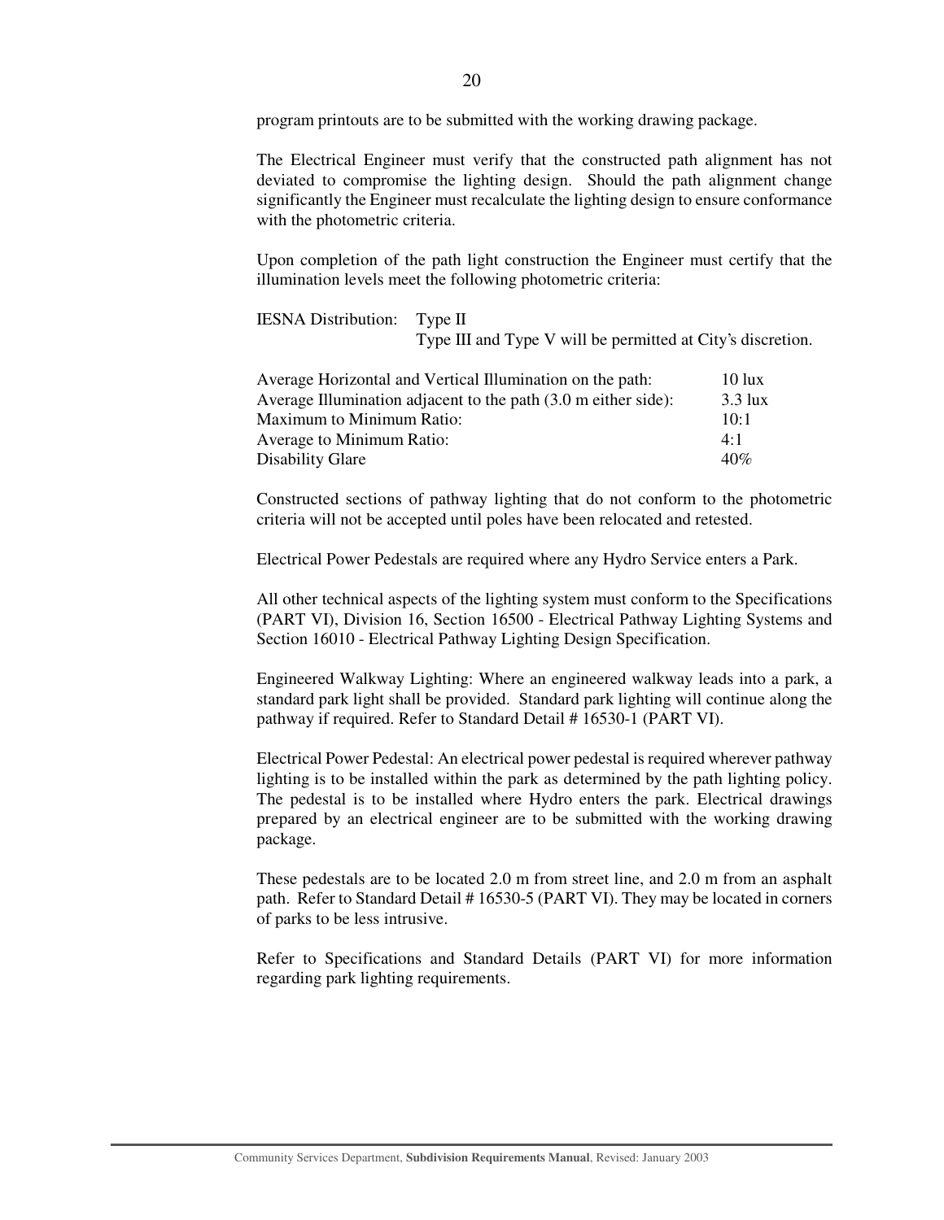program printouts are to be submitted with the working drawing package.

The Electrical Engineer must verify that the constructed path alignment has not deviated to compromise the lighting design. Should the path alignment change significantly the Engineer must recalculate the lighting design to ensure conformance with the photometric criteria.

Upon completion of the path light construction the Engineer must certify that the illumination levels meet the following photometric criteria:

IESNA Distribution: Type II
Type III and Type V will be permitted at City's discretion.

| | |
|---|---|
| Average Horizontal and Vertical Illumination on the path: | 10 lux |
| Average Illumination adjacent to the path (3.0 m either side): | 3.3 lux |
| Maximum to Minimum Ratio: | 10:1 |
| Average to Minimum Ratio: | 4:1 |
| Disability Glare | 40% |

Constructed sections of pathway lighting that do not conform to the photometric criteria will not be accepted until poles have been relocated and retested.

Electrical Power Pedestals are required where any Hydro Service enters a Park.

All other technical aspects of the lighting system must conform to the Specifications (PART VI), Division 16, Section 16500 - Electrical Pathway Lighting Systems and Section 16010 - Electrical Pathway Lighting Design Specification.

Engineered Walkway Lighting: Where an engineered walkway leads into a park, a standard park light shall be provided. Standard park lighting will continue along the pathway if required. Refer to Standard Detail # 16530-1 (PART VI).

Electrical Power Pedestal: An electrical power pedestal is required wherever pathway lighting is to be installed within the park as determined by the path lighting policy. The pedestal is to be installed where Hydro enters the park. Electrical drawings prepared by an electrical engineer are to be submitted with the working drawing package.

These pedestals are to be located 2.0 m from street line, and 2.0 m from an asphalt path. Refer to Standard Detail # 16530-5 (PART VI). They may be located in corners of parks to be less intrusive.

Refer to Specifications and Standard Details (PART VI) for more information regarding park lighting requirements.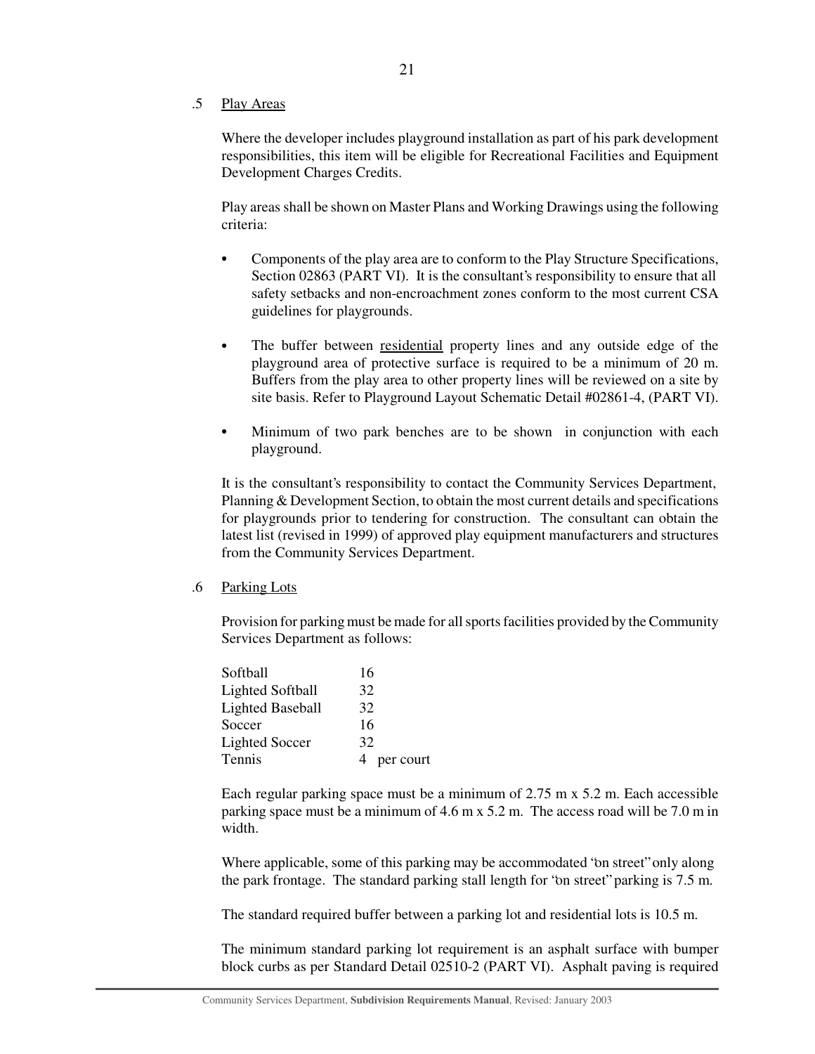.5 Play Areas

Where the developer includes playground installation as part of his park development responsibilities, this item will be eligible for Recreational Facilities and Equipment Development Charges Credits.

Play areas shall be shown on Master Plans and Working Drawings using the following criteria:

- Components of the play area are to conform to the Play Structure Specifications, Section 02863 (PART VI). It is the consultant's responsibility to ensure that all safety setbacks and non-encroachment zones conform to the most current CSA guidelines for playgrounds.
- The buffer between residential property lines and any outside edge of the playground area of protective surface is required to be a minimum of 20 m. Buffers from the play area to other property lines will be reviewed on a site by site basis. Refer to Playground Layout Schematic Detail #02861-4, (PART VI).
- Minimum of two park benches are to be shown in conjunction with each playground.

It is the consultant's responsibility to contact the Community Services Department, Planning & Development Section, to obtain the most current details and specifications for playgrounds prior to tendering for construction. The consultant can obtain the latest list (revised in 1999) of approved play equipment manufacturers and structures from the Community Services Department.

.6 Parking Lots

Provision for parking must be made for all sports facilities provided by the Community Services Department as follows:

| | |
|---|---|
| Softball | 16 |
| Lighted Softball | 32 |
| Lighted Baseball | 32 |
| Soccer | 16 |
| Lighted Soccer | 32 |
| Tennis | 4 per court |

Each regular parking space must be a minimum of 2.75 m x 5.2 m. Each accessible parking space must be a minimum of 4.6 m x 5.2 m. The access road will be 7.0 m in width.

Where applicable, some of this parking may be accommodated "on street" only along the park frontage. The standard parking stall length for "on street" parking is 7.5 m.

The standard required buffer between a parking lot and residential lots is 10.5 m.

The minimum standard parking lot requirement is an asphalt surface with bumper block curbs as per Standard Detail 02510-2 (PART VI). Asphalt paving is required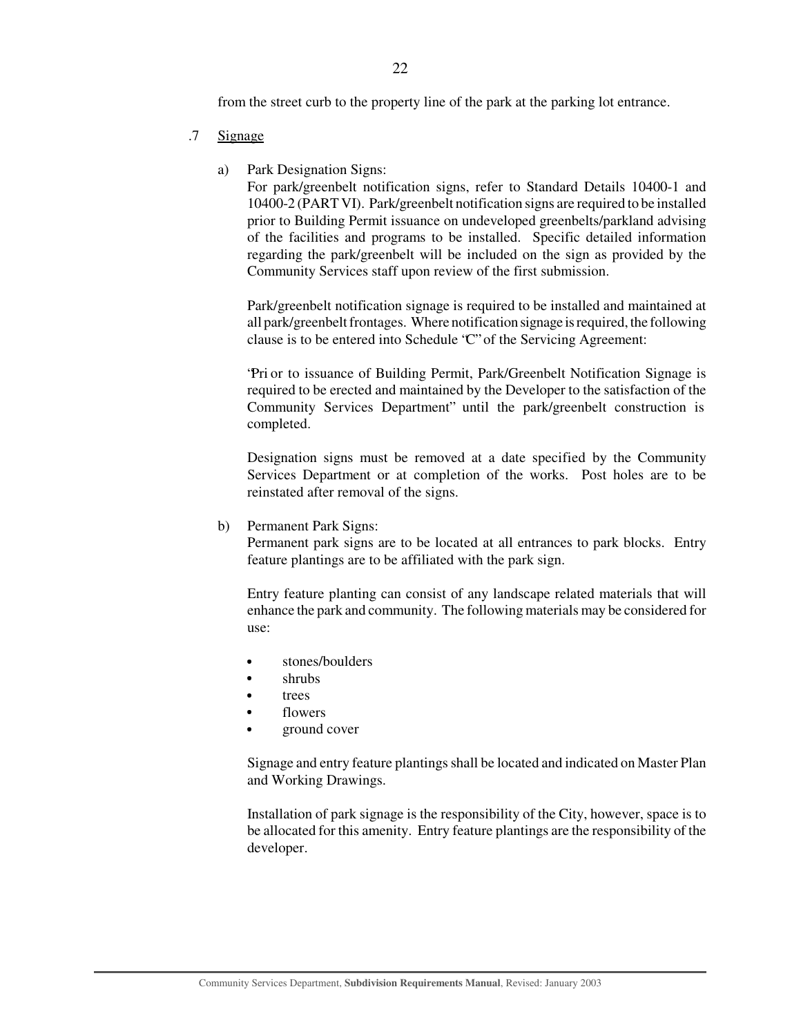from the street curb to the property line of the park at the parking lot entrance.

.7 Signage

a) Park Designation Signs:
For park/greenbelt notification signs, refer to Standard Details 10400-1 and 10400-2 (PART VI). Park/greenbelt notification signs are required to be installed prior to Building Permit issuance on undeveloped greenbelts/parkland advising of the facilities and programs to be installed. Specific detailed information regarding the park/greenbelt will be included on the sign as provided by the Community Services staff upon review of the first submission.

Park/greenbelt notification signage is required to be installed and maintained at all park/greenbelt frontages. Where notification signage is required, the following clause is to be entered into Schedule "C" of the Servicing Agreement:

"Prior to issuance of Building Permit, Park/Greenbelt Notification Signage is required to be erected and maintained by the Developer to the satisfaction of the Community Services Department" until the park/greenbelt construction is completed.

Designation signs must be removed at a date specified by the Community Services Department or at completion of the works. Post holes are to be reinstated after removal of the signs.

b) Permanent Park Signs:
Permanent park signs are to be located at all entrances to park blocks. Entry feature plantings are to be affiliated with the park sign.

Entry feature planting can consist of any landscape related materials that will enhance the park and community. The following materials may be considered for use:

- stones/boulders
- shrubs
- trees
- flowers
- ground cover

Signage and entry feature plantings shall be located and indicated on Master Plan and Working Drawings.

Installation of park signage is the responsibility of the City, however, space is to be allocated for this amenity. Entry feature plantings are the responsibility of the developer.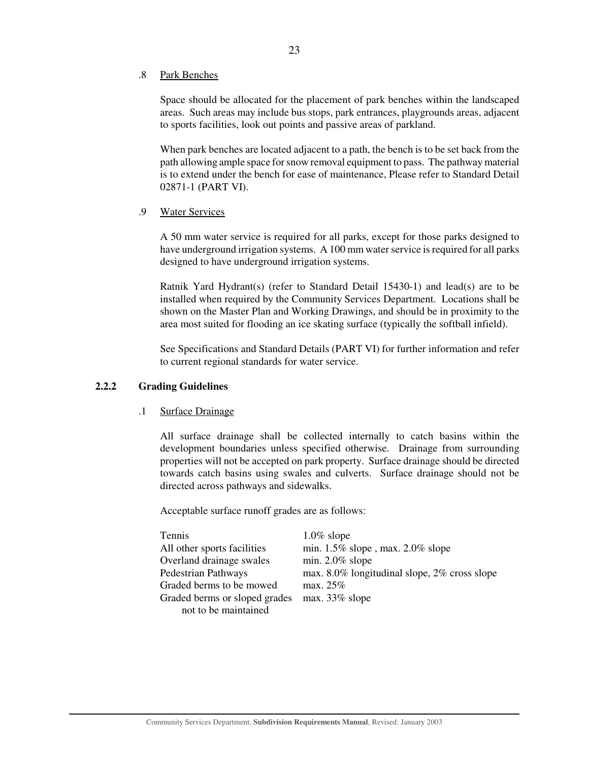.8 Park Benches

Space should be allocated for the placement of park benches within the landscaped areas. Such areas may include bus stops, park entrances, playgrounds areas, adjacent to sports facilities, look out points and passive areas of parkland.

When park benches are located adjacent to a path, the bench is to be set back from the path allowing ample space for snow removal equipment to pass. The pathway material is to extend under the bench for ease of maintenance, Please refer to Standard Detail 02871-1 (PART VI).

.9 Water Services

A 50 mm water service is required for all parks, except for those parks designed to have underground irrigation systems. A 100 mm water service is required for all parks designed to have underground irrigation systems.

Ratnik Yard Hydrant(s) (refer to Standard Detail 15430-1) and lead(s) are to be installed when required by the Community Services Department. Locations shall be shown on the Master Plan and Working Drawings, and should be in proximity to the area most suited for flooding an ice skating surface (typically the softball infield).

See Specifications and Standard Details (PART VI) for further information and refer to current regional standards for water service.

### 2.2.2 Grading Guidelines

.1 Surface Drainage

All surface drainage shall be collected internally to catch basins within the development boundaries unless specified otherwise. Drainage from surrounding properties will not be accepted on park property. Surface drainage should be directed towards catch basins using swales and culverts. Surface drainage should not be directed across pathways and sidewalks.

Acceptable surface runoff grades are as follows:

| | |
|---|---|
| Tennis | 1.0% slope |
| All other sports facilities | min. 1.5% slope , max. 2.0% slope |
| Overland drainage swales | min. 2.0% slope |
| Pedestrian Pathways | max. 8.0% longitudinal slope, 2% cross slope |
| Graded berms to be mowed | max. 25% |
| Graded berms or sloped grades not to be maintained | max. 33% slope |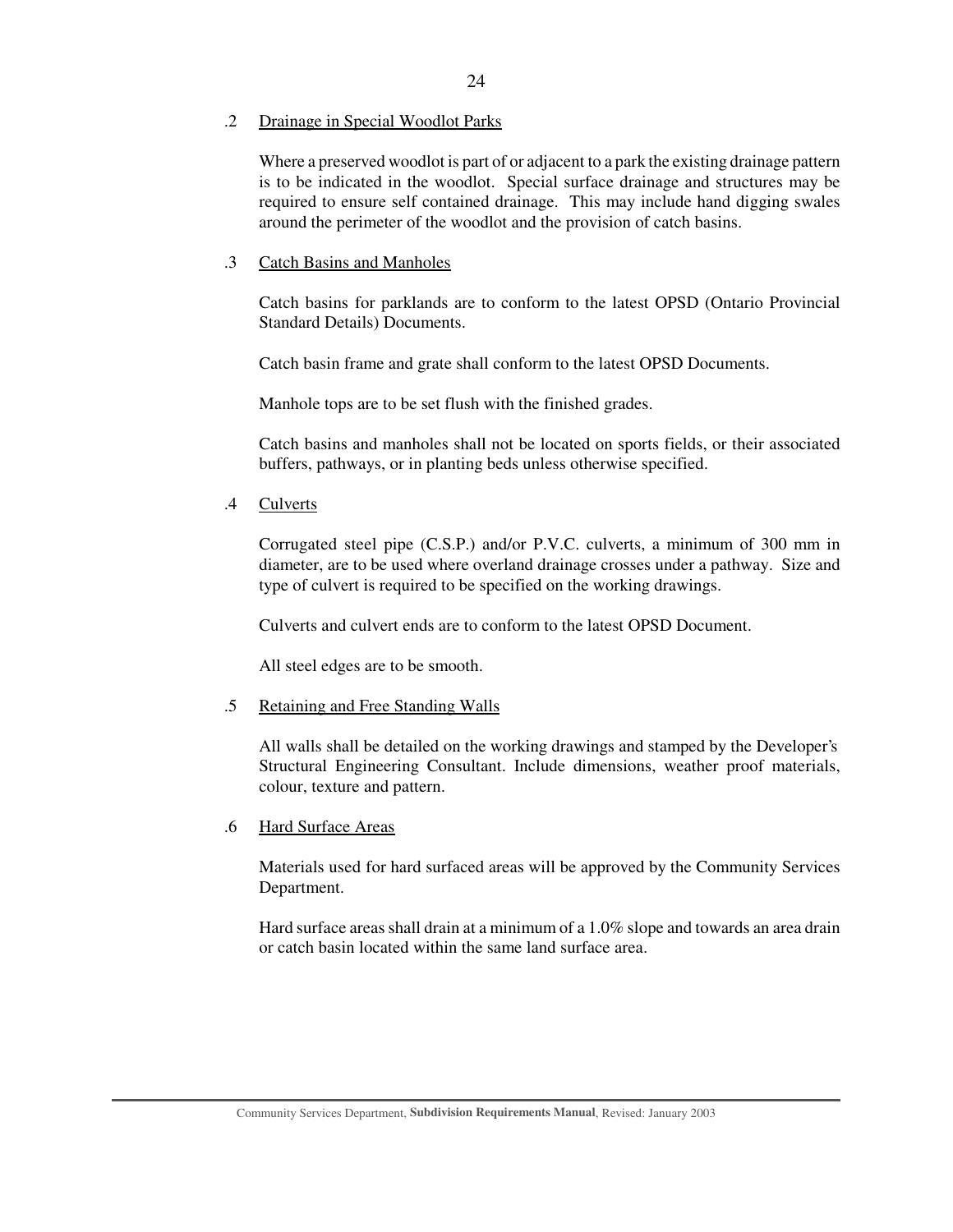.2 Drainage in Special Woodlot Parks

Where a preserved woodlot is part of or adjacent to a park the existing drainage pattern is to be indicated in the woodlot. Special surface drainage and structures may be required to ensure self contained drainage. This may include hand digging swales around the perimeter of the woodlot and the provision of catch basins.

.3 Catch Basins and Manholes

Catch basins for parklands are to conform to the latest OPSD (Ontario Provincial Standard Details) Documents.

Catch basin frame and grate shall conform to the latest OPSD Documents.

Manhole tops are to be set flush with the finished grades.

Catch basins and manholes shall not be located on sports fields, or their associated buffers, pathways, or in planting beds unless otherwise specified.

.4 Culverts

Corrugated steel pipe (C.S.P.) and/or P.V.C. culverts, a minimum of 300 mm in diameter, are to be used where overland drainage crosses under a pathway. Size and type of culvert is required to be specified on the working drawings.

Culverts and culvert ends are to conform to the latest OPSD Document.

All steel edges are to be smooth.

.5 Retaining and Free Standing Walls

All walls shall be detailed on the working drawings and stamped by the Developer's Structural Engineering Consultant. Include dimensions, weather proof materials, colour, texture and pattern.

.6 Hard Surface Areas

Materials used for hard surfaced areas will be approved by the Community Services Department.

Hard surface areas shall drain at a minimum of a 1.0% slope and towards an area drain or catch basin located within the same land surface area.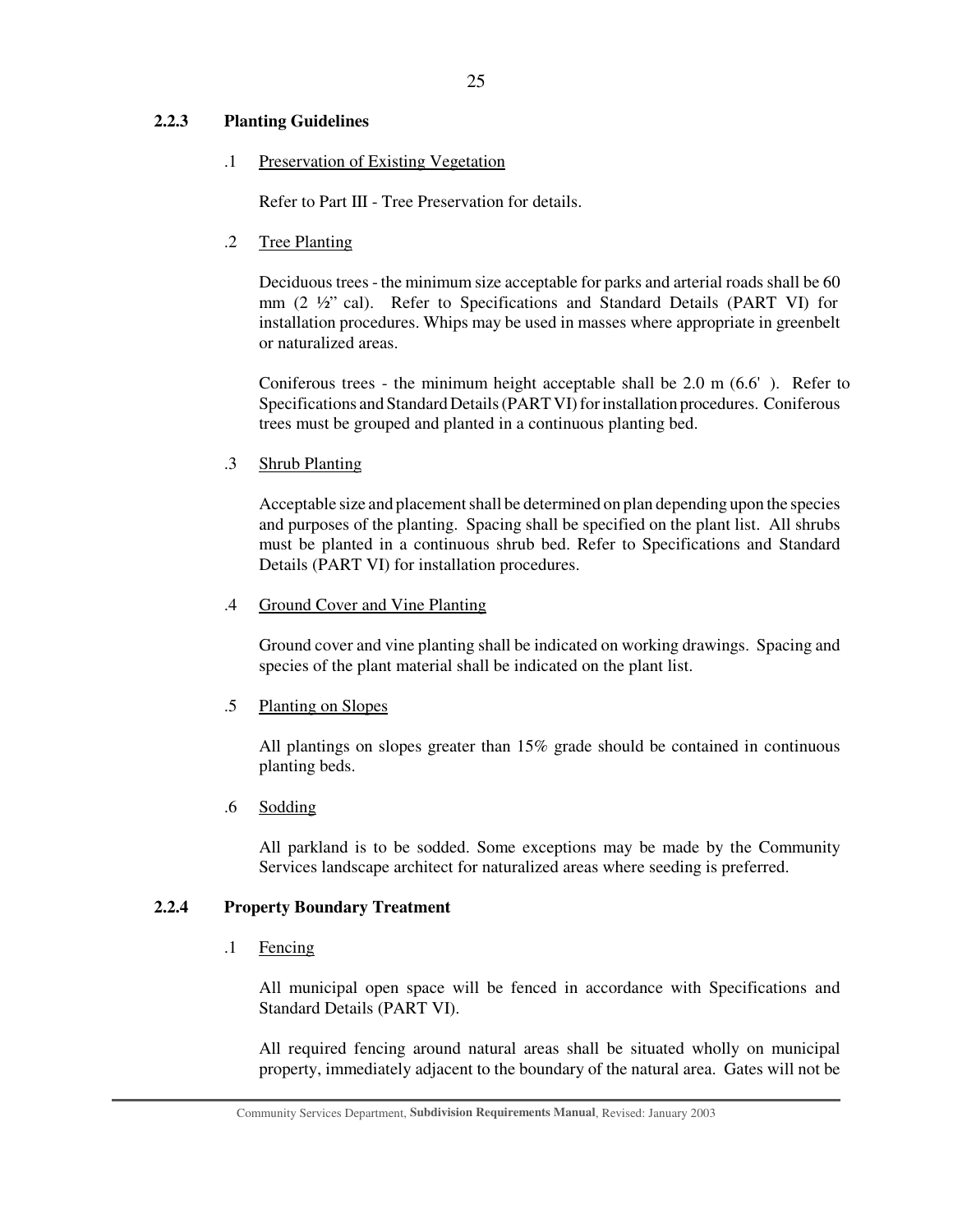### 2.2.3 Planting Guidelines

.1 Preservation of Existing Vegetation

Refer to Part III - Tree Preservation for details.

.2 Tree Planting

Deciduous trees - the minimum size acceptable for parks and arterial roads shall be 60 mm (2 ½" cal). Refer to Specifications and Standard Details (PART VI) for installation procedures. Whips may be used in masses where appropriate in greenbelt or naturalized areas.

Coniferous trees - the minimum height acceptable shall be 2.0 m (6.6' ). Refer to Specifications and Standard Details (PART VI) for installation procedures. Coniferous trees must be grouped and planted in a continuous planting bed.

.3 Shrub Planting

Acceptable size and placement shall be determined on plan depending upon the species and purposes of the planting. Spacing shall be specified on the plant list. All shrubs must be planted in a continuous shrub bed. Refer to Specifications and Standard Details (PART VI) for installation procedures.

.4 Ground Cover and Vine Planting

Ground cover and vine planting shall be indicated on working drawings. Spacing and species of the plant material shall be indicated on the plant list.

.5 Planting on Slopes

All plantings on slopes greater than 15% grade should be contained in continuous planting beds.

.6 Sodding

All parkland is to be sodded. Some exceptions may be made by the Community Services landscape architect for naturalized areas where seeding is preferred.

### 2.2.4 Property Boundary Treatment

.1 Fencing

All municipal open space will be fenced in accordance with Specifications and Standard Details (PART VI).

All required fencing around natural areas shall be situated wholly on municipal property, immediately adjacent to the boundary of the natural area. Gates will not be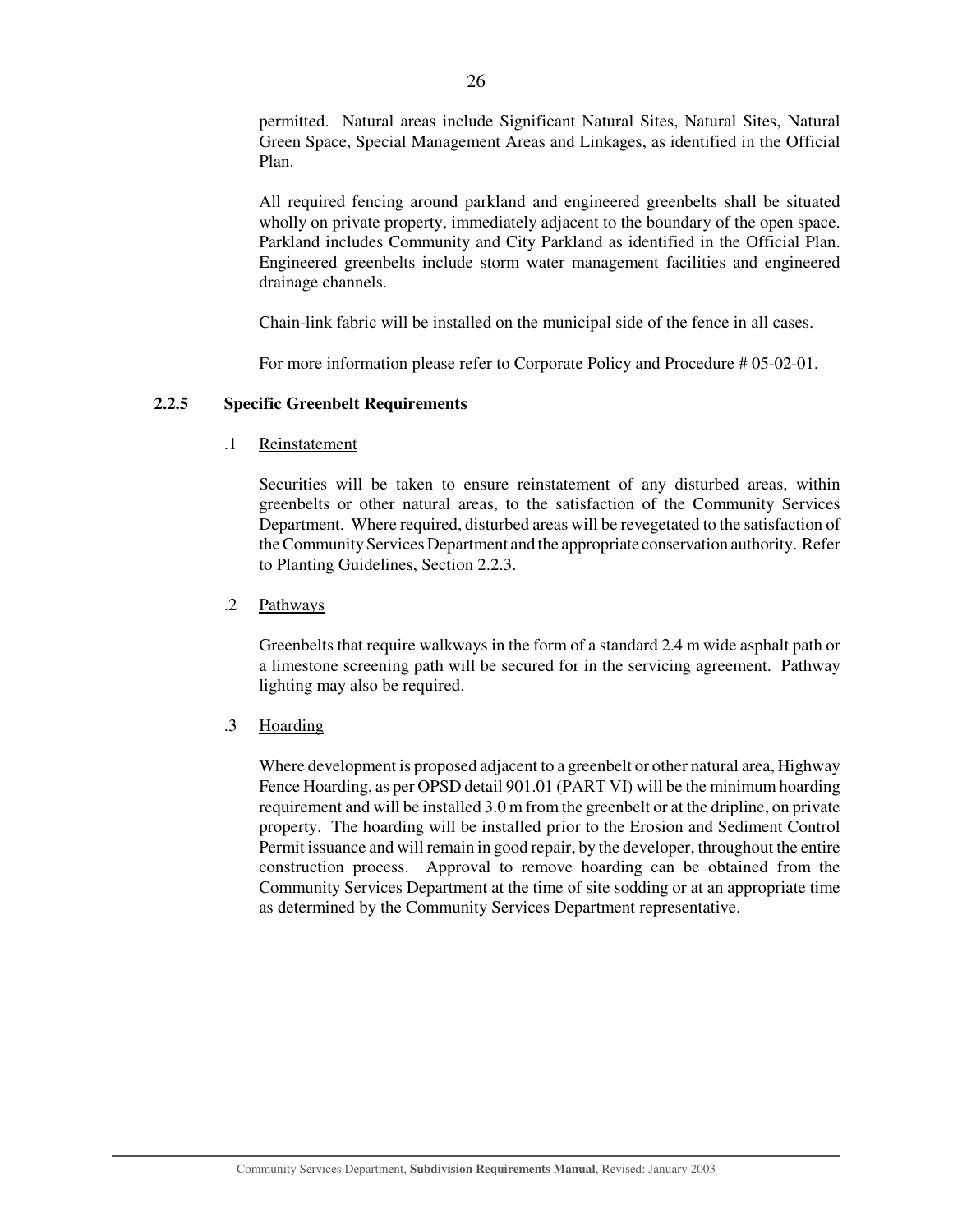permitted. Natural areas include Significant Natural Sites, Natural Sites, Natural Green Space, Special Management Areas and Linkages, as identified in the Official Plan.

All required fencing around parkland and engineered greenbelts shall be situated wholly on private property, immediately adjacent to the boundary of the open space. Parkland includes Community and City Parkland as identified in the Official Plan. Engineered greenbelts include storm water management facilities and engineered drainage channels.

Chain-link fabric will be installed on the municipal side of the fence in all cases.

For more information please refer to Corporate Policy and Procedure # 05-02-01.

### 2.2.5 Specific Greenbelt Requirements

.1 Reinstatement

Securities will be taken to ensure reinstatement of any disturbed areas, within greenbelts or other natural areas, to the satisfaction of the Community Services Department. Where required, disturbed areas will be revegetated to the satisfaction of the Community Services Department and the appropriate conservation authority. Refer to Planting Guidelines, Section 2.2.3.

.2 Pathways

Greenbelts that require walkways in the form of a standard 2.4 m wide asphalt path or a limestone screening path will be secured for in the servicing agreement. Pathway lighting may also be required.

.3 Hoarding

Where development is proposed adjacent to a greenbelt or other natural area, Highway Fence Hoarding, as per OPSD detail 901.01 (PART VI) will be the minimum hoarding requirement and will be installed 3.0 m from the greenbelt or at the dripline, on private property. The hoarding will be installed prior to the Erosion and Sediment Control Permit issuance and will remain in good repair, by the developer, throughout the entire construction process. Approval to remove hoarding can be obtained from the Community Services Department at the time of site sodding or at an appropriate time as determined by the Community Services Department representative.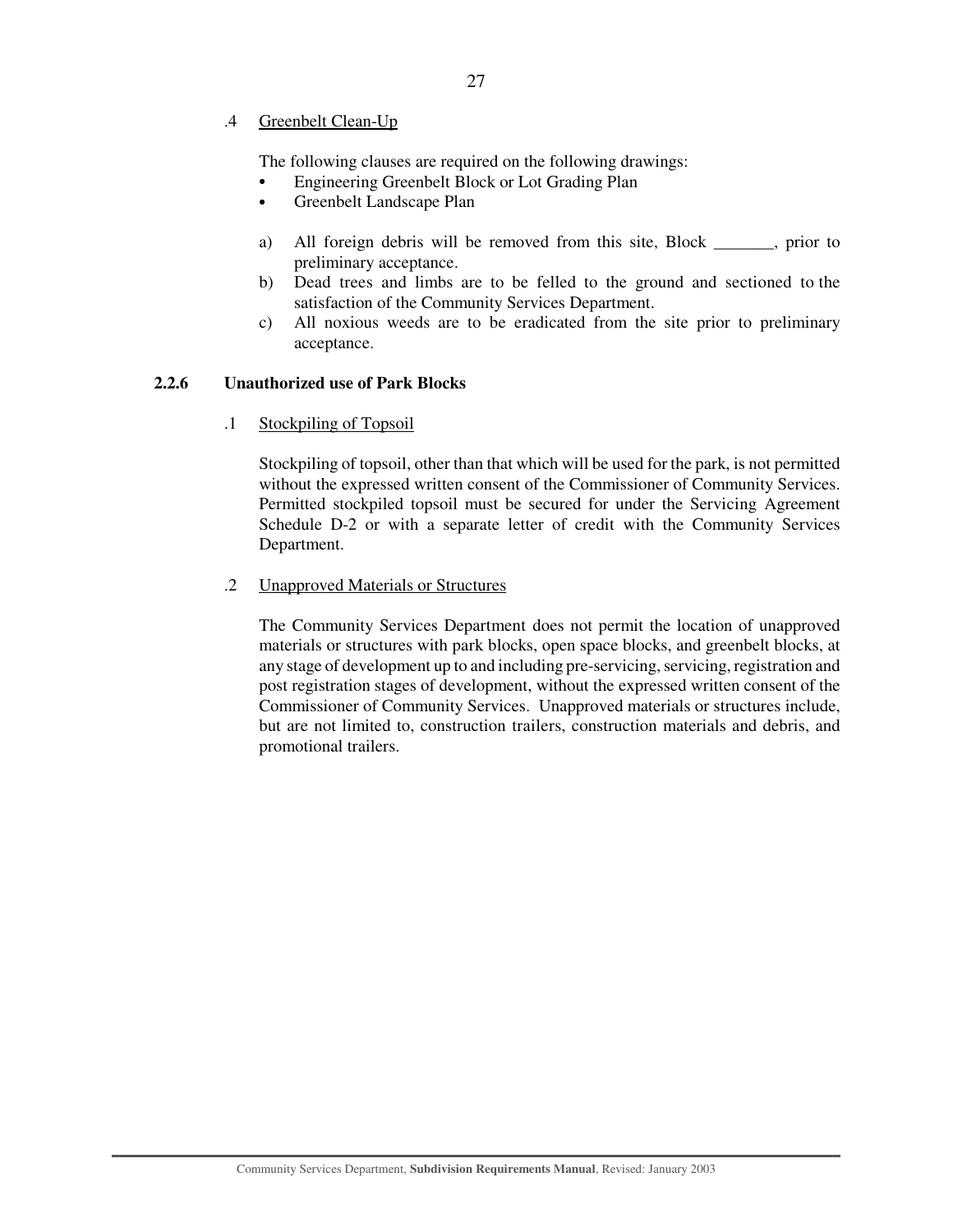.4 Greenbelt Clean-Up

The following clauses are required on the following drawings:

- Engineering Greenbelt Block or Lot Grading Plan
- Greenbelt Landscape Plan

a) All foreign debris will be removed from this site, Block _______, prior to preliminary acceptance.
b) Dead trees and limbs are to be felled to the ground and sectioned to the satisfaction of the Community Services Department.
c) All noxious weeds are to be eradicated from the site prior to preliminary acceptance.

### 2.2.6 Unauthorized use of Park Blocks

.1 Stockpiling of Topsoil

Stockpiling of topsoil, other than that which will be used for the park, is not permitted without the expressed written consent of the Commissioner of Community Services. Permitted stockpiled topsoil must be secured for under the Servicing Agreement Schedule D-2 or with a separate letter of credit with the Community Services Department.

.2 Unapproved Materials or Structures

The Community Services Department does not permit the location of unapproved materials or structures with park blocks, open space blocks, and greenbelt blocks, at any stage of development up to and including pre-servicing, servicing, registration and post registration stages of development, without the expressed written consent of the Commissioner of Community Services. Unapproved materials or structures include, but are not limited to, construction trailers, construction materials and debris, and promotional trailers.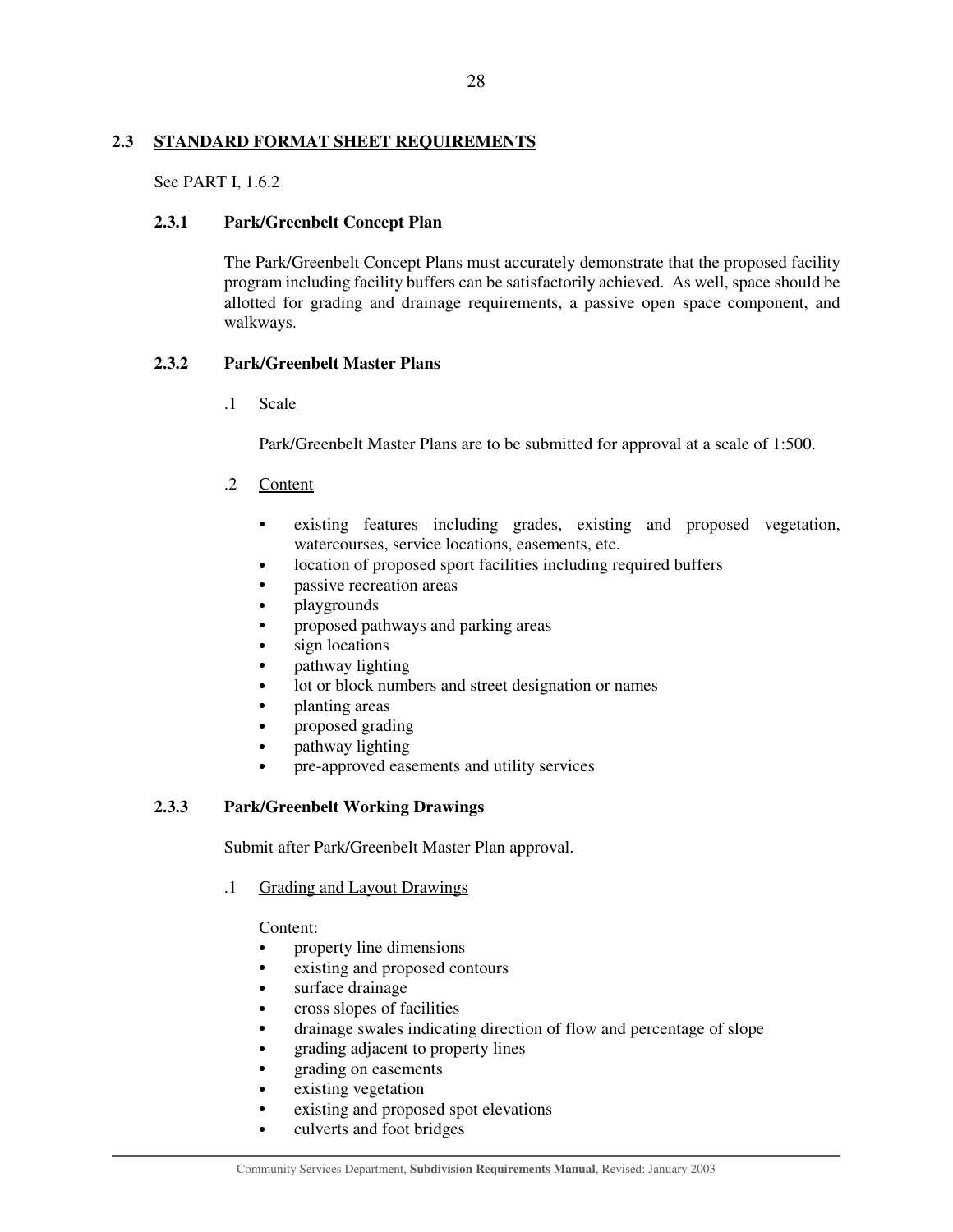## 2.3 STANDARD FORMAT SHEET REQUIREMENTS

See PART I, 1.6.2

### 2.3.1 Park/Greenbelt Concept Plan

The Park/Greenbelt Concept Plans must accurately demonstrate that the proposed facility program including facility buffers can be satisfactorily achieved. As well, space should be allotted for grading and drainage requirements, a passive open space component, and walkways.

### 2.3.2 Park/Greenbelt Master Plans

.1 Scale

Park/Greenbelt Master Plans are to be submitted for approval at a scale of 1:500.

.2 Content

- existing features including grades, existing and proposed vegetation, watercourses, service locations, easements, etc.
- location of proposed sport facilities including required buffers
- passive recreation areas
- playgrounds
- proposed pathways and parking areas
- sign locations
- pathway lighting
- lot or block numbers and street designation or names
- planting areas
- proposed grading
- pathway lighting
- pre-approved easements and utility services

### 2.3.3 Park/Greenbelt Working Drawings

Submit after Park/Greenbelt Master Plan approval.

.1 Grading and Layout Drawings

Content:

- property line dimensions
- existing and proposed contours
- surface drainage
- cross slopes of facilities
- drainage swales indicating direction of flow and percentage of slope
- grading adjacent to property lines
- grading on easements
- existing vegetation
- existing and proposed spot elevations
- culverts and foot bridges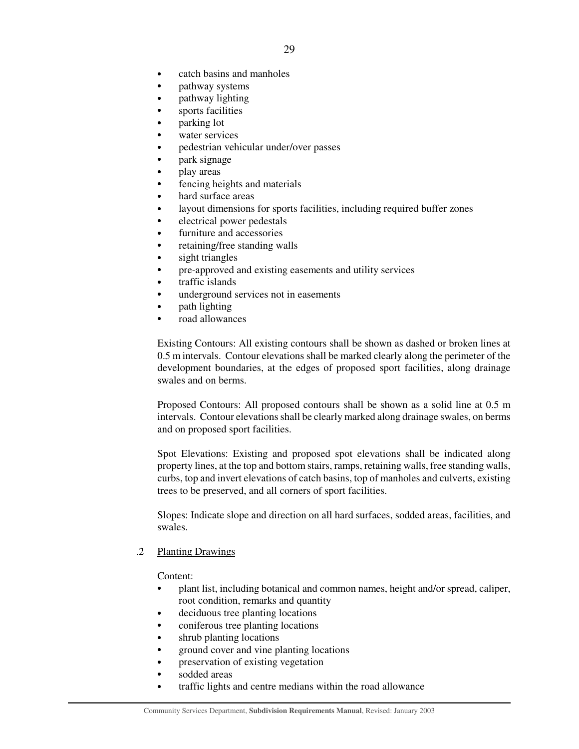- catch basins and manholes
- pathway systems
- pathway lighting
- sports facilities
- parking lot
- water services
- pedestrian vehicular under/over passes
- park signage
- play areas
- fencing heights and materials
- hard surface areas
- layout dimensions for sports facilities, including required buffer zones
- electrical power pedestals
- furniture and accessories
- retaining/free standing walls
- sight triangles
- pre-approved and existing easements and utility services
- traffic islands
- underground services not in easements
- path lighting
- road allowances

Existing Contours: All existing contours shall be shown as dashed or broken lines at 0.5 m intervals. Contour elevations shall be marked clearly along the perimeter of the development boundaries, at the edges of proposed sport facilities, along drainage swales and on berms.

Proposed Contours: All proposed contours shall be shown as a solid line at 0.5 m intervals. Contour elevations shall be clearly marked along drainage swales, on berms and on proposed sport facilities.

Spot Elevations: Existing and proposed spot elevations shall be indicated along property lines, at the top and bottom stairs, ramps, retaining walls, free standing walls, curbs, top and invert elevations of catch basins, top of manholes and culverts, existing trees to be preserved, and all corners of sport facilities.

Slopes: Indicate slope and direction on all hard surfaces, sodded areas, facilities, and swales.

.2 Planting Drawings

Content:

- plant list, including botanical and common names, height and/or spread, caliper, root condition, remarks and quantity
- deciduous tree planting locations
- coniferous tree planting locations
- shrub planting locations
- ground cover and vine planting locations
- preservation of existing vegetation
- sodded areas
- traffic lights and centre medians within the road allowance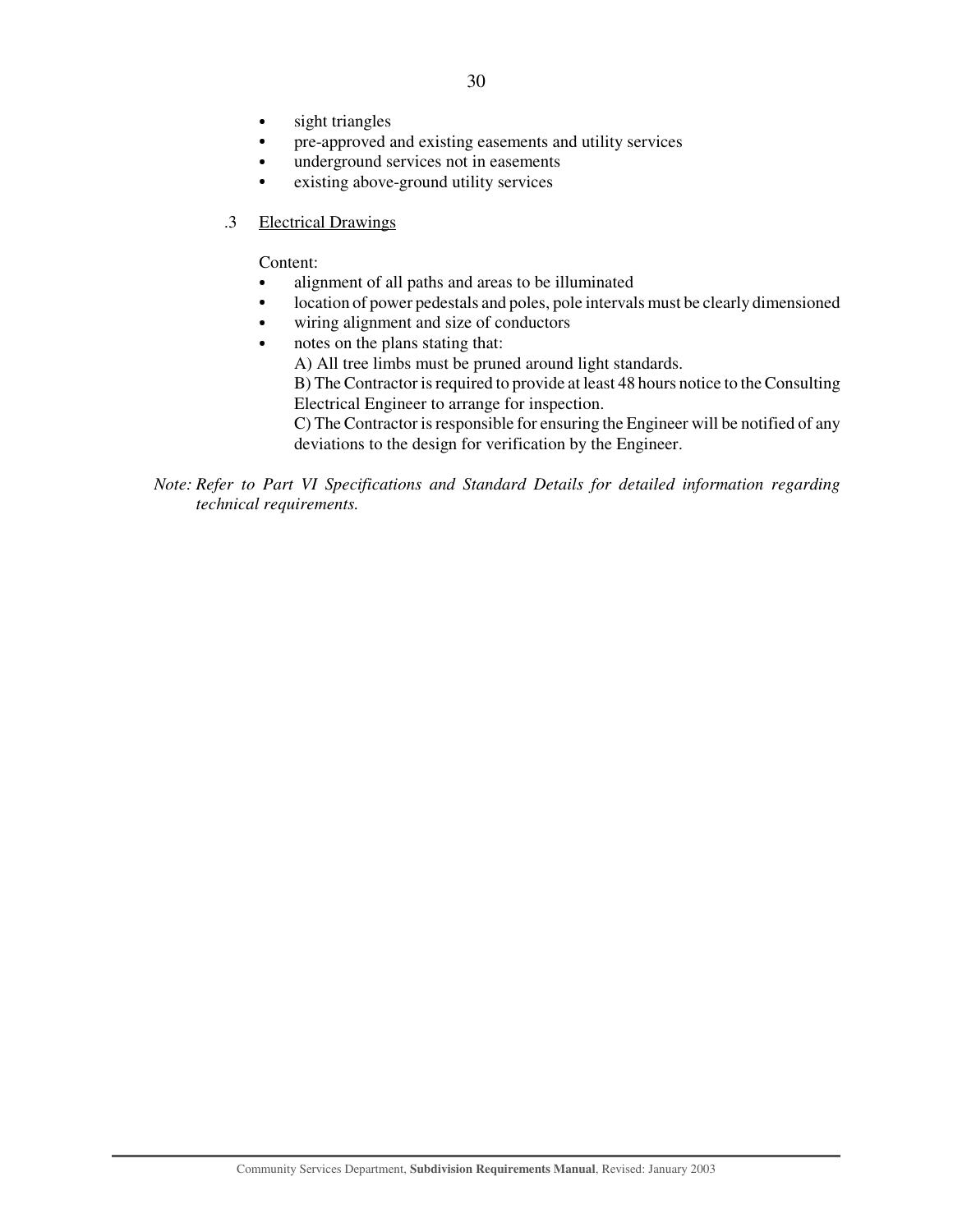- sight triangles
- pre-approved and existing easements and utility services
- underground services not in easements
- existing above-ground utility services

.3 Electrical Drawings

Content:

- alignment of all paths and areas to be illuminated
- location of power pedestals and poles, pole intervals must be clearly dimensioned
- wiring alignment and size of conductors
- notes on the plans stating that:

  A) All tree limbs must be pruned around light standards.

  B) The Contractor is required to provide at least 48 hours notice to the Consulting Electrical Engineer to arrange for inspection.

  C) The Contractor is responsible for ensuring the Engineer will be notified of any deviations to the design for verification by the Engineer.

*Note: Refer to Part VI Specifications and Standard Details for detailed information regarding technical requirements.*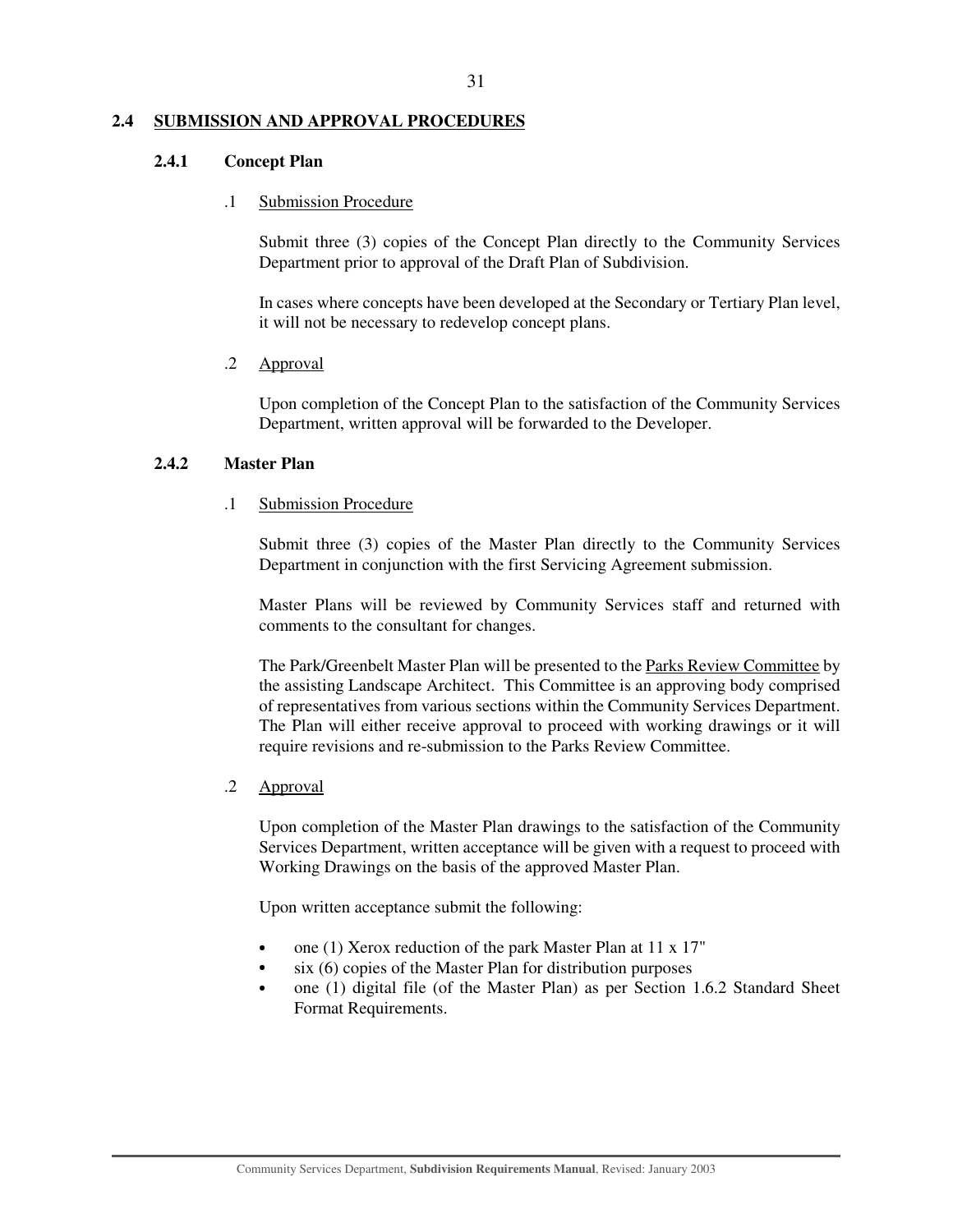## 2.4 SUBMISSION AND APPROVAL PROCEDURES

### 2.4.1 Concept Plan

.1 Submission Procedure

Submit three (3) copies of the Concept Plan directly to the Community Services Department prior to approval of the Draft Plan of Subdivision.

In cases where concepts have been developed at the Secondary or Tertiary Plan level, it will not be necessary to redevelop concept plans.

.2 Approval

Upon completion of the Concept Plan to the satisfaction of the Community Services Department, written approval will be forwarded to the Developer.

### 2.4.2 Master Plan

.1 Submission Procedure

Submit three (3) copies of the Master Plan directly to the Community Services Department in conjunction with the first Servicing Agreement submission.

Master Plans will be reviewed by Community Services staff and returned with comments to the consultant for changes.

The Park/Greenbelt Master Plan will be presented to the Parks Review Committee by the assisting Landscape Architect. This Committee is an approving body comprised of representatives from various sections within the Community Services Department. The Plan will either receive approval to proceed with working drawings or it will require revisions and re-submission to the Parks Review Committee.

.2 Approval

Upon completion of the Master Plan drawings to the satisfaction of the Community Services Department, written acceptance will be given with a request to proceed with Working Drawings on the basis of the approved Master Plan.

Upon written acceptance submit the following:

- one (1) Xerox reduction of the park Master Plan at 11 x 17"
- six (6) copies of the Master Plan for distribution purposes
- one (1) digital file (of the Master Plan) as per Section 1.6.2 Standard Sheet Format Requirements.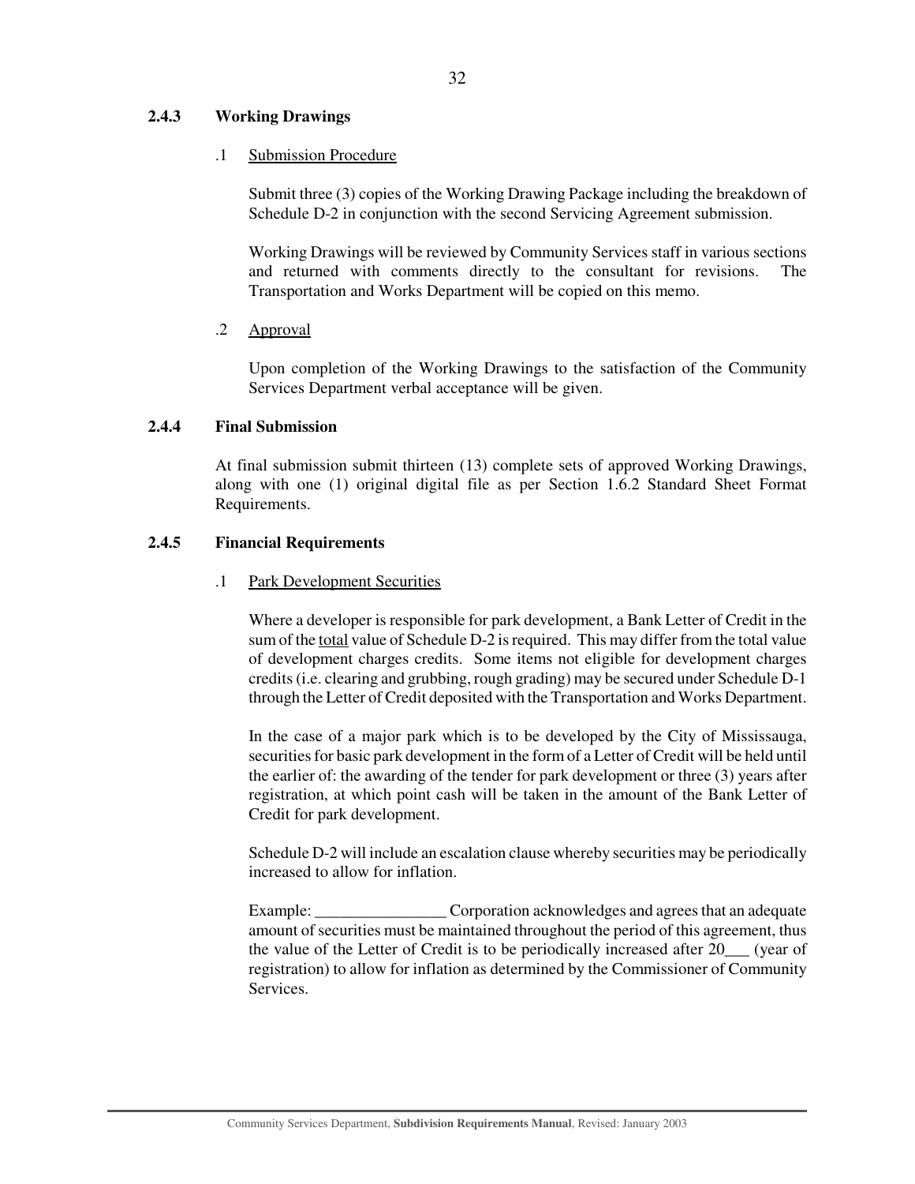### 2.4.3 Working Drawings

.1 Submission Procedure

Submit three (3) copies of the Working Drawing Package including the breakdown of Schedule D-2 in conjunction with the second Servicing Agreement submission.

Working Drawings will be reviewed by Community Services staff in various sections and returned with comments directly to the consultant for revisions. The Transportation and Works Department will be copied on this memo.

.2 Approval

Upon completion of the Working Drawings to the satisfaction of the Community Services Department verbal acceptance will be given.

### 2.4.4 Final Submission

At final submission submit thirteen (13) complete sets of approved Working Drawings, along with one (1) original digital file as per Section 1.6.2 Standard Sheet Format Requirements.

### 2.4.5 Financial Requirements

.1 Park Development Securities

Where a developer is responsible for park development, a Bank Letter of Credit in the sum of the total value of Schedule D-2 is required. This may differ from the total value of development charges credits. Some items not eligible for development charges credits (i.e. clearing and grubbing, rough grading) may be secured under Schedule D-1 through the Letter of Credit deposited with the Transportation and Works Department.

In the case of a major park which is to be developed by the City of Mississauga, securities for basic park development in the form of a Letter of Credit will be held until the earlier of: the awarding of the tender for park development or three (3) years after registration, at which point cash will be taken in the amount of the Bank Letter of Credit for park development.

Schedule D-2 will include an escalation clause whereby securities may be periodically increased to allow for inflation.

Example: ________________ Corporation acknowledges and agrees that an adequate amount of securities must be maintained throughout the period of this agreement, thus the value of the Letter of Credit is to be periodically increased after 20___ (year of registration) to allow for inflation as determined by the Commissioner of Community Services.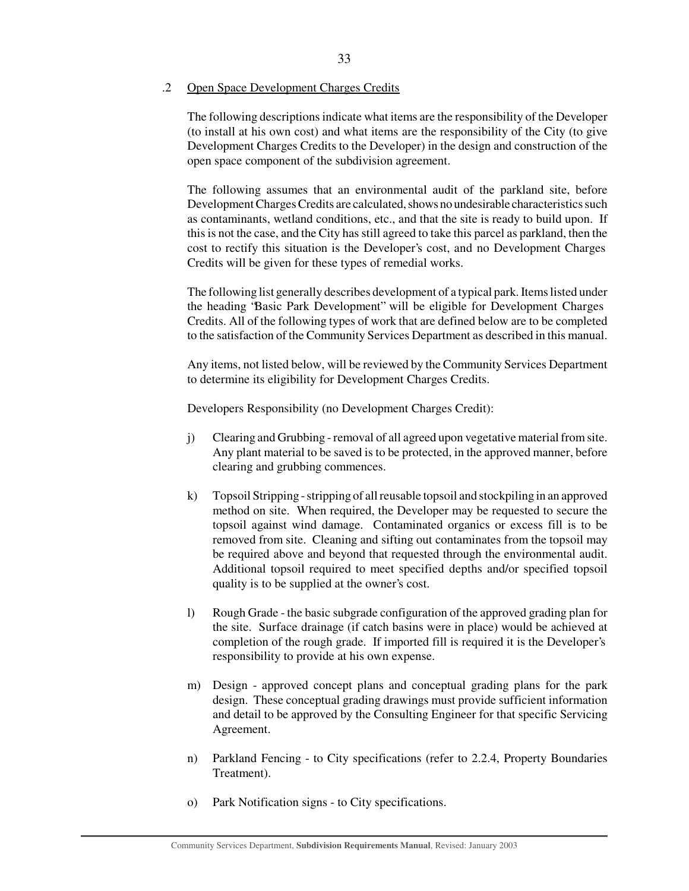.2 Open Space Development Charges Credits

The following descriptions indicate what items are the responsibility of the Developer (to install at his own cost) and what items are the responsibility of the City (to give Development Charges Credits to the Developer) in the design and construction of the open space component of the subdivision agreement.

The following assumes that an environmental audit of the parkland site, before Development Charges Credits are calculated, shows no undesirable characteristics such as contaminants, wetland conditions, etc., and that the site is ready to build upon. If this is not the case, and the City has still agreed to take this parcel as parkland, then the cost to rectify this situation is the Developer's cost, and no Development Charges Credits will be given for these types of remedial works.

The following list generally describes development of a typical park. Items listed under the heading "Basic Park Development" will be eligible for Development Charges Credits. All of the following types of work that are defined below are to be completed to the satisfaction of the Community Services Department as described in this manual.

Any items, not listed below, will be reviewed by the Community Services Department to determine its eligibility for Development Charges Credits.

Developers Responsibility (no Development Charges Credit):

j) Clearing and Grubbing - removal of all agreed upon vegetative material from site. Any plant material to be saved is to be protected, in the approved manner, before clearing and grubbing commences.

k) Topsoil Stripping - stripping of all reusable topsoil and stockpiling in an approved method on site. When required, the Developer may be requested to secure the topsoil against wind damage. Contaminated organics or excess fill is to be removed from site. Cleaning and sifting out contaminates from the topsoil may be required above and beyond that requested through the environmental audit. Additional topsoil required to meet specified depths and/or specified topsoil quality is to be supplied at the owner's cost.

l) Rough Grade - the basic subgrade configuration of the approved grading plan for the site. Surface drainage (if catch basins were in place) would be achieved at completion of the rough grade. If imported fill is required it is the Developer's responsibility to provide at his own expense.

m) Design - approved concept plans and conceptual grading plans for the park design. These conceptual grading drawings must provide sufficient information and detail to be approved by the Consulting Engineer for that specific Servicing Agreement.

n) Parkland Fencing - to City specifications (refer to 2.2.4, Property Boundaries Treatment).

o) Park Notification signs - to City specifications.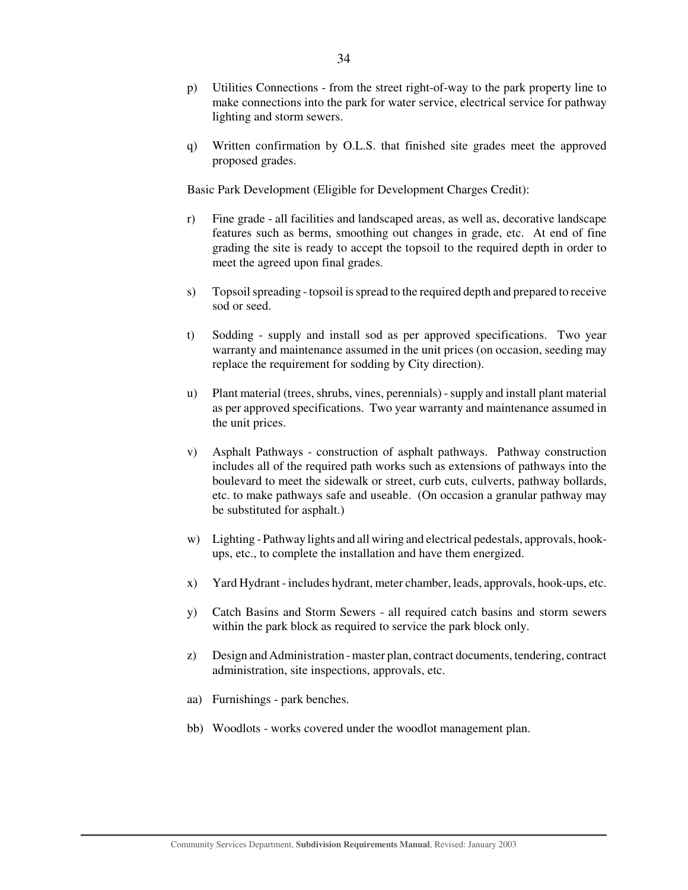p) Utilities Connections - from the street right-of-way to the park property line to make connections into the park for water service, electrical service for pathway lighting and storm sewers.

q) Written confirmation by O.L.S. that finished site grades meet the approved proposed grades.

Basic Park Development (Eligible for Development Charges Credit):

r) Fine grade - all facilities and landscaped areas, as well as, decorative landscape features such as berms, smoothing out changes in grade, etc. At end of fine grading the site is ready to accept the topsoil to the required depth in order to meet the agreed upon final grades.

s) Topsoil spreading - topsoil is spread to the required depth and prepared to receive sod or seed.

t) Sodding - supply and install sod as per approved specifications. Two year warranty and maintenance assumed in the unit prices (on occasion, seeding may replace the requirement for sodding by City direction).

u) Plant material (trees, shrubs, vines, perennials) - supply and install plant material as per approved specifications. Two year warranty and maintenance assumed in the unit prices.

v) Asphalt Pathways - construction of asphalt pathways. Pathway construction includes all of the required path works such as extensions of pathways into the boulevard to meet the sidewalk or street, curb cuts, culverts, pathway bollards, etc. to make pathways safe and useable. (On occasion a granular pathway may be substituted for asphalt.)

w) Lighting - Pathway lights and all wiring and electrical pedestals, approvals, hook-ups, etc., to complete the installation and have them energized.

x) Yard Hydrant - includes hydrant, meter chamber, leads, approvals, hook-ups, etc.

y) Catch Basins and Storm Sewers - all required catch basins and storm sewers within the park block as required to service the park block only.

z) Design and Administration - master plan, contract documents, tendering, contract administration, site inspections, approvals, etc.

aa) Furnishings - park benches.

bb) Woodlots - works covered under the woodlot management plan.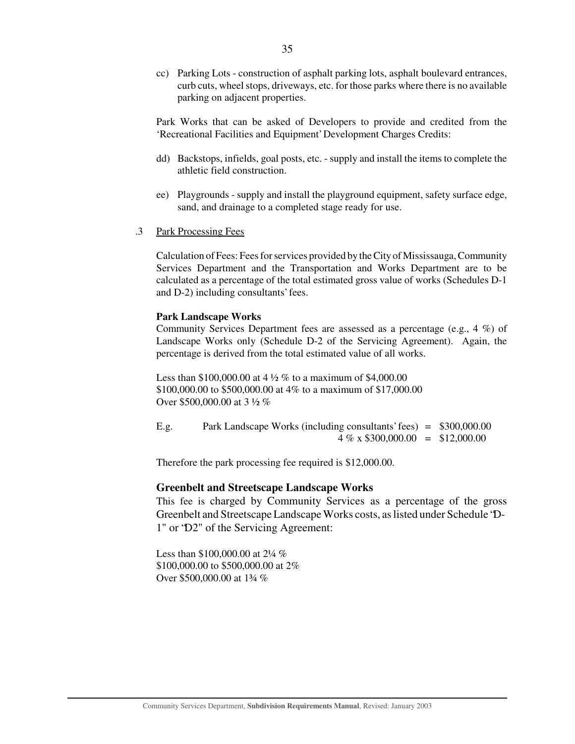cc) Parking Lots - construction of asphalt parking lots, asphalt boulevard entrances, curb cuts, wheel stops, driveways, etc. for those parks where there is no available parking on adjacent properties.

Park Works that can be asked of Developers to provide and credited from the 'Recreational Facilities and Equipment' Development Charges Credits:

dd) Backstops, infields, goal posts, etc. - supply and install the items to complete the athletic field construction.

ee) Playgrounds - supply and install the playground equipment, safety surface edge, sand, and drainage to a completed stage ready for use.

.3 Park Processing Fees

Calculation of Fees: Fees for services provided by the City of Mississauga, Community Services Department and the Transportation and Works Department are to be calculated as a percentage of the total estimated gross value of works (Schedules D-1 and D-2) including consultants' fees.

**Park Landscape Works**

Community Services Department fees are assessed as a percentage (e.g., 4 %) of Landscape Works only (Schedule D-2 of the Servicing Agreement). Again, the percentage is derived from the total estimated value of all works.

Less than $100,000.00 at 4 ½ % to a maximum of $4,000.00
$100,000.00 to $500,000.00 at 4% to a maximum of $17,000.00
Over $500,000.00 at 3 ½ %

E.g. Park Landscape Works (including consultants' fees) = $300,000.00
4 % x $300,000.00 = $12,000.00

Therefore the park processing fee required is $12,000.00.

### Greenbelt and Streetscape Landscape Works

This fee is charged by Community Services as a percentage of the gross Greenbelt and Streetscape Landscape Works costs, as listed under Schedule 'D-1" or 'D2" of the Servicing Agreement:

Less than $100,000.00 at 2¼ %
$100,000.00 to $500,000.00 at 2%
Over $500,000.00 at 1¾ %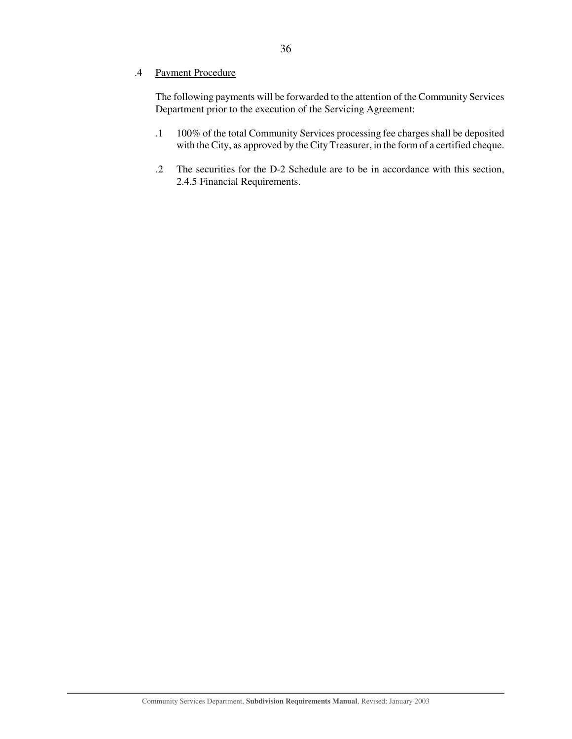.4 Payment Procedure

The following payments will be forwarded to the attention of the Community Services Department prior to the execution of the Servicing Agreement:

.1 100% of the total Community Services processing fee charges shall be deposited with the City, as approved by the City Treasurer, in the form of a certified cheque.

.2 The securities for the D-2 Schedule are to be in accordance with this section, 2.4.5 Financial Requirements.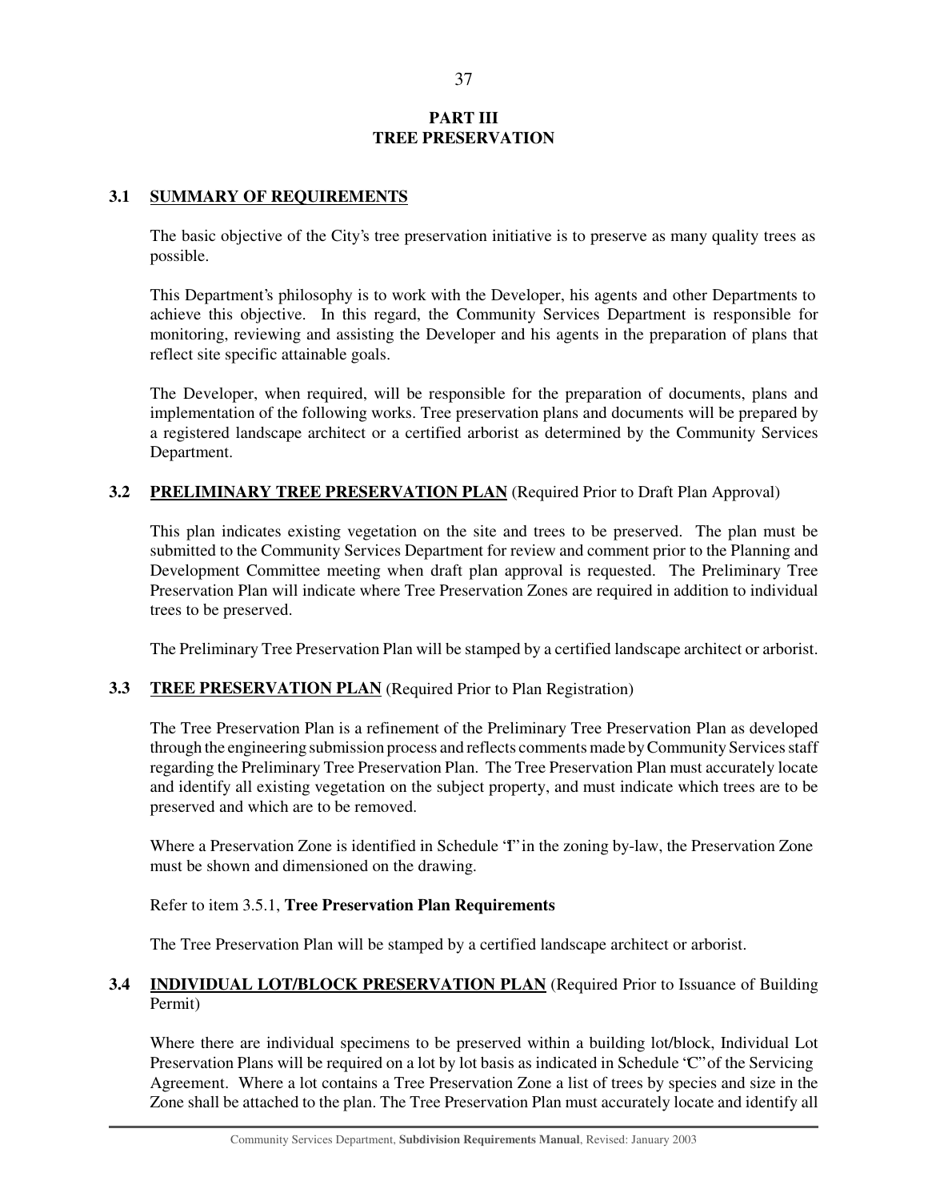# PART III
# TREE PRESERVATION

## 3.1 SUMMARY OF REQUIREMENTS

The basic objective of the City's tree preservation initiative is to preserve as many quality trees as possible.

This Department's philosophy is to work with the Developer, his agents and other Departments to achieve this objective. In this regard, the Community Services Department is responsible for monitoring, reviewing and assisting the Developer and his agents in the preparation of plans that reflect site specific attainable goals.

The Developer, when required, will be responsible for the preparation of documents, plans and implementation of the following works. Tree preservation plans and documents will be prepared by a registered landscape architect or a certified arborist as determined by the Community Services Department.

## 3.2 PRELIMINARY TREE PRESERVATION PLAN (Required Prior to Draft Plan Approval)

This plan indicates existing vegetation on the site and trees to be preserved. The plan must be submitted to the Community Services Department for review and comment prior to the Planning and Development Committee meeting when draft plan approval is requested. The Preliminary Tree Preservation Plan will indicate where Tree Preservation Zones are required in addition to individual trees to be preserved.

The Preliminary Tree Preservation Plan will be stamped by a certified landscape architect or arborist.

## 3.3 TREE PRESERVATION PLAN (Required Prior to Plan Registration)

The Tree Preservation Plan is a refinement of the Preliminary Tree Preservation Plan as developed through the engineering submission process and reflects comments made by Community Services staff regarding the Preliminary Tree Preservation Plan. The Tree Preservation Plan must accurately locate and identify all existing vegetation on the subject property, and must indicate which trees are to be preserved and which are to be removed.

Where a Preservation Zone is identified in Schedule 'I' in the zoning by-law, the Preservation Zone must be shown and dimensioned on the drawing.

Refer to item 3.5.1, **Tree Preservation Plan Requirements**

The Tree Preservation Plan will be stamped by a certified landscape architect or arborist.

## 3.4 INDIVIDUAL LOT/BLOCK PRESERVATION PLAN (Required Prior to Issuance of Building Permit)

Where there are individual specimens to be preserved within a building lot/block, Individual Lot Preservation Plans will be required on a lot by lot basis as indicated in Schedule 'C' of the Servicing Agreement. Where a lot contains a Tree Preservation Zone a list of trees by species and size in the Zone shall be attached to the plan. The Tree Preservation Plan must accurately locate and identify all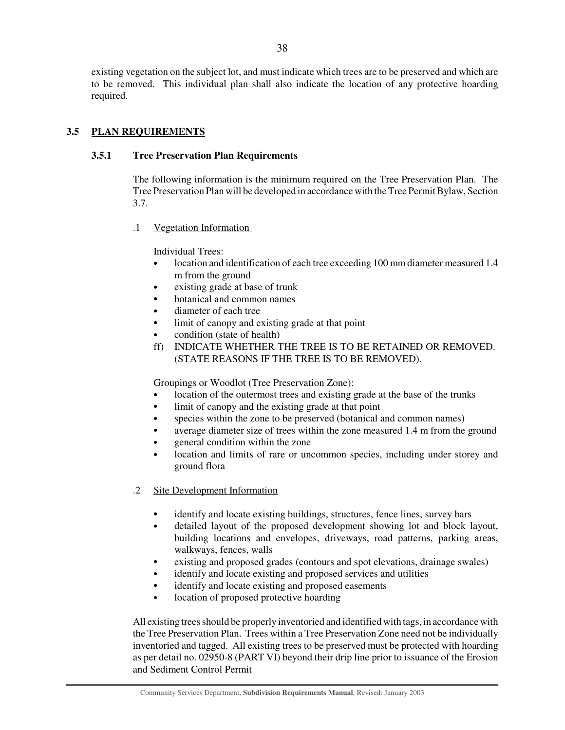existing vegetation on the subject lot, and must indicate which trees are to be preserved and which are to be removed. This individual plan shall also indicate the location of any protective hoarding required.

## 3.5 PLAN REQUIREMENTS

### 3.5.1 Tree Preservation Plan Requirements

The following information is the minimum required on the Tree Preservation Plan. The Tree Preservation Plan will be developed in accordance with the Tree Permit Bylaw, Section 3.7.

.1 Vegetation Information

Individual Trees:

- location and identification of each tree exceeding 100 mm diameter measured 1.4 m from the ground
- existing grade at base of trunk
- botanical and common names
- diameter of each tree
- limit of canopy and existing grade at that point
- condition (state of health)

ff) INDICATE WHETHER THE TREE IS TO BE RETAINED OR REMOVED. (STATE REASONS IF THE TREE IS TO BE REMOVED).

Groupings or Woodlot (Tree Preservation Zone):

- location of the outermost trees and existing grade at the base of the trunks
- limit of canopy and the existing grade at that point
- species within the zone to be preserved (botanical and common names)
- average diameter size of trees within the zone measured 1.4 m from the ground
- general condition within the zone
- location and limits of rare or uncommon species, including under storey and ground flora

.2 Site Development Information

- identify and locate existing buildings, structures, fence lines, survey bars
- detailed layout of the proposed development showing lot and block layout, building locations and envelopes, driveways, road patterns, parking areas, walkways, fences, walls
- existing and proposed grades (contours and spot elevations, drainage swales)
- identify and locate existing and proposed services and utilities
- identify and locate existing and proposed easements
- location of proposed protective hoarding

All existing trees should be properly inventoried and identified with tags, in accordance with the Tree Preservation Plan. Trees within a Tree Preservation Zone need not be individually inventoried and tagged. All existing trees to be preserved must be protected with hoarding as per detail no. 02950-8 (PART VI) beyond their drip line prior to issuance of the Erosion and Sediment Control Permit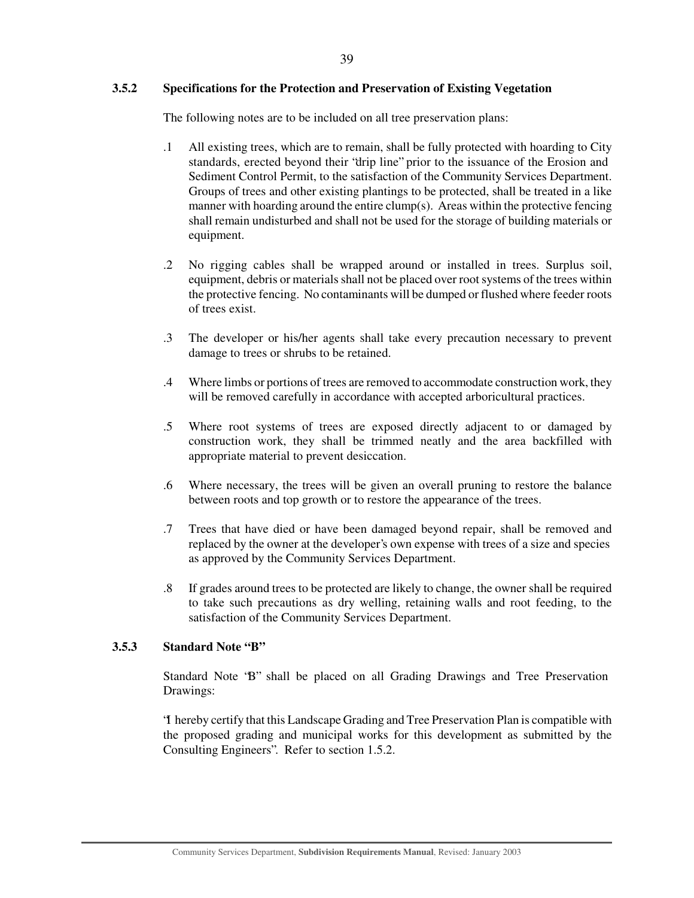### 3.5.2 Specifications for the Protection and Preservation of Existing Vegetation

The following notes are to be included on all tree preservation plans:

.1 All existing trees, which are to remain, shall be fully protected with hoarding to City standards, erected beyond their "drip line" prior to the issuance of the Erosion and Sediment Control Permit, to the satisfaction of the Community Services Department. Groups of trees and other existing plantings to be protected, shall be treated in a like manner with hoarding around the entire clump(s). Areas within the protective fencing shall remain undisturbed and shall not be used for the storage of building materials or equipment.

.2 No rigging cables shall be wrapped around or installed in trees. Surplus soil, equipment, debris or materials shall not be placed over root systems of the trees within the protective fencing. No contaminants will be dumped or flushed where feeder roots of trees exist.

.3 The developer or his/her agents shall take every precaution necessary to prevent damage to trees or shrubs to be retained.

.4 Where limbs or portions of trees are removed to accommodate construction work, they will be removed carefully in accordance with accepted arboricultural practices.

.5 Where root systems of trees are exposed directly adjacent to or damaged by construction work, they shall be trimmed neatly and the area backfilled with appropriate material to prevent desiccation.

.6 Where necessary, the trees will be given an overall pruning to restore the balance between roots and top growth or to restore the appearance of the trees.

.7 Trees that have died or have been damaged beyond repair, shall be removed and replaced by the owner at the developer's own expense with trees of a size and species as approved by the Community Services Department.

.8 If grades around trees to be protected are likely to change, the owner shall be required to take such precautions as dry welling, retaining walls and root feeding, to the satisfaction of the Community Services Department.

### 3.5.3 Standard Note "B"

Standard Note "B" shall be placed on all Grading Drawings and Tree Preservation Drawings:

"I hereby certify that this Landscape Grading and Tree Preservation Plan is compatible with the proposed grading and municipal works for this development as submitted by the Consulting Engineers". Refer to section 1.5.2.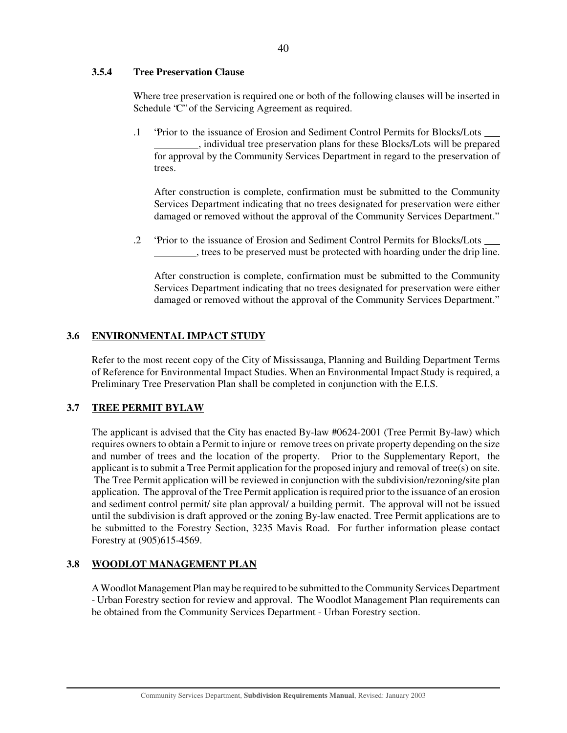#### 3.5.4 Tree Preservation Clause

Where tree preservation is required one or both of the following clauses will be inserted in Schedule "C" of the Servicing Agreement as required.

.1 "Prior to the issuance of Erosion and Sediment Control Permits for Blocks/Lots ___ ________, individual tree preservation plans for these Blocks/Lots will be prepared for approval by the Community Services Department in regard to the preservation of trees.

After construction is complete, confirmation must be submitted to the Community Services Department indicating that no trees designated for preservation were either damaged or removed without the approval of the Community Services Department."

.2 "Prior to the issuance of Erosion and Sediment Control Permits for Blocks/Lots ___ ________, trees to be preserved must be protected with hoarding under the drip line.

After construction is complete, confirmation must be submitted to the Community Services Department indicating that no trees designated for preservation were either damaged or removed without the approval of the Community Services Department."

### 3.6 ENVIRONMENTAL IMPACT STUDY

Refer to the most recent copy of the City of Mississauga, Planning and Building Department Terms of Reference for Environmental Impact Studies. When an Environmental Impact Study is required, a Preliminary Tree Preservation Plan shall be completed in conjunction with the E.I.S.

### 3.7 TREE PERMIT BYLAW

The applicant is advised that the City has enacted By-law #0624-2001 (Tree Permit By-law) which requires owners to obtain a Permit to injure or remove trees on private property depending on the size and number of trees and the location of the property. Prior to the Supplementary Report, the applicant is to submit a Tree Permit application for the proposed injury and removal of tree(s) on site. The Tree Permit application will be reviewed in conjunction with the subdivision/rezoning/site plan application. The approval of the Tree Permit application is required prior to the issuance of an erosion and sediment control permit/ site plan approval/ a building permit. The approval will not be issued until the subdivision is draft approved or the zoning By-law enacted. Tree Permit applications are to be submitted to the Forestry Section, 3235 Mavis Road. For further information please contact Forestry at (905)615-4569.

### 3.8 WOODLOT MANAGEMENT PLAN

A Woodlot Management Plan may be required to be submitted to the Community Services Department - Urban Forestry section for review and approval. The Woodlot Management Plan requirements can be obtained from the Community Services Department - Urban Forestry section.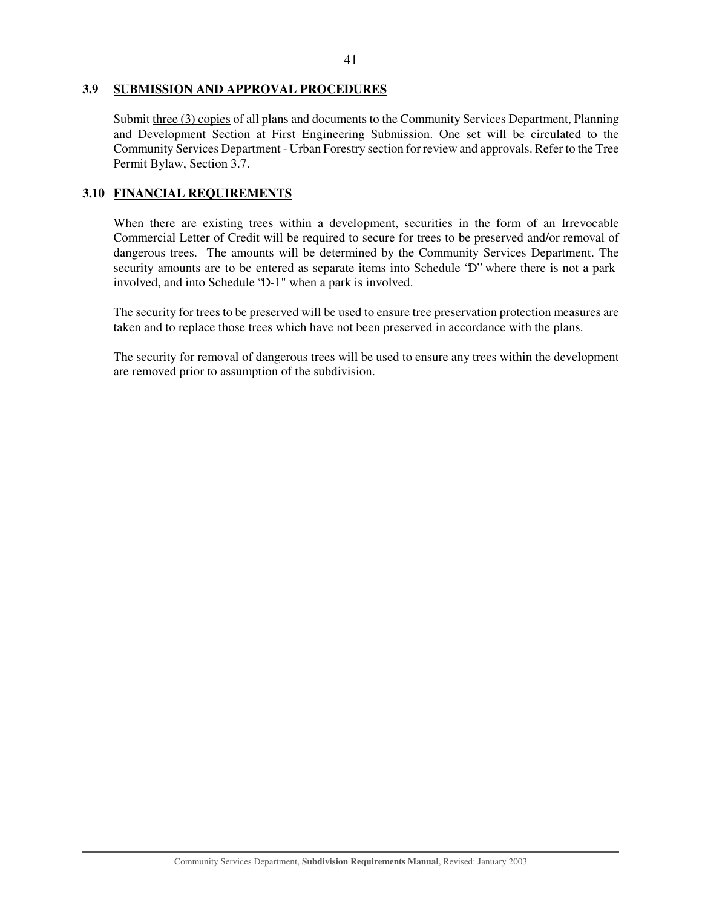### 3.9 SUBMISSION AND APPROVAL PROCEDURES

Submit <u>three (3) copies</u> of all plans and documents to the Community Services Department, Planning and Development Section at First Engineering Submission. One set will be circulated to the Community Services Department - Urban Forestry section for review and approvals. Refer to the Tree Permit Bylaw, Section 3.7.

### 3.10 FINANCIAL REQUIREMENTS

When there are existing trees within a development, securities in the form of an Irrevocable Commercial Letter of Credit will be required to secure for trees to be preserved and/or removal of dangerous trees. The amounts will be determined by the Community Services Department. The security amounts are to be entered as separate items into Schedule 'D" where there is not a park involved, and into Schedule 'D-1" when a park is involved.

The security for trees to be preserved will be used to ensure tree preservation protection measures are taken and to replace those trees which have not been preserved in accordance with the plans.

The security for removal of dangerous trees will be used to ensure any trees within the development are removed prior to assumption of the subdivision.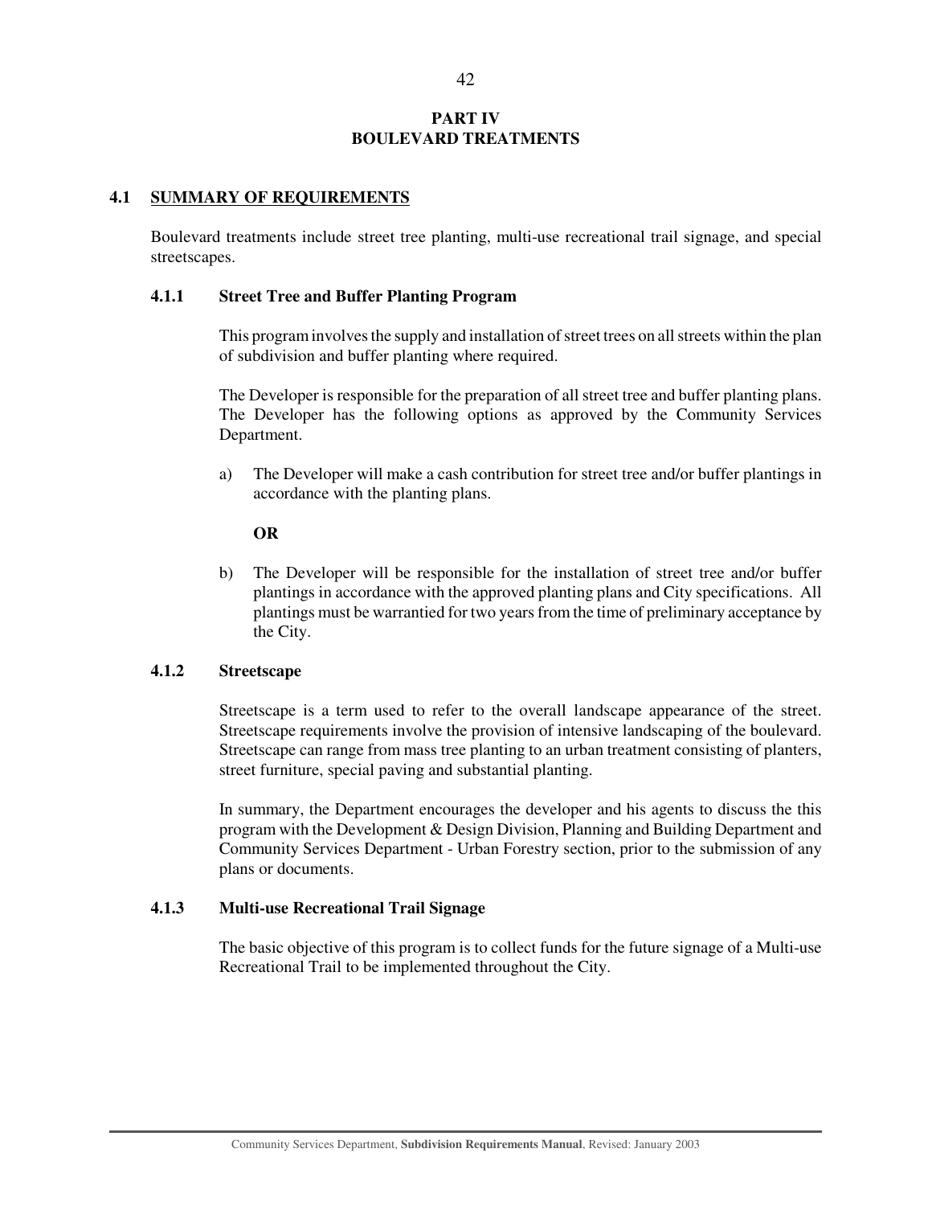# PART IV
# BOULEVARD TREATMENTS

## 4.1 SUMMARY OF REQUIREMENTS

Boulevard treatments include street tree planting, multi-use recreational trail signage, and special streetscapes.

### 4.1.1 Street Tree and Buffer Planting Program

This program involves the supply and installation of street trees on all streets within the plan of subdivision and buffer planting where required.

The Developer is responsible for the preparation of all street tree and buffer planting plans. The Developer has the following options as approved by the Community Services Department.

a) The Developer will make a cash contribution for street tree and/or buffer plantings in accordance with the planting plans.

**OR**

b) The Developer will be responsible for the installation of street tree and/or buffer plantings in accordance with the approved planting plans and City specifications. All plantings must be warrantied for two years from the time of preliminary acceptance by the City.

### 4.1.2 Streetscape

Streetscape is a term used to refer to the overall landscape appearance of the street. Streetscape requirements involve the provision of intensive landscaping of the boulevard. Streetscape can range from mass tree planting to an urban treatment consisting of planters, street furniture, special paving and substantial planting.

In summary, the Department encourages the developer and his agents to discuss the this program with the Development & Design Division, Planning and Building Department and Community Services Department - Urban Forestry section, prior to the submission of any plans or documents.

### 4.1.3 Multi-use Recreational Trail Signage

The basic objective of this program is to collect funds for the future signage of a Multi-use Recreational Trail to be implemented throughout the City.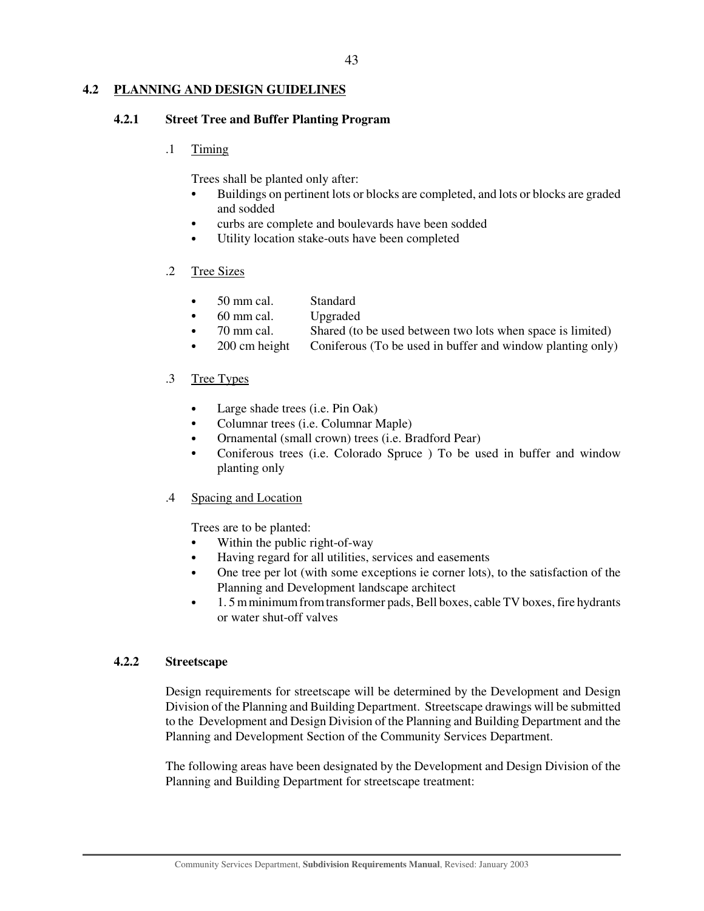## 4.2 PLANNING AND DESIGN GUIDELINES

### 4.2.1 Street Tree and Buffer Planting Program

.1 Timing

Trees shall be planted only after:

- Buildings on pertinent lots or blocks are completed, and lots or blocks are graded and sodded
- curbs are complete and boulevards have been sodded
- Utility location stake-outs have been completed

.2 Tree Sizes

- 50 mm cal. Standard
- 60 mm cal. Upgraded
- 70 mm cal. Shared (to be used between two lots when space is limited)
- 200 cm height Coniferous (To be used in buffer and window planting only)

.3 Tree Types

- Large shade trees (i.e. Pin Oak)
- Columnar trees (i.e. Columnar Maple)
- Ornamental (small crown) trees (i.e. Bradford Pear)
- Coniferous trees (i.e. Colorado Spruce ) To be used in buffer and window planting only

.4 Spacing and Location

Trees are to be planted:

- Within the public right-of-way
- Having regard for all utilities, services and easements
- One tree per lot (with some exceptions ie corner lots), to the satisfaction of the Planning and Development landscape architect
- 1. 5 m minimum from transformer pads, Bell boxes, cable TV boxes, fire hydrants or water shut-off valves

### 4.2.2 Streetscape

Design requirements for streetscape will be determined by the Development and Design Division of the Planning and Building Department. Streetscape drawings will be submitted to the Development and Design Division of the Planning and Building Department and the Planning and Development Section of the Community Services Department.

The following areas have been designated by the Development and Design Division of the Planning and Building Department for streetscape treatment: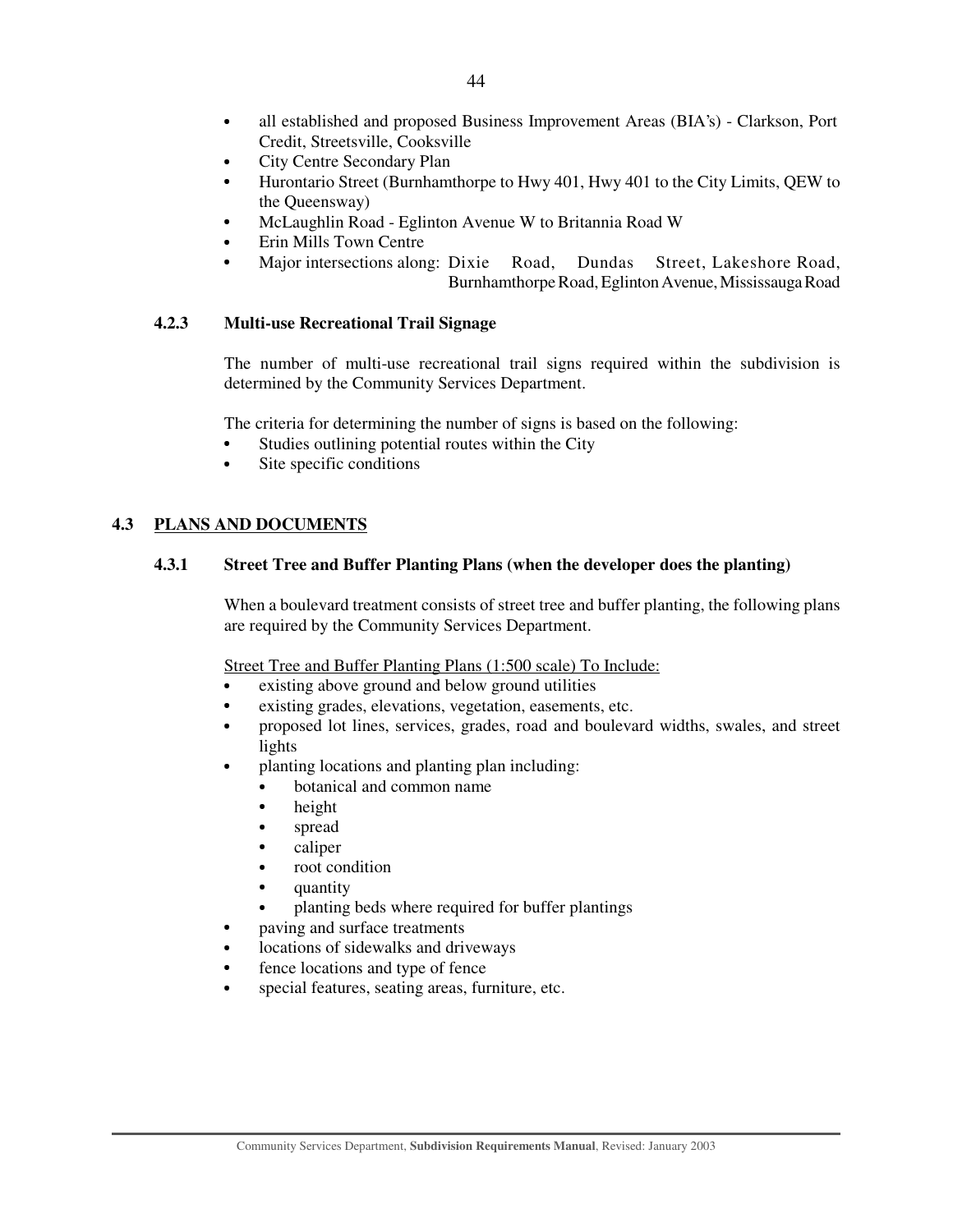- all established and proposed Business Improvement Areas (BIA's) - Clarkson, Port Credit, Streetsville, Cooksville
- City Centre Secondary Plan
- Hurontario Street (Burnhamthorpe to Hwy 401, Hwy 401 to the City Limits, QEW to the Queensway)
- McLaughlin Road - Eglinton Avenue W to Britannia Road W
- Erin Mills Town Centre
- Major intersections along: Dixie Road, Dundas Street, Lakeshore Road, Burnhamthorpe Road, Eglinton Avenue, Mississauga Road

### 4.2.3 Multi-use Recreational Trail Signage

The number of multi-use recreational trail signs required within the subdivision is determined by the Community Services Department.

The criteria for determining the number of signs is based on the following:

- Studies outlining potential routes within the City
- Site specific conditions

## 4.3 PLANS AND DOCUMENTS

### 4.3.1 Street Tree and Buffer Planting Plans (when the developer does the planting)

When a boulevard treatment consists of street tree and buffer planting, the following plans are required by the Community Services Department.

Street Tree and Buffer Planting Plans (1:500 scale) To Include:

- existing above ground and below ground utilities
- existing grades, elevations, vegetation, easements, etc.
- proposed lot lines, services, grades, road and boulevard widths, swales, and street lights
- planting locations and planting plan including:
  - botanical and common name
  - height
  - spread
  - caliper
  - root condition
  - quantity
  - planting beds where required for buffer plantings
- paving and surface treatments
- locations of sidewalks and driveways
- fence locations and type of fence
- special features, seating areas, furniture, etc.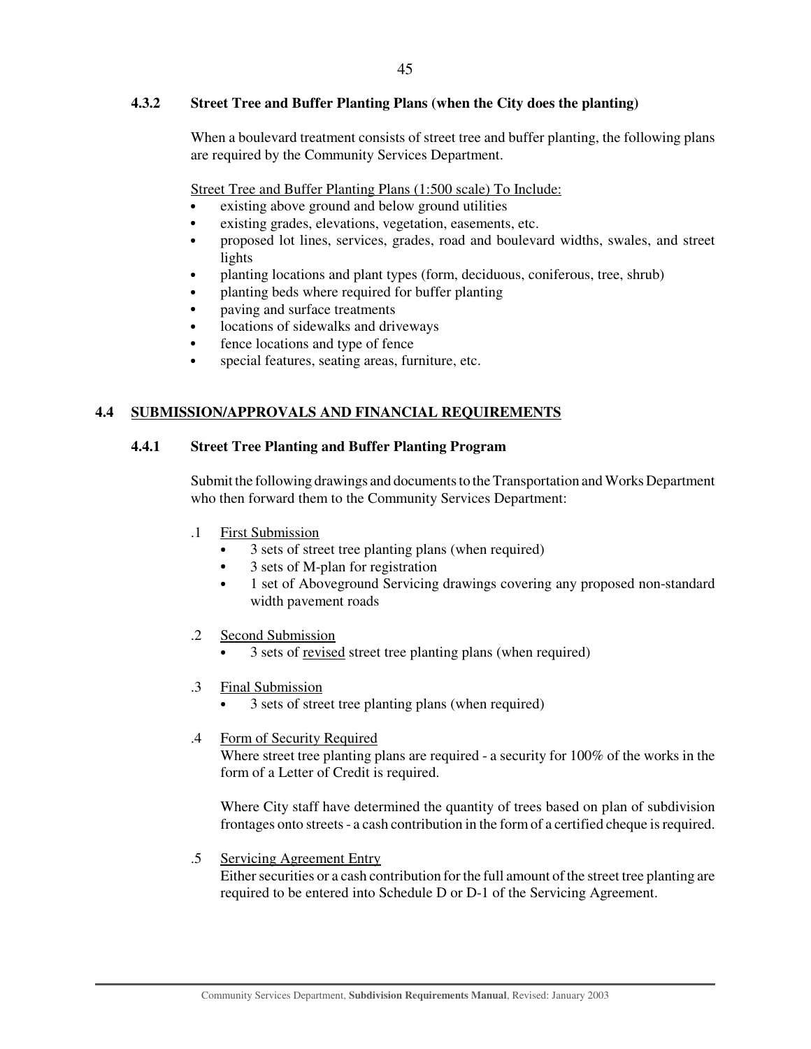### 4.3.2 Street Tree and Buffer Planting Plans (when the City does the planting)

When a boulevard treatment consists of street tree and buffer planting, the following plans are required by the Community Services Department.

Street Tree and Buffer Planting Plans (1:500 scale) To Include:

- existing above ground and below ground utilities
- existing grades, elevations, vegetation, easements, etc.
- proposed lot lines, services, grades, road and boulevard widths, swales, and street lights
- planting locations and plant types (form, deciduous, coniferous, tree, shrub)
- planting beds where required for buffer planting
- paving and surface treatments
- locations of sidewalks and driveways
- fence locations and type of fence
- special features, seating areas, furniture, etc.

## 4.4 SUBMISSION/APPROVALS AND FINANCIAL REQUIREMENTS

### 4.4.1 Street Tree Planting and Buffer Planting Program

Submit the following drawings and documents to the Transportation and Works Department who then forward them to the Community Services Department:

.1 First Submission
- 3 sets of street tree planting plans (when required)
- 3 sets of M-plan for registration
- 1 set of Aboveground Servicing drawings covering any proposed non-standard width pavement roads

.2 Second Submission
- 3 sets of revised street tree planting plans (when required)

.3 Final Submission
- 3 sets of street tree planting plans (when required)

.4 Form of Security Required

Where street tree planting plans are required - a security for 100% of the works in the form of a Letter of Credit is required.

Where City staff have determined the quantity of trees based on plan of subdivision frontages onto streets - a cash contribution in the form of a certified cheque is required.

.5 Servicing Agreement Entry

Either securities or a cash contribution for the full amount of the street tree planting are required to be entered into Schedule D or D-1 of the Servicing Agreement.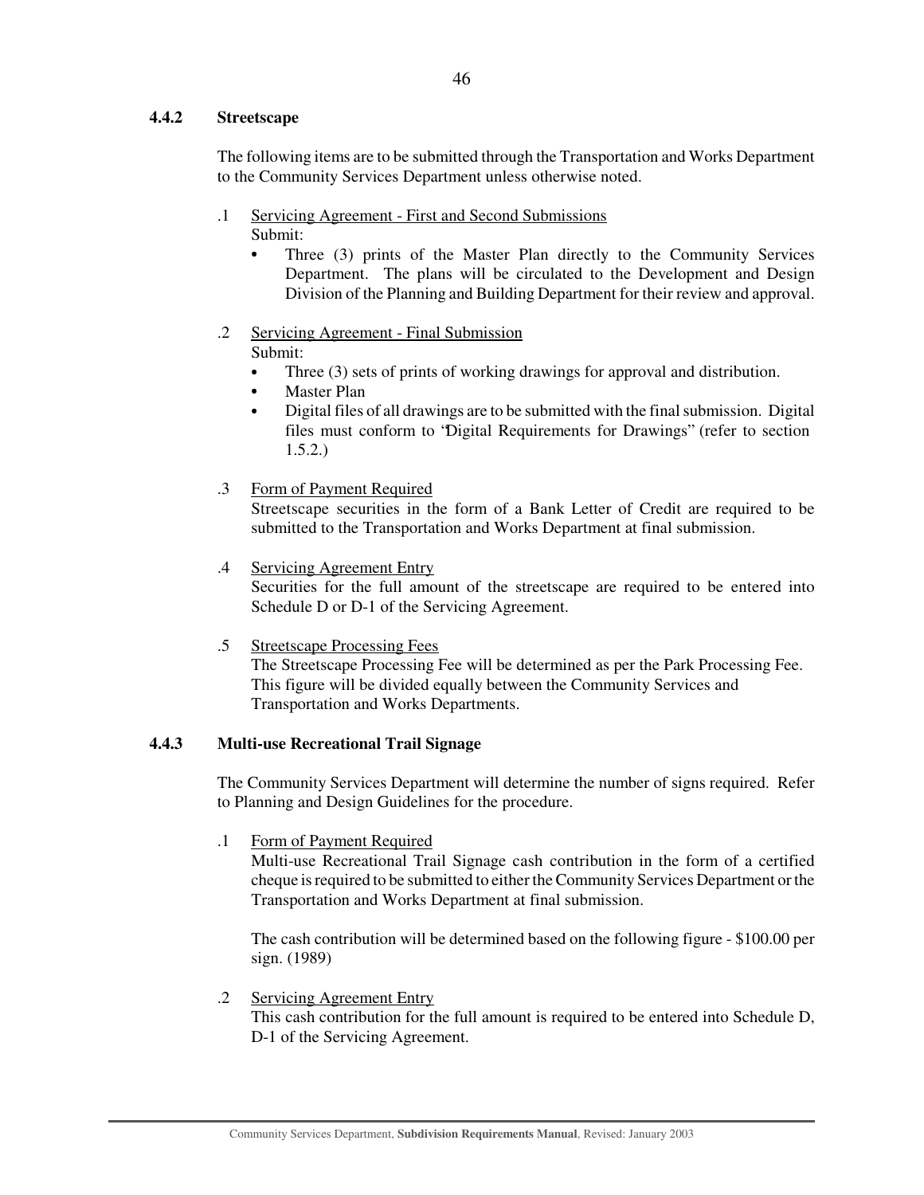### 4.4.2 Streetscape

The following items are to be submitted through the Transportation and Works Department to the Community Services Department unless otherwise noted.

.1 Servicing Agreement - First and Second Submissions
Submit:

- Three (3) prints of the Master Plan directly to the Community Services Department. The plans will be circulated to the Development and Design Division of the Planning and Building Department for their review and approval.

.2 Servicing Agreement - Final Submission
Submit:

- Three (3) sets of prints of working drawings for approval and distribution.
- Master Plan
- Digital files of all drawings are to be submitted with the final submission. Digital files must conform to "Digital Requirements for Drawings" (refer to section 1.5.2.)

.3 Form of Payment Required
Streetscape securities in the form of a Bank Letter of Credit are required to be submitted to the Transportation and Works Department at final submission.

.4 Servicing Agreement Entry
Securities for the full amount of the streetscape are required to be entered into Schedule D or D-1 of the Servicing Agreement.

.5 Streetscape Processing Fees
The Streetscape Processing Fee will be determined as per the Park Processing Fee. This figure will be divided equally between the Community Services and Transportation and Works Departments.

### 4.4.3 Multi-use Recreational Trail Signage

The Community Services Department will determine the number of signs required. Refer to Planning and Design Guidelines for the procedure.

.1 Form of Payment Required
Multi-use Recreational Trail Signage cash contribution in the form of a certified cheque is required to be submitted to either the Community Services Department or the Transportation and Works Department at final submission.

The cash contribution will be determined based on the following figure - $100.00 per sign. (1989)

.2 Servicing Agreement Entry
This cash contribution for the full amount is required to be entered into Schedule D, D-1 of the Servicing Agreement.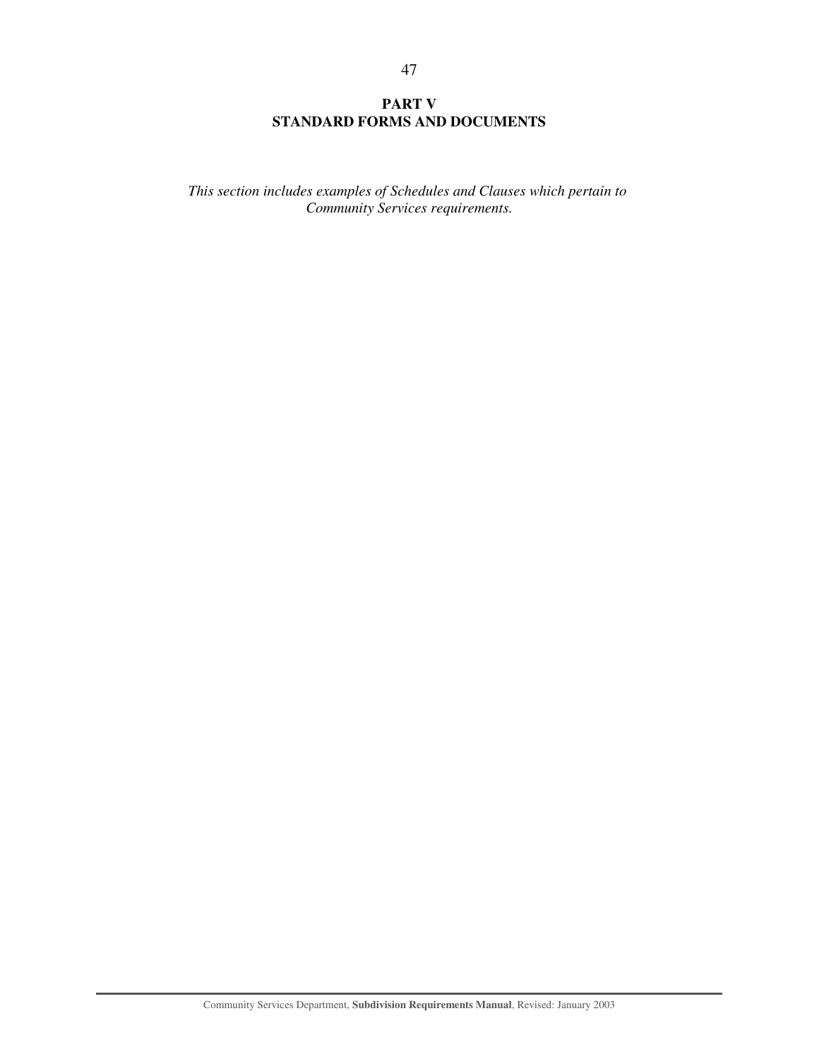# PART V
# STANDARD FORMS AND DOCUMENTS

*This section includes examples of Schedules and Clauses which pertain to Community Services requirements.*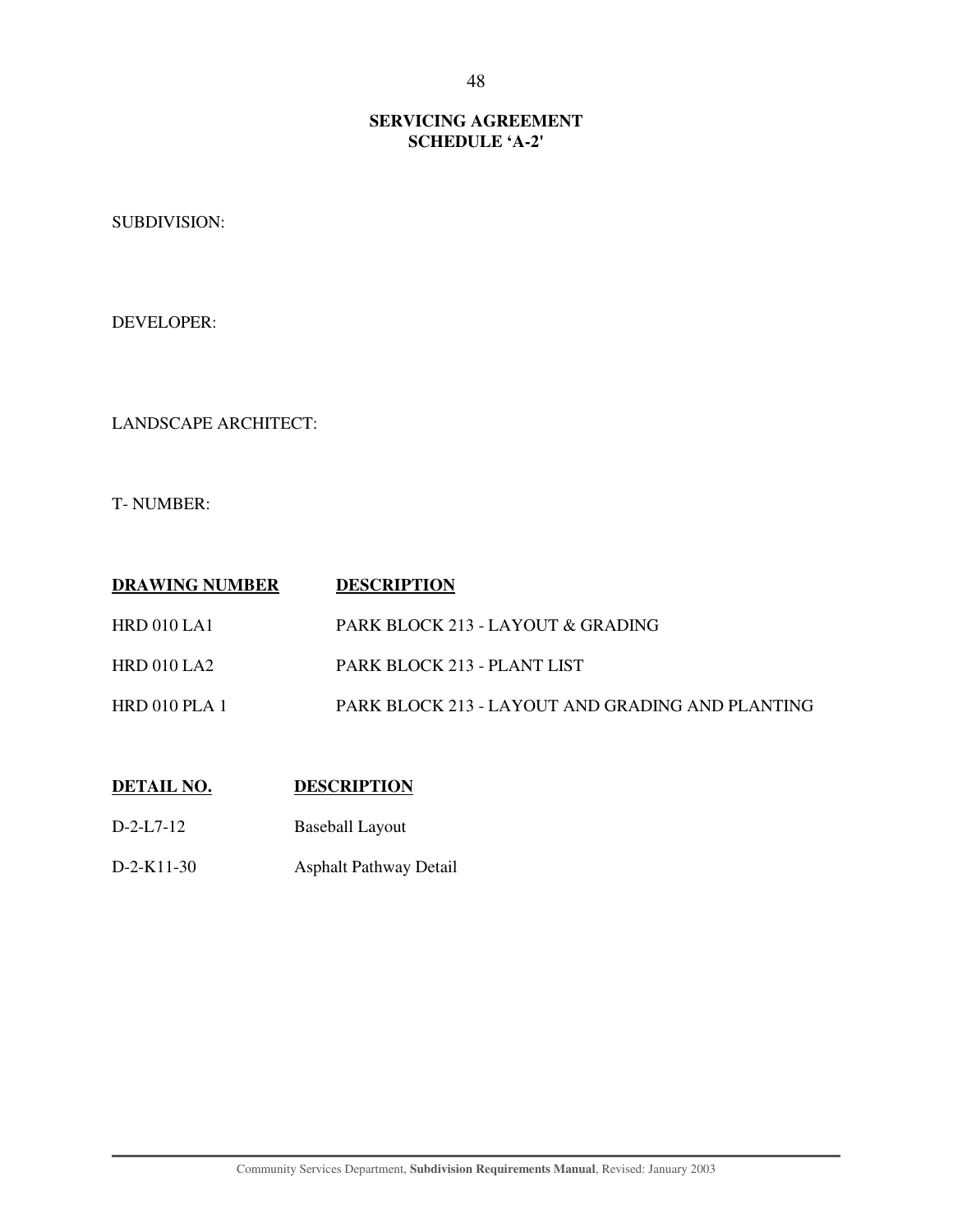# SERVICING AGREEMENT
## SCHEDULE 'A-2'

SUBDIVISION:

DEVELOPER:

LANDSCAPE ARCHITECT:

T- NUMBER:

| DRAWING NUMBER | DESCRIPTION |
|---|---|
| HRD 010 LA1 | PARK BLOCK 213 - LAYOUT & GRADING |
| HRD 010 LA2 | PARK BLOCK 213 - PLANT LIST |
| HRD 010 PLA 1 | PARK BLOCK 213 - LAYOUT AND GRADING AND PLANTING |

| DETAIL NO. | DESCRIPTION |
|---|---|
| D-2-L7-12 | Baseball Layout |
| D-2-K11-30 | Asphalt Pathway Detail |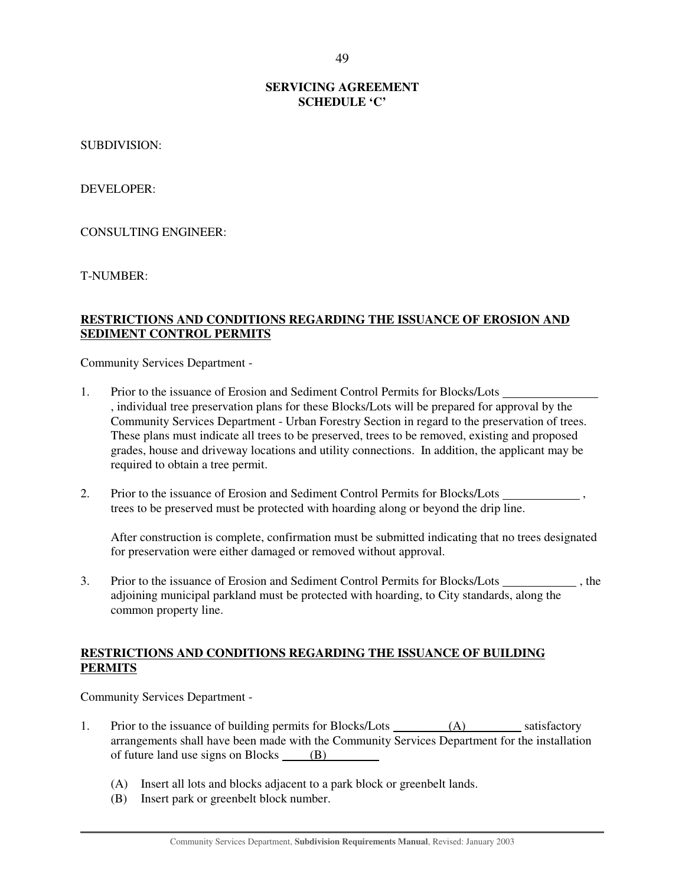## SERVICING AGREEMENT
## SCHEDULE 'C'

SUBDIVISION:

DEVELOPER:

CONSULTING ENGINEER:

T-NUMBER:

**RESTRICTIONS AND CONDITIONS REGARDING THE ISSUANCE OF EROSION AND SEDIMENT CONTROL PERMITS**

Community Services Department -

1. Prior to the issuance of Erosion and Sediment Control Permits for Blocks/Lots ________________, individual tree preservation plans for these Blocks/Lots will be prepared for approval by the Community Services Department - Urban Forestry Section in regard to the preservation of trees. These plans must indicate all trees to be preserved, trees to be removed, existing and proposed grades, house and driveway locations and utility connections. In addition, the applicant may be required to obtain a tree permit.

2. Prior to the issuance of Erosion and Sediment Control Permits for Blocks/Lots ____________, trees to be preserved must be protected with hoarding along or beyond the drip line.

   After construction is complete, confirmation must be submitted indicating that no trees designated for preservation were either damaged or removed without approval.

3. Prior to the issuance of Erosion and Sediment Control Permits for Blocks/Lots ____________, the adjoining municipal parkland must be protected with hoarding, to City standards, along the common property line.

**RESTRICTIONS AND CONDITIONS REGARDING THE ISSUANCE OF BUILDING PERMITS**

Community Services Department -

1. Prior to the issuance of building permits for Blocks/Lots ____(A)____ satisfactory arrangements shall have been made with the Community Services Department for the installation of future land use signs on Blocks ____(B)____

   (A) Insert all lots and blocks adjacent to a park block or greenbelt lands.
   (B) Insert park or greenbelt block number.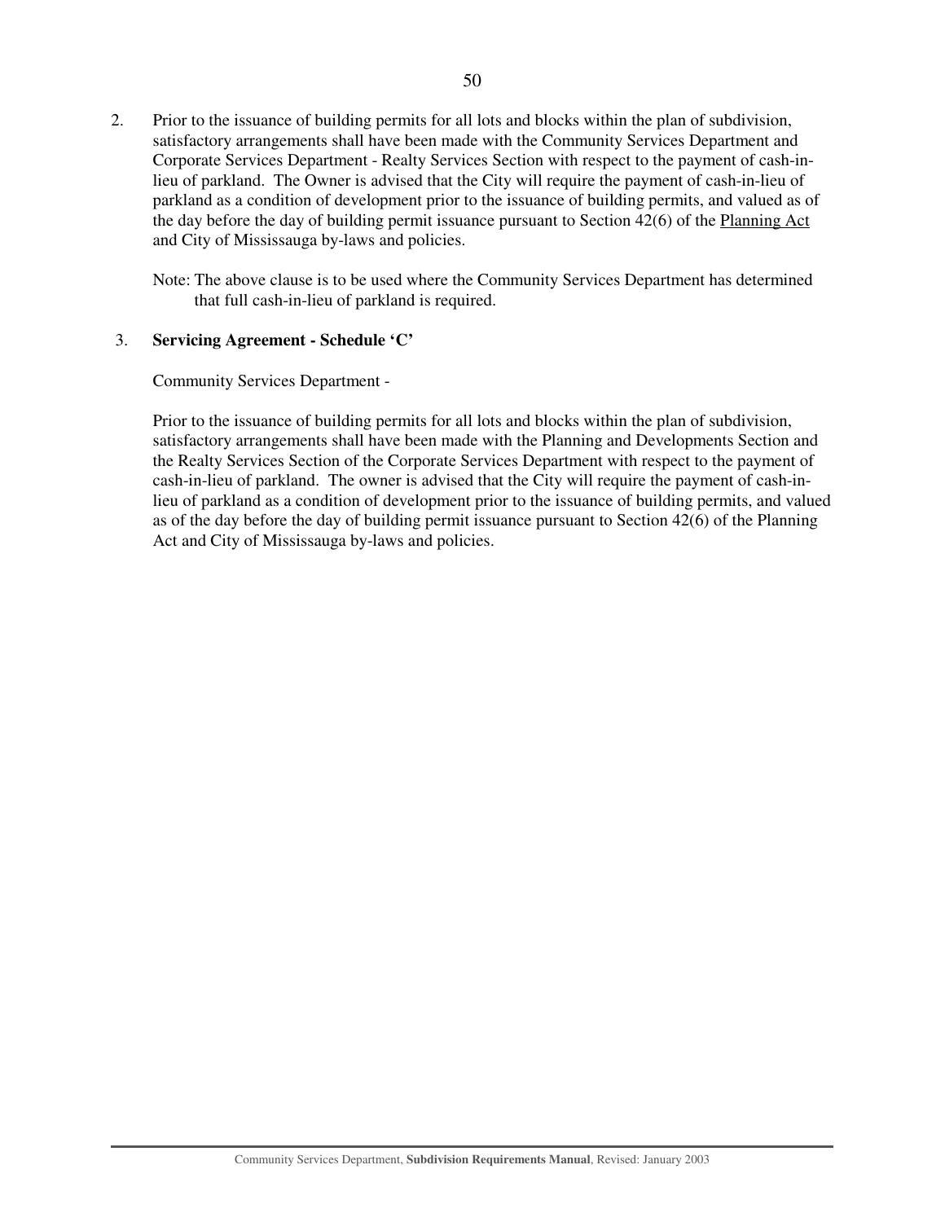2. Prior to the issuance of building permits for all lots and blocks within the plan of subdivision, satisfactory arrangements shall have been made with the Community Services Department and Corporate Services Department - Realty Services Section with respect to the payment of cash-in-lieu of parkland. The Owner is advised that the City will require the payment of cash-in-lieu of parkland as a condition of development prior to the issuance of building permits, and valued as of the day before the day of building permit issuance pursuant to Section 42(6) of the <u>Planning Act</u> and City of Mississauga by-laws and policies.

   Note: The above clause is to be used where the Community Services Department has determined that full cash-in-lieu of parkland is required.

3. **Servicing Agreement - Schedule 'C'**

   Community Services Department -

   Prior to the issuance of building permits for all lots and blocks within the plan of subdivision, satisfactory arrangements shall have been made with the Planning and Developments Section and the Realty Services Section of the Corporate Services Department with respect to the payment of cash-in-lieu of parkland. The owner is advised that the City will require the payment of cash-in-lieu of parkland as a condition of development prior to the issuance of building permits, and valued as of the day before the day of building permit issuance pursuant to Section 42(6) of the Planning Act and City of Mississauga by-laws and policies.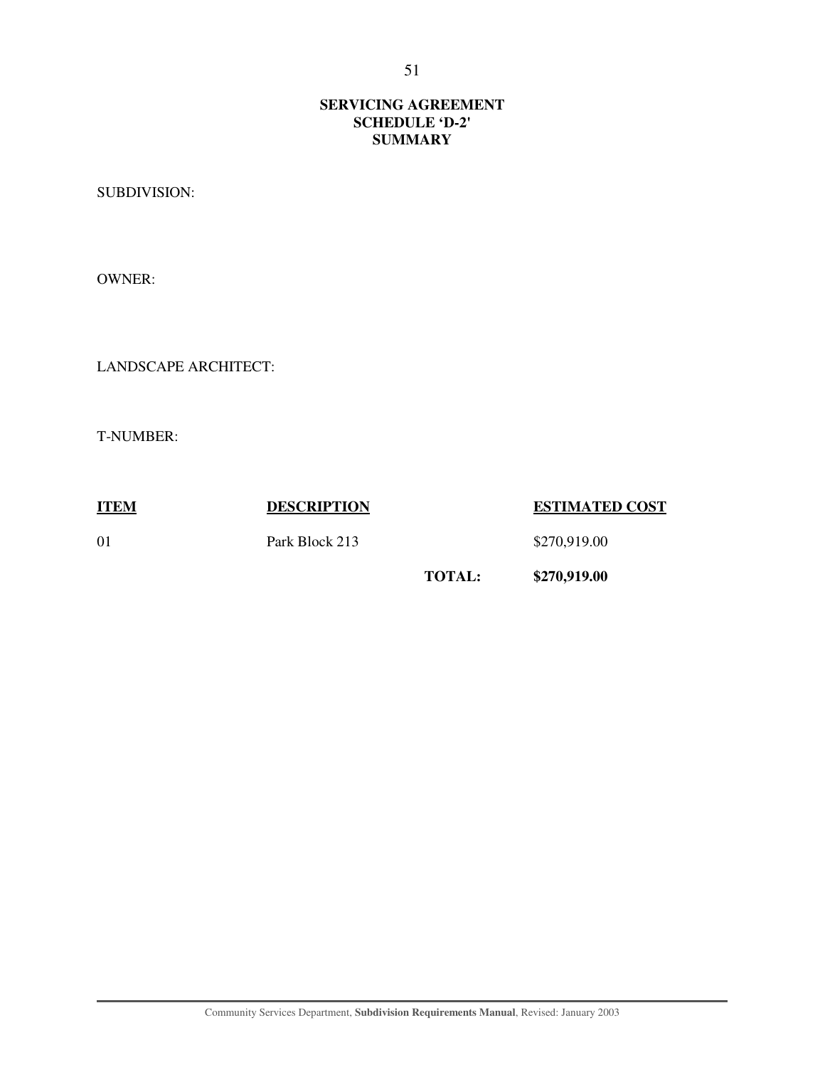**SERVICING AGREEMENT**
**SCHEDULE 'D-2'**
**SUMMARY**

SUBDIVISION:

OWNER:

LANDSCAPE ARCHITECT:

T-NUMBER:

| ITEM | DESCRIPTION | | ESTIMATED COST |
|---|---|---|---|
| 01 | Park Block 213 | | $270,919.00 |
| | | **TOTAL:** | **$270,919.00** |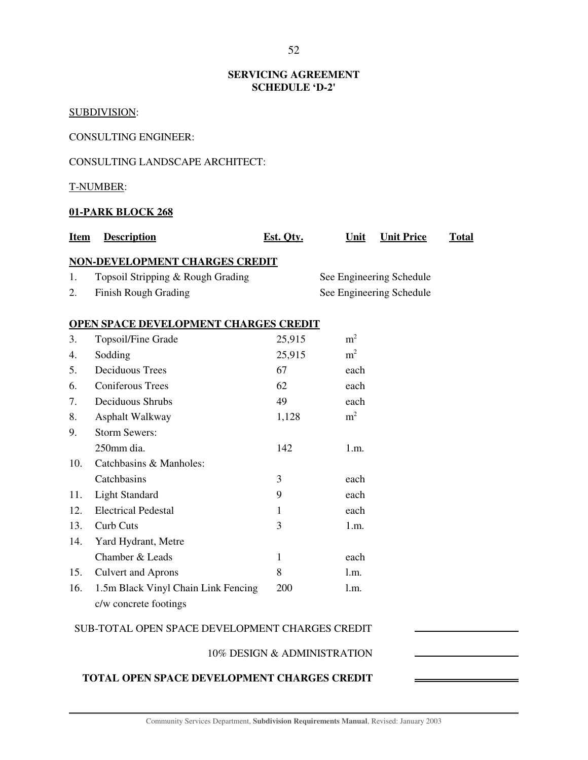## SERVICING AGREEMENT
## SCHEDULE 'D-2'

SUBDIVISION:

CONSULTING ENGINEER:

CONSULTING LANDSCAPE ARCHITECT:

T-NUMBER:

**01-PARK BLOCK 268**

| Item | Description | Est. Qty. | Unit | Unit Price | Total |
|---|---|---|---|---|---|
| | **NON-DEVELOPMENT CHARGES CREDIT** | | | | |
| 1. | Topsoil Stripping & Rough Grading | | See Engineering Schedule | | |
| 2. | Finish Rough Grading | | See Engineering Schedule | | |
| | **OPEN SPACE DEVELOPMENT CHARGES CREDIT** | | | | |
| 3. | Topsoil/Fine Grade | 25,915 | $m^2$ | | |
| 4. | Sodding | 25,915 | $m^2$ | | |
| 5. | Deciduous Trees | 67 | each | | |
| 6. | Coniferous Trees | 62 | each | | |
| 7. | Deciduous Shrubs | 49 | each | | |
| 8. | Asphalt Walkway | 1,128 | $m^2$ | | |
| 9. | Storm Sewers: | | | | |
| | 250mm dia. | 142 | 1.m. | | |
| 10. | Catchbasins & Manholes: | | | | |
| | Catchbasins | 3 | each | | |
| 11. | Light Standard | 9 | each | | |
| 12. | Electrical Pedestal | 1 | each | | |
| 13. | Curb Cuts | 3 | 1.m. | | |
| 14. | Yard Hydrant, Metre Chamber & Leads | 1 | each | | |
| 15. | Culvert and Aprons | 8 | l.m. | | |
| 16. | 1.5m Black Vinyl Chain Link Fencing c/w concrete footings | 200 | l.m. | | |

SUB-TOTAL OPEN SPACE DEVELOPMENT CHARGES CREDIT \_\_\_\_\_\_\_\_\_\_\_\_\_\_\_\_

10% DESIGN & ADMINISTRATION \_\_\_\_\_\_\_\_\_\_\_\_\_\_\_\_

**TOTAL OPEN SPACE DEVELOPMENT CHARGES CREDIT** \_\_\_\_\_\_\_\_\_\_\_\_\_\_\_\_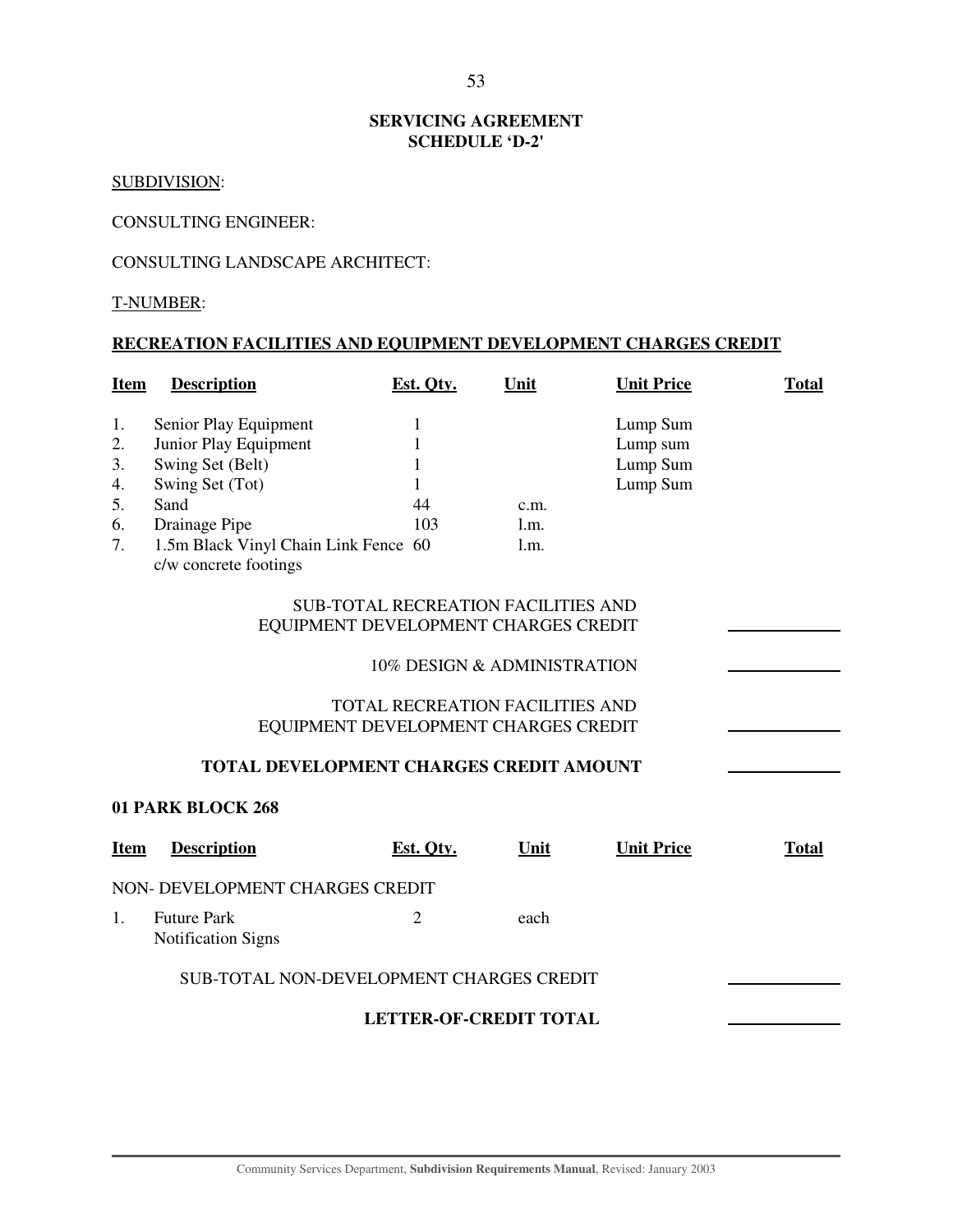## SERVICING AGREEMENT
## SCHEDULE 'D-2'

SUBDIVISION:

CONSULTING ENGINEER:

CONSULTING LANDSCAPE ARCHITECT:

T-NUMBER:

**RECREATION FACILITIES AND EQUIPMENT DEVELOPMENT CHARGES CREDIT**

| Item | Description | Est. Qty. | Unit | Unit Price | Total |
|---|---|---|---|---|---|
| 1. | Senior Play Equipment | 1 | | Lump Sum | |
| 2. | Junior Play Equipment | 1 | | Lump sum | |
| 3. | Swing Set (Belt) | 1 | | Lump Sum | |
| 4. | Swing Set (Tot) | 1 | | Lump Sum | |
| 5. | Sand | 44 | c.m. | | |
| 6. | Drainage Pipe | 103 | l.m. | | |
| 7. | 1.5m Black Vinyl Chain Link Fence c/w concrete footings | 60 | l.m. | | |

SUB-TOTAL RECREATION FACILITIES AND EQUIPMENT DEVELOPMENT CHARGES CREDIT \_\_\_\_\_\_\_\_\_\_

10% DESIGN & ADMINISTRATION \_\_\_\_\_\_\_\_\_\_

TOTAL RECREATION FACILITIES AND EQUIPMENT DEVELOPMENT CHARGES CREDIT \_\_\_\_\_\_\_\_\_\_

**TOTAL DEVELOPMENT CHARGES CREDIT AMOUNT** \_\_\_\_\_\_\_\_\_\_

**01 PARK BLOCK 268**

| Item | Description | Est. Qty. | Unit | Unit Price | Total |
|---|---|---|---|---|---|
| | NON- DEVELOPMENT CHARGES CREDIT | | | | |
| 1. | Future Park Notification Signs | 2 | each | | |

SUB-TOTAL NON-DEVELOPMENT CHARGES CREDIT \_\_\_\_\_\_\_\_\_\_

**LETTER-OF-CREDIT TOTAL** \_\_\_\_\_\_\_\_\_\_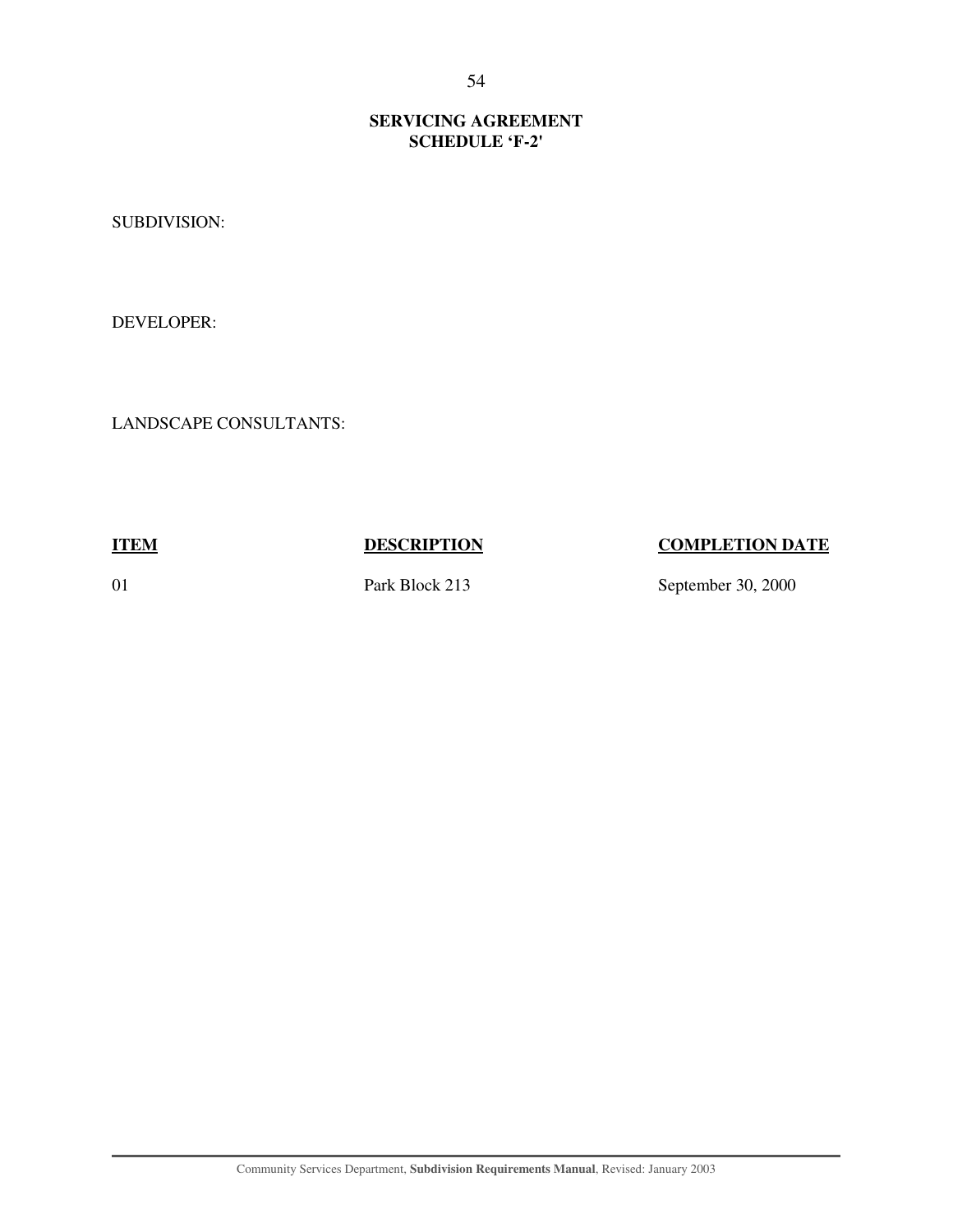**SERVICING AGREEMENT**
**SCHEDULE 'F-2'**

SUBDIVISION:

DEVELOPER:

LANDSCAPE CONSULTANTS:

| ITEM | DESCRIPTION | COMPLETION DATE |
|---|---|---|
| 01 | Park Block 213 | September 30, 2000 |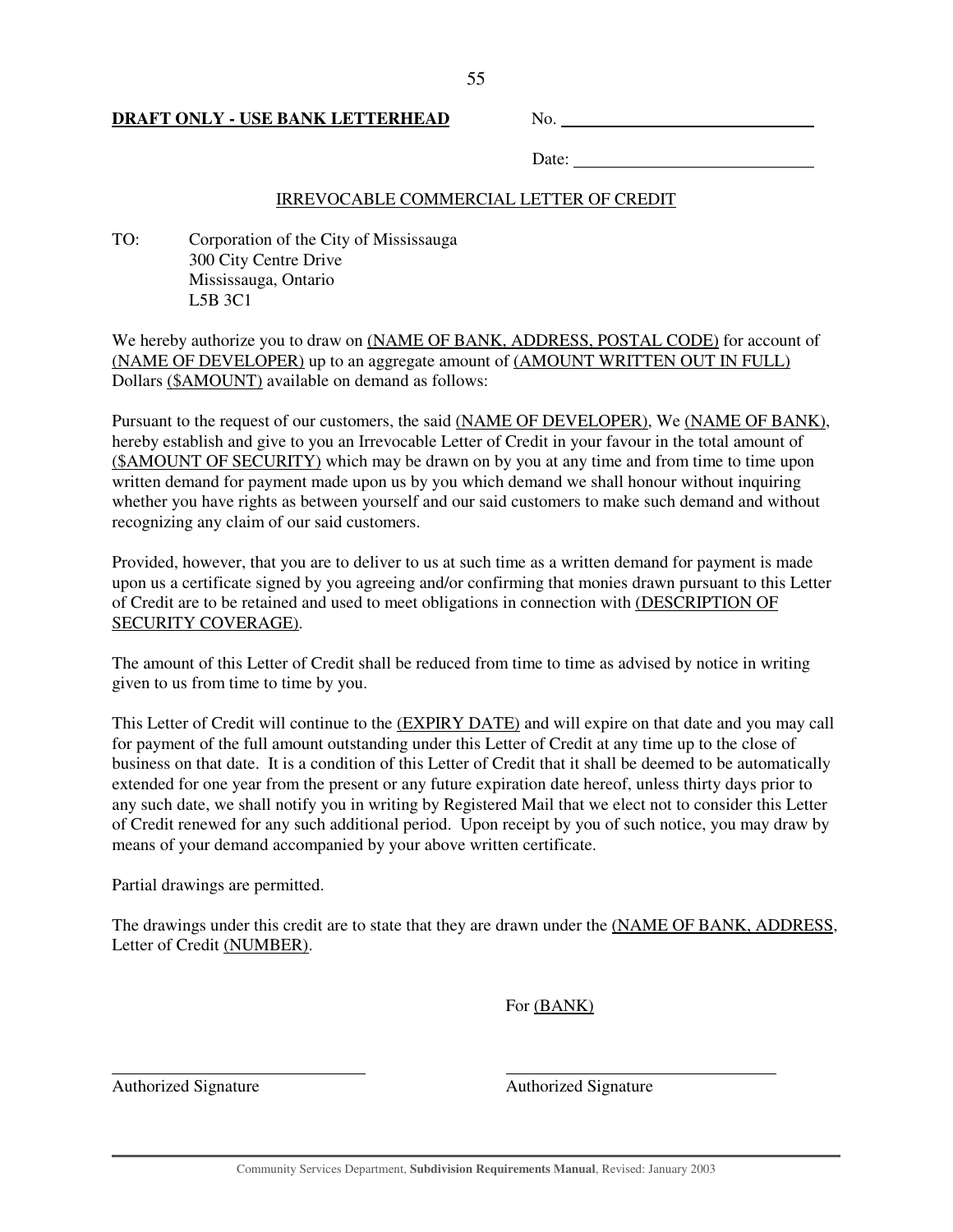**DRAFT ONLY - USE BANK LETTERHEAD**

No. ______________________________

Date: ____________________________

IRREVOCABLE COMMERCIAL LETTER OF CREDIT

TO: Corporation of the City of Mississauga
300 City Centre Drive
Mississauga, Ontario
L5B 3C1

We hereby authorize you to draw on (NAME OF BANK, ADDRESS, POSTAL CODE) for account of (NAME OF DEVELOPER) up to an aggregate amount of (AMOUNT WRITTEN OUT IN FULL) Dollars ($AMOUNT) available on demand as follows:

Pursuant to the request of our customers, the said (NAME OF DEVELOPER), We (NAME OF BANK), hereby establish and give to you an Irrevocable Letter of Credit in your favour in the total amount of ($AMOUNT OF SECURITY) which may be drawn on by you at any time and from time to time upon written demand for payment made upon us by you which demand we shall honour without inquiring whether you have rights as between yourself and our said customers to make such demand and without recognizing any claim of our said customers.

Provided, however, that you are to deliver to us at such time as a written demand for payment is made upon us a certificate signed by you agreeing and/or confirming that monies drawn pursuant to this Letter of Credit are to be retained and used to meet obligations in connection with (DESCRIPTION OF SECURITY COVERAGE).

The amount of this Letter of Credit shall be reduced from time to time as advised by notice in writing given to us from time to time by you.

This Letter of Credit will continue to the (EXPIRY DATE) and will expire on that date and you may call for payment of the full amount outstanding under this Letter of Credit at any time up to the close of business on that date. It is a condition of this Letter of Credit that it shall be deemed to be automatically extended for one year from the present or any future expiration date hereof, unless thirty days prior to any such date, we shall notify you in writing by Registered Mail that we elect not to consider this Letter of Credit renewed for any such additional period. Upon receipt by you of such notice, you may draw by means of your demand accompanied by your above written certificate.

Partial drawings are permitted.

The drawings under this credit are to state that they are drawn under the (NAME OF BANK, ADDRESS, Letter of Credit (NUMBER).

For (BANK)

______________________________
Authorized Signature

______________________________
Authorized Signature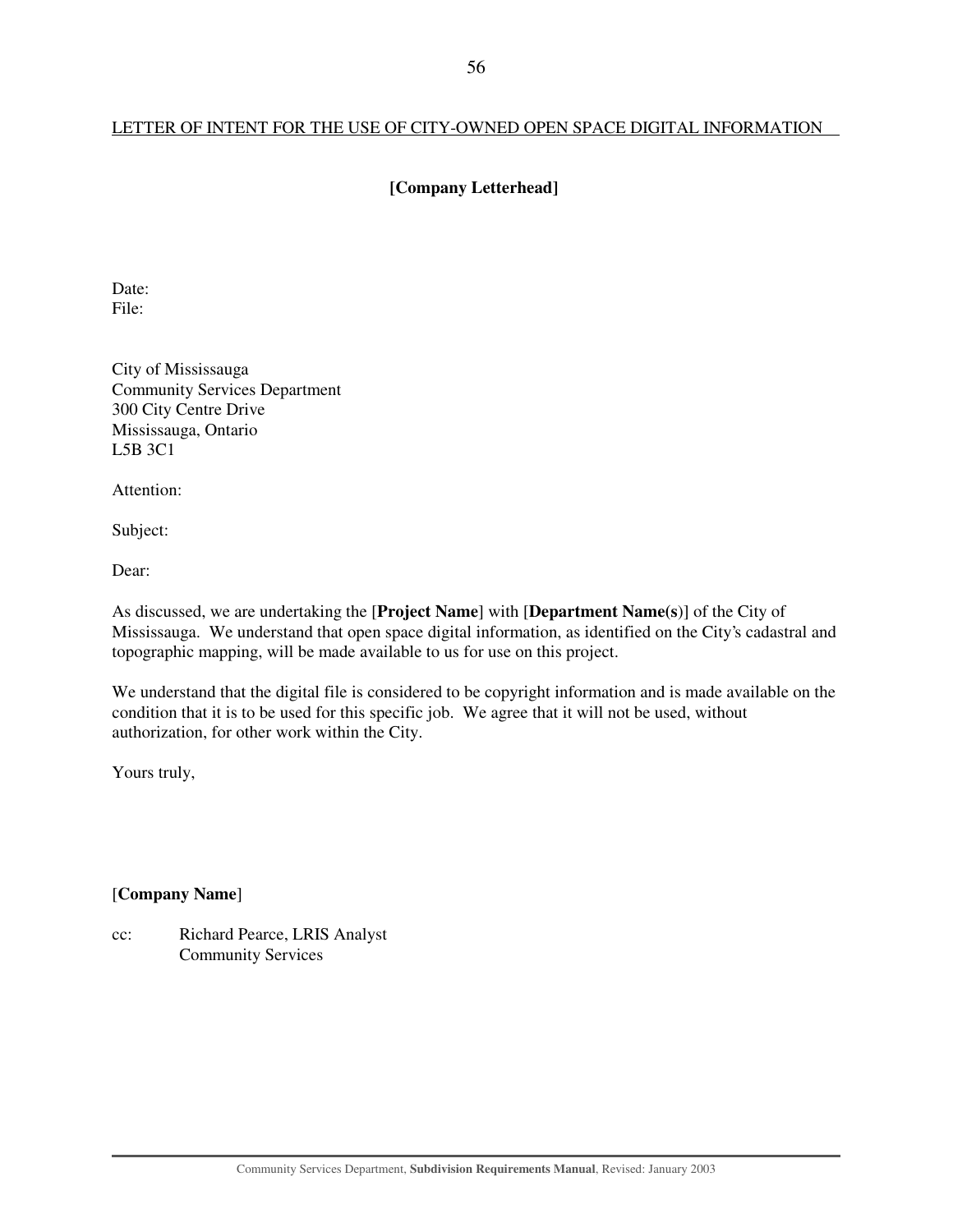LETTER OF INTENT FOR THE USE OF CITY-OWNED OPEN SPACE DIGITAL INFORMATION

**[Company Letterhead]**

Date:
File:

City of Mississauga
Community Services Department
300 City Centre Drive
Mississauga, Ontario
L5B 3C1

Attention:

Subject:

Dear:

As discussed, we are undertaking the [**Project Name**] with [**Department Name(s**)] of the City of Mississauga. We understand that open space digital information, as identified on the City's cadastral and topographic mapping, will be made available to us for use on this project.

We understand that the digital file is considered to be copyright information and is made available on the condition that it is to be used for this specific job. We agree that it will not be used, without authorization, for other work within the City.

Yours truly,

[**Company Name**]

cc: Richard Pearce, LRIS Analyst
Community Services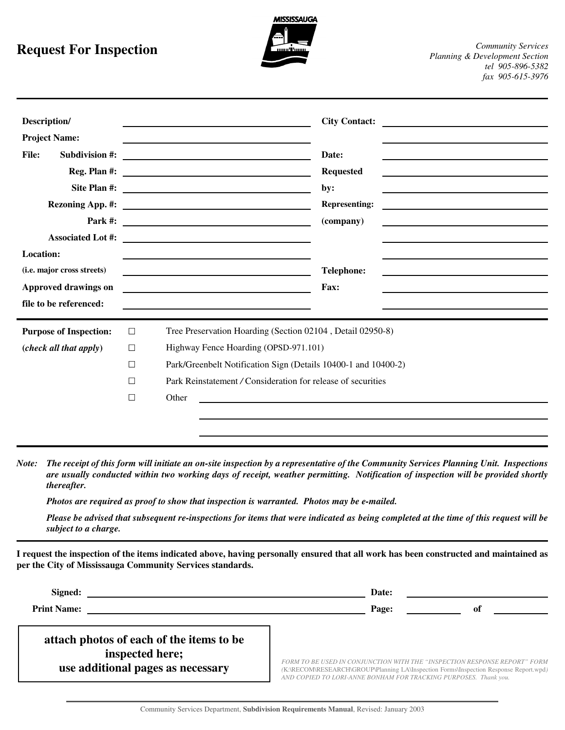# Request For Inspection

MISSISSAUGA

*Community Services*
*Planning & Development Section*
*tel 905-896-5382*
*fax 905-615-3976*

---

| | | | |
|---|---|---|---|
| **Description/** | | **City Contact:** | |
| **Project Name:** | | | |
| **File:** **Subdivision #:** | | **Date:** | |
| **Reg. Plan #:** | | **Requested** | |
| **Site Plan #:** | | **by:** | |
| **Rezoning App. #:** | | **Representing:** | |
| **Park #:** | | **(company)** | |
| **Associated Lot #:** | | | |
| **Location:** | | | |
| **(i.e. major cross streets)** | | **Telephone:** | |
| **Approved drawings on** | | **Fax:** | |
| **file to be referenced:** | | | |

---

**Purpose of Inspection:**
(***check all that apply***)

- ☐ Tree Preservation Hoarding (Section 02104 , Detail 02950-8)
- ☐ Highway Fence Hoarding (OPSD-971.101)
- ☐ Park/Greenbelt Notification Sign (Details 10400-1 and 10400-2)
- ☐ Park Reinstatement / Consideration for release of securities
- ☐ Other ______________________________

---

*Note:* ***The receipt of this form will initiate an on-site inspection by a representative of the Community Services Planning Unit. Inspections are usually conducted within two working days of receipt, weather permitting. Notification of inspection will be provided shortly thereafter.***

***Photos are required as proof to show that inspection is warranted. Photos may be e-mailed.***

***Please be advised that subsequent re-inspections for items that were indicated as being completed at the time of this request will be subject to a charge.***

---

**I request the inspection of the items indicated above, having personally ensured that all work has been constructed and maintained as per the City of Mississauga Community Services standards.**

**Signed:** ______________________________ **Date:** ______________

**Print Name:** ______________________________ **Page:** ________ **of** ________

**attach photos of each of the items to be inspected here; use additional pages as necessary**

*FORM TO BE USED IN CONJUNCTION WITH THE "INSPECTION RESPONSE REPORT" FORM (K:\RECOM\RESEARCH\GROUP\Planning LA\Inspection Forms\Inspection Response Report.wpd) AND COPIED TO LORI-ANNE BONHAM FOR TRACKING PURPOSES. Thank you.*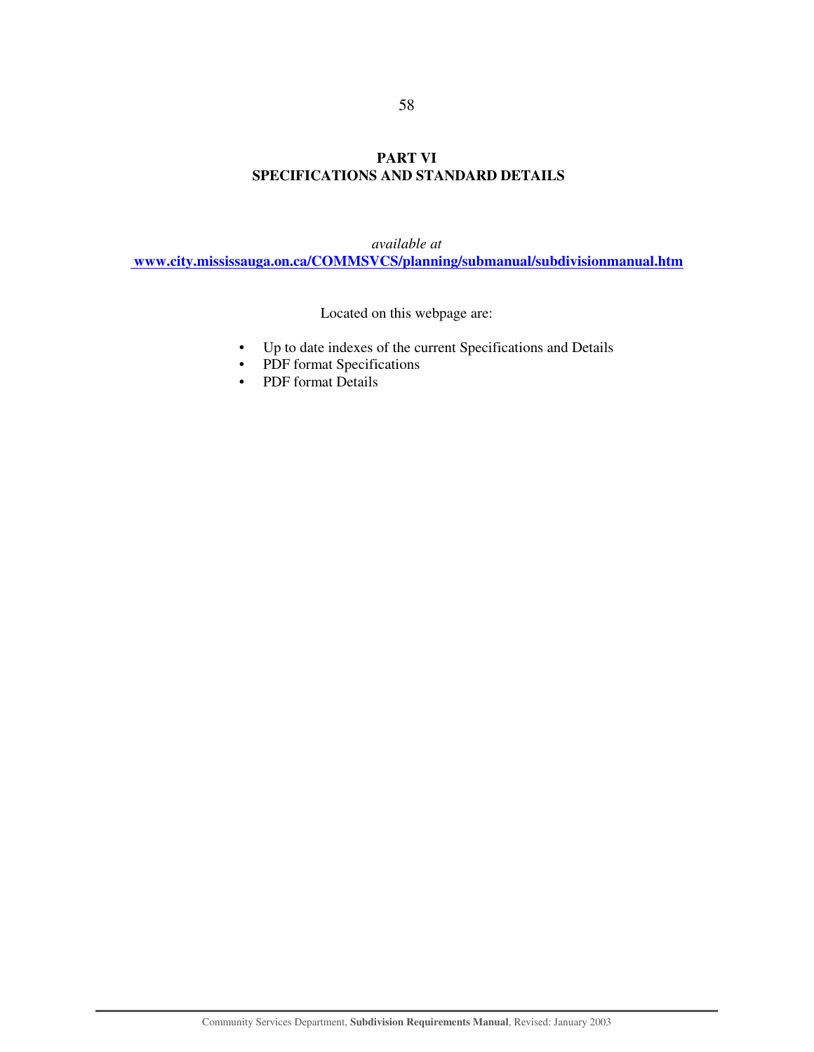# PART VI
# SPECIFICATIONS AND STANDARD DETAILS

*available at*
**www.city.mississauga.on.ca/COMMSVCS/planning/submanual/subdivisionmanual.htm**

Located on this webpage are:

- Up to date indexes of the current Specifications and Details
- PDF format Specifications
- PDF format Details